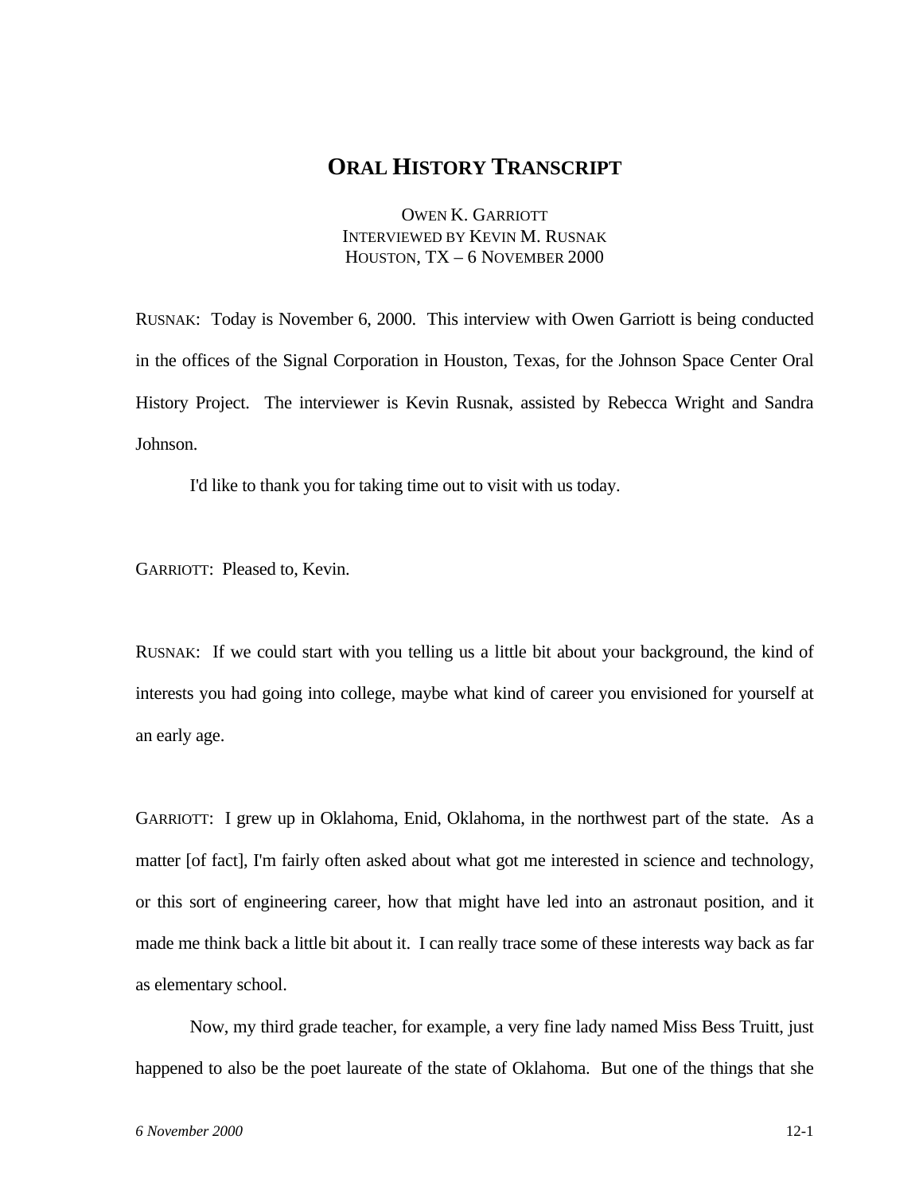# ORAL HISTORY TRANSCRIPT

OWEN K. GARRIOTT
INTERVIEWED BY KEVIN M. RUSNAK
HOUSTON, TX – 6 NOVEMBER 2000

RUSNAK: Today is November 6, 2000. This interview with Owen Garriott is being conducted in the offices of the Signal Corporation in Houston, Texas, for the Johnson Space Center Oral History Project. The interviewer is Kevin Rusnak, assisted by Rebecca Wright and Sandra Johnson.

I'd like to thank you for taking time out to visit with us today.

GARRIOTT: Pleased to, Kevin.

RUSNAK: If we could start with you telling us a little bit about your background, the kind of interests you had going into college, maybe what kind of career you envisioned for yourself at an early age.

GARRIOTT: I grew up in Oklahoma, Enid, Oklahoma, in the northwest part of the state. As a matter [of fact], I'm fairly often asked about what got me interested in science and technology, or this sort of engineering career, how that might have led into an astronaut position, and it made me think back a little bit about it. I can really trace some of these interests way back as far as elementary school.

Now, my third grade teacher, for example, a very fine lady named Miss Bess Truitt, just happened to also be the poet laureate of the state of Oklahoma. But one of the things that she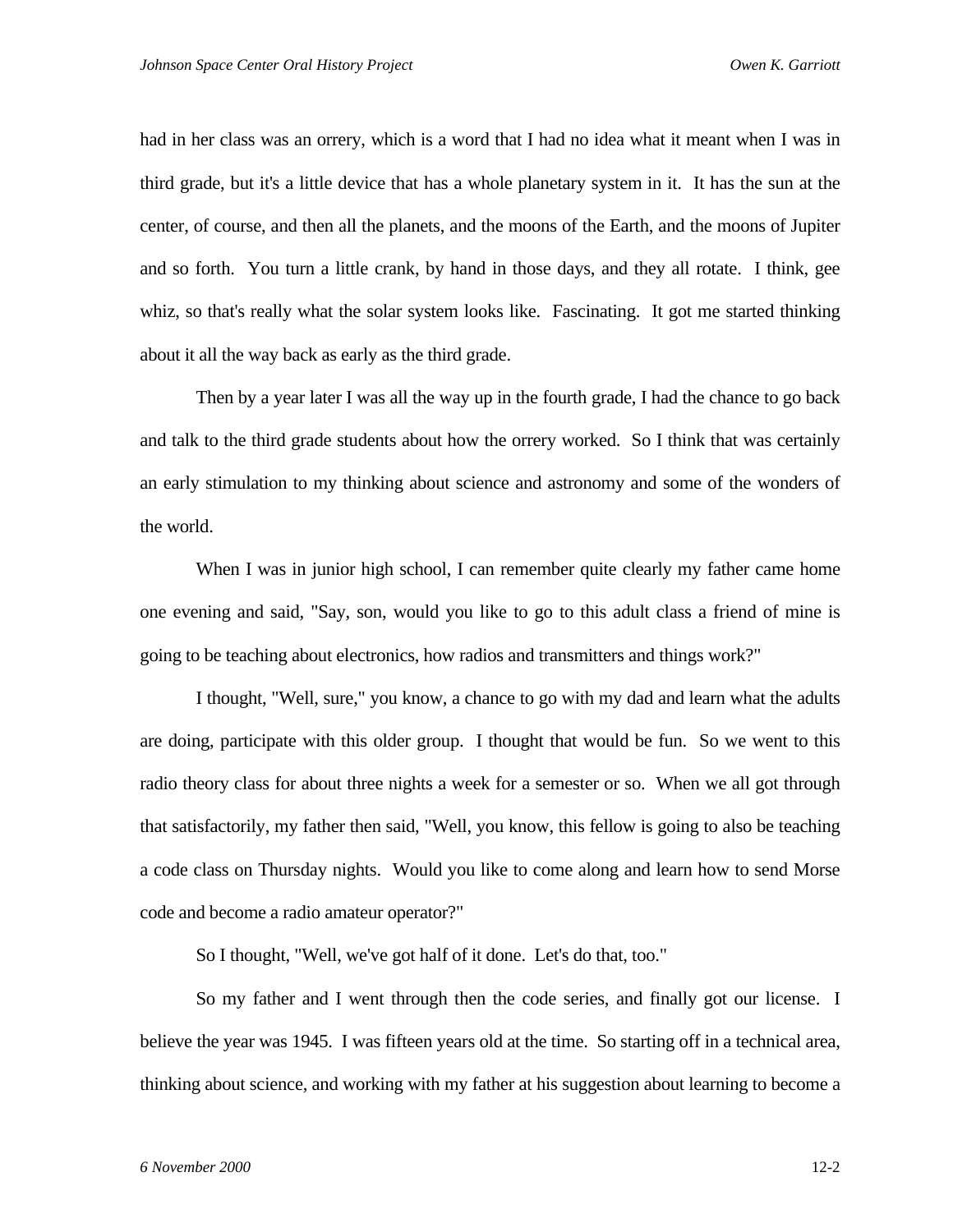had in her class was an orrery, which is a word that I had no idea what it meant when I was in third grade, but it's a little device that has a whole planetary system in it. It has the sun at the center, of course, and then all the planets, and the moons of the Earth, and the moons of Jupiter and so forth. You turn a little crank, by hand in those days, and they all rotate. I think, gee whiz, so that's really what the solar system looks like. Fascinating. It got me started thinking about it all the way back as early as the third grade.

Then by a year later I was all the way up in the fourth grade, I had the chance to go back and talk to the third grade students about how the orrery worked. So I think that was certainly an early stimulation to my thinking about science and astronomy and some of the wonders of the world.

When I was in junior high school, I can remember quite clearly my father came home one evening and said, "Say, son, would you like to go to this adult class a friend of mine is going to be teaching about electronics, how radios and transmitters and things work?"

I thought, "Well, sure," you know, a chance to go with my dad and learn what the adults are doing, participate with this older group. I thought that would be fun. So we went to this radio theory class for about three nights a week for a semester or so. When we all got through that satisfactorily, my father then said, "Well, you know, this fellow is going to also be teaching a code class on Thursday nights. Would you like to come along and learn how to send Morse code and become a radio amateur operator?"

So I thought, "Well, we've got half of it done. Let's do that, too."

So my father and I went through then the code series, and finally got our license. I believe the year was 1945. I was fifteen years old at the time. So starting off in a technical area, thinking about science, and working with my father at his suggestion about learning to become a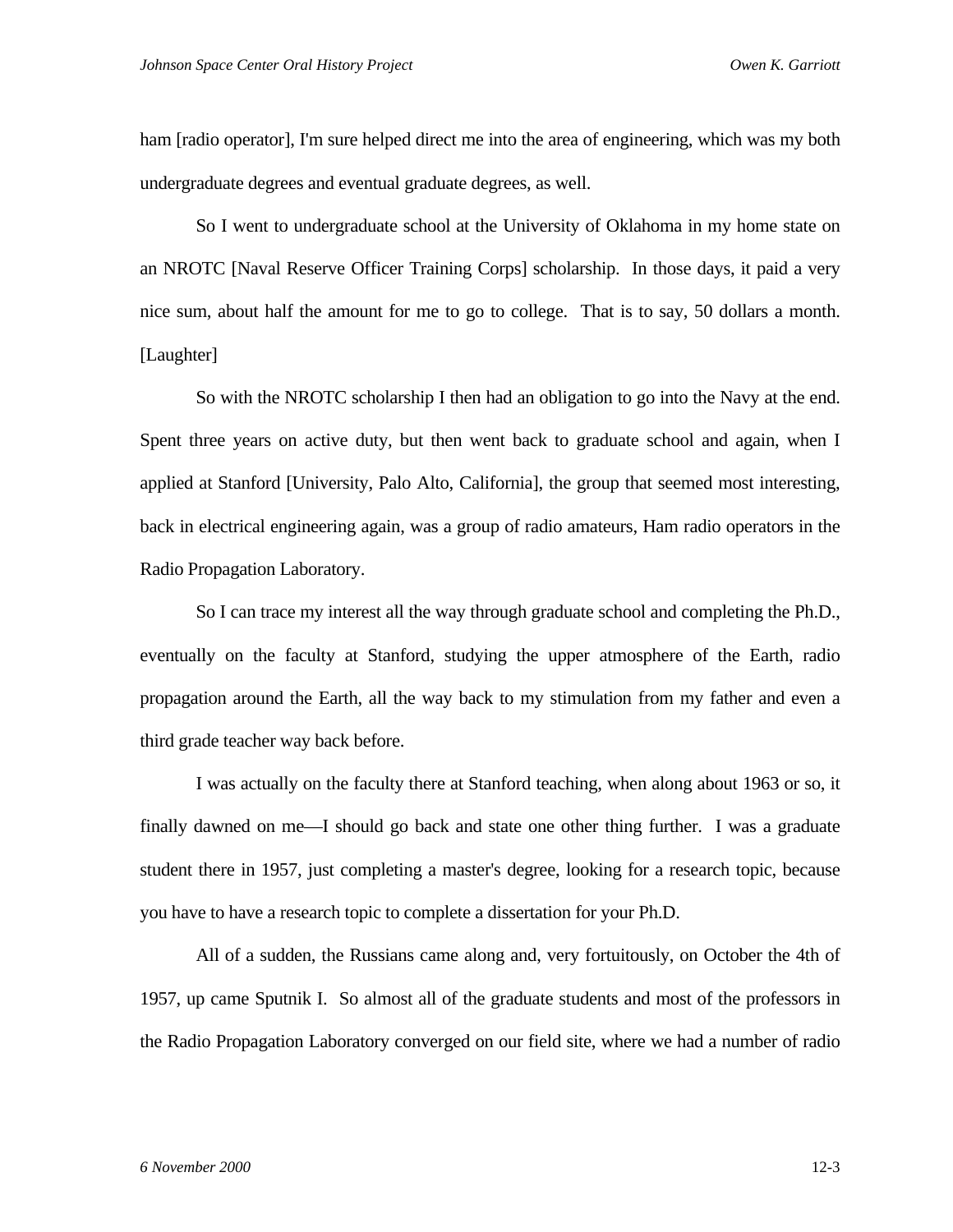ham [radio operator], I'm sure helped direct me into the area of engineering, which was my both undergraduate degrees and eventual graduate degrees, as well.

So I went to undergraduate school at the University of Oklahoma in my home state on an NROTC [Naval Reserve Officer Training Corps] scholarship. In those days, it paid a very nice sum, about half the amount for me to go to college. That is to say, 50 dollars a month. [Laughter]

So with the NROTC scholarship I then had an obligation to go into the Navy at the end. Spent three years on active duty, but then went back to graduate school and again, when I applied at Stanford [University, Palo Alto, California], the group that seemed most interesting, back in electrical engineering again, was a group of radio amateurs, Ham radio operators in the Radio Propagation Laboratory.

So I can trace my interest all the way through graduate school and completing the Ph.D., eventually on the faculty at Stanford, studying the upper atmosphere of the Earth, radio propagation around the Earth, all the way back to my stimulation from my father and even a third grade teacher way back before.

I was actually on the faculty there at Stanford teaching, when along about 1963 or so, it finally dawned on me—I should go back and state one other thing further. I was a graduate student there in 1957, just completing a master's degree, looking for a research topic, because you have to have a research topic to complete a dissertation for your Ph.D.

All of a sudden, the Russians came along and, very fortuitously, on October the 4th of 1957, up came Sputnik I. So almost all of the graduate students and most of the professors in the Radio Propagation Laboratory converged on our field site, where we had a number of radio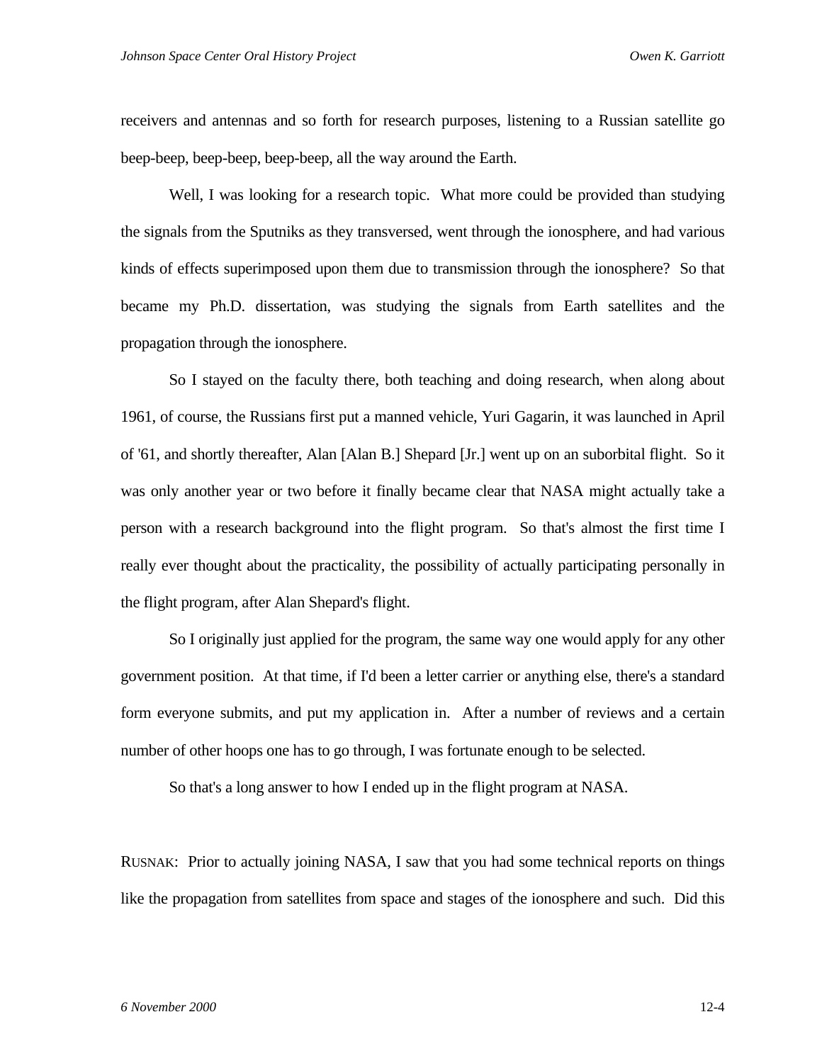receivers and antennas and so forth for research purposes, listening to a Russian satellite go beep-beep, beep-beep, beep-beep, all the way around the Earth.

Well, I was looking for a research topic. What more could be provided than studying the signals from the Sputniks as they transversed, went through the ionosphere, and had various kinds of effects superimposed upon them due to transmission through the ionosphere? So that became my Ph.D. dissertation, was studying the signals from Earth satellites and the propagation through the ionosphere.

So I stayed on the faculty there, both teaching and doing research, when along about 1961, of course, the Russians first put a manned vehicle, Yuri Gagarin, it was launched in April of '61, and shortly thereafter, Alan [Alan B.] Shepard [Jr.] went up on an suborbital flight. So it was only another year or two before it finally became clear that NASA might actually take a person with a research background into the flight program. So that's almost the first time I really ever thought about the practicality, the possibility of actually participating personally in the flight program, after Alan Shepard's flight.

So I originally just applied for the program, the same way one would apply for any other government position. At that time, if I'd been a letter carrier or anything else, there's a standard form everyone submits, and put my application in. After a number of reviews and a certain number of other hoops one has to go through, I was fortunate enough to be selected.

So that's a long answer to how I ended up in the flight program at NASA.

RUSNAK: Prior to actually joining NASA, I saw that you had some technical reports on things like the propagation from satellites from space and stages of the ionosphere and such. Did this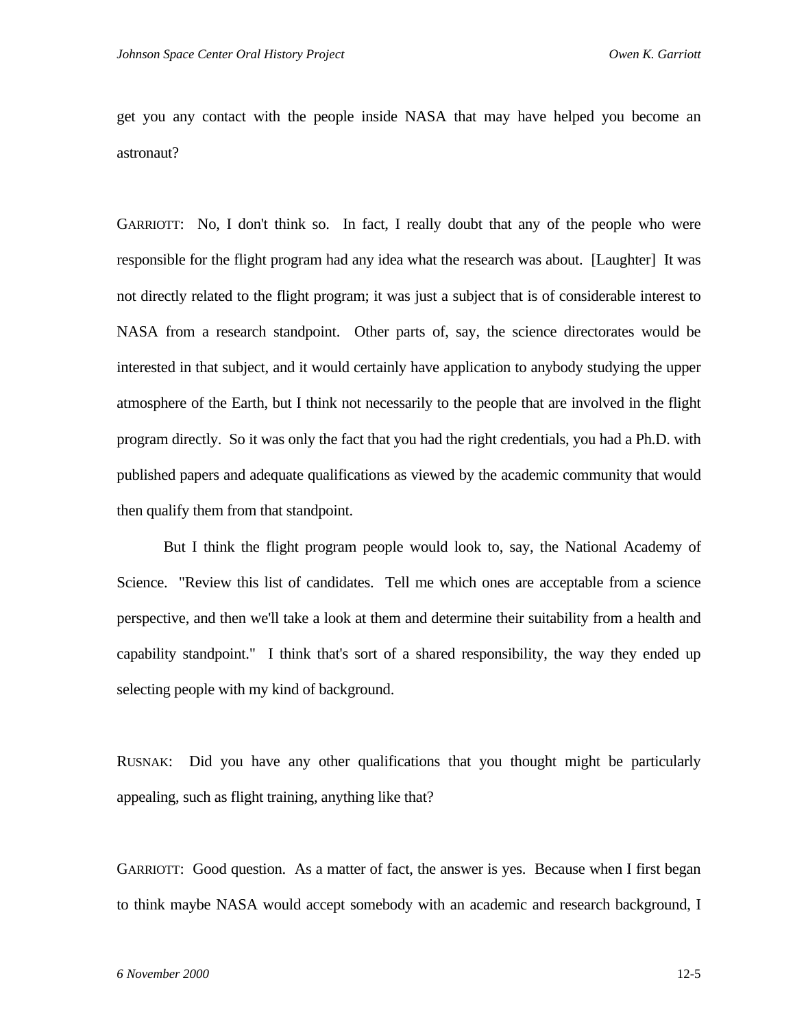get you any contact with the people inside NASA that may have helped you become an astronaut?

GARRIOTT: No, I don't think so. In fact, I really doubt that any of the people who were responsible for the flight program had any idea what the research was about. [Laughter] It was not directly related to the flight program; it was just a subject that is of considerable interest to NASA from a research standpoint. Other parts of, say, the science directorates would be interested in that subject, and it would certainly have application to anybody studying the upper atmosphere of the Earth, but I think not necessarily to the people that are involved in the flight program directly. So it was only the fact that you had the right credentials, you had a Ph.D. with published papers and adequate qualifications as viewed by the academic community that would then qualify them from that standpoint.

But I think the flight program people would look to, say, the National Academy of Science. "Review this list of candidates. Tell me which ones are acceptable from a science perspective, and then we'll take a look at them and determine their suitability from a health and capability standpoint." I think that's sort of a shared responsibility, the way they ended up selecting people with my kind of background.

RUSNAK: Did you have any other qualifications that you thought might be particularly appealing, such as flight training, anything like that?

GARRIOTT: Good question. As a matter of fact, the answer is yes. Because when I first began to think maybe NASA would accept somebody with an academic and research background, I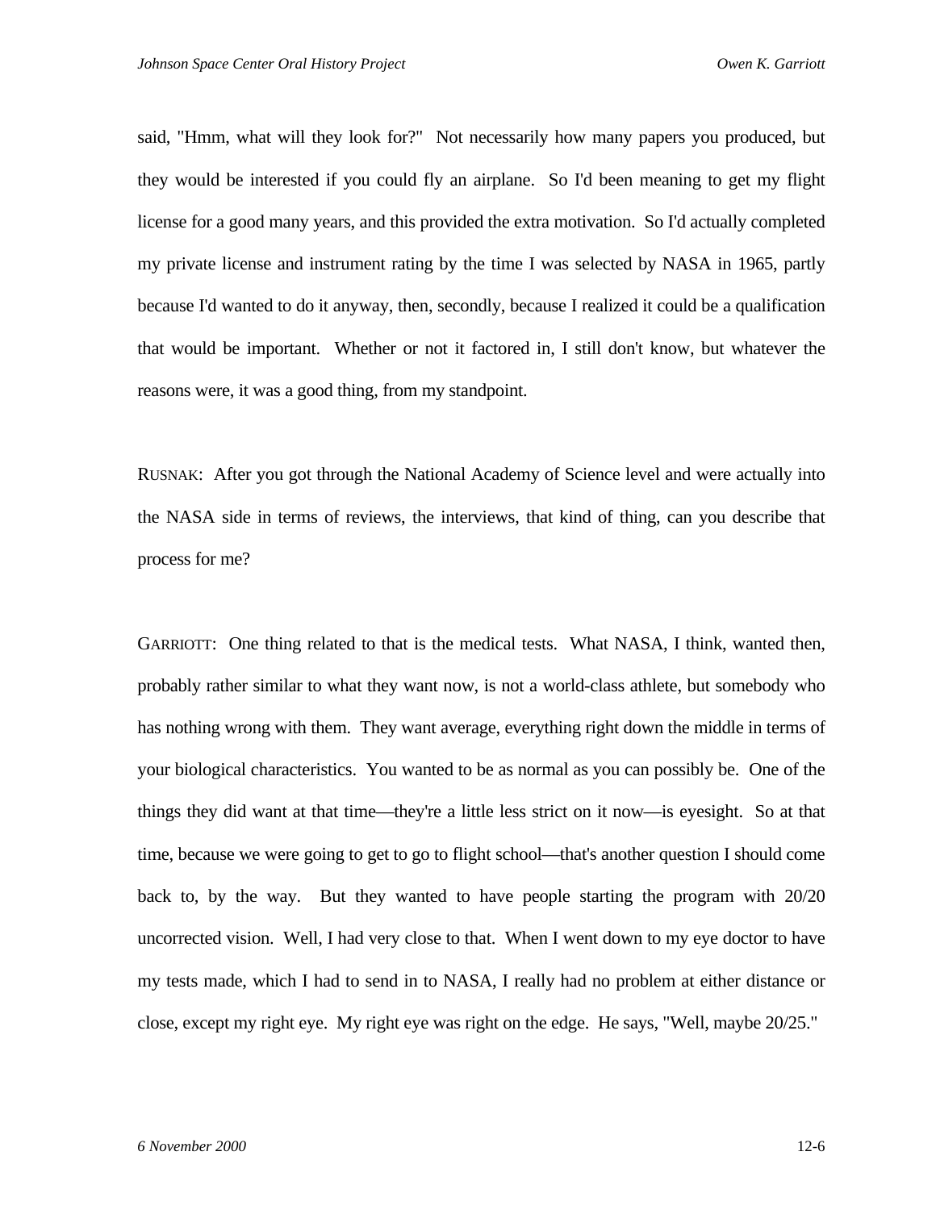said, "Hmm, what will they look for?" Not necessarily how many papers you produced, but they would be interested if you could fly an airplane. So I'd been meaning to get my flight license for a good many years, and this provided the extra motivation. So I'd actually completed my private license and instrument rating by the time I was selected by NASA in 1965, partly because I'd wanted to do it anyway, then, secondly, because I realized it could be a qualification that would be important. Whether or not it factored in, I still don't know, but whatever the reasons were, it was a good thing, from my standpoint.

RUSNAK: After you got through the National Academy of Science level and were actually into the NASA side in terms of reviews, the interviews, that kind of thing, can you describe that process for me?

GARRIOTT: One thing related to that is the medical tests. What NASA, I think, wanted then, probably rather similar to what they want now, is not a world-class athlete, but somebody who has nothing wrong with them. They want average, everything right down the middle in terms of your biological characteristics. You wanted to be as normal as you can possibly be. One of the things they did want at that time—they're a little less strict on it now—is eyesight. So at that time, because we were going to get to go to flight school—that's another question I should come back to, by the way. But they wanted to have people starting the program with 20/20 uncorrected vision. Well, I had very close to that. When I went down to my eye doctor to have my tests made, which I had to send in to NASA, I really had no problem at either distance or close, except my right eye. My right eye was right on the edge. He says, "Well, maybe 20/25."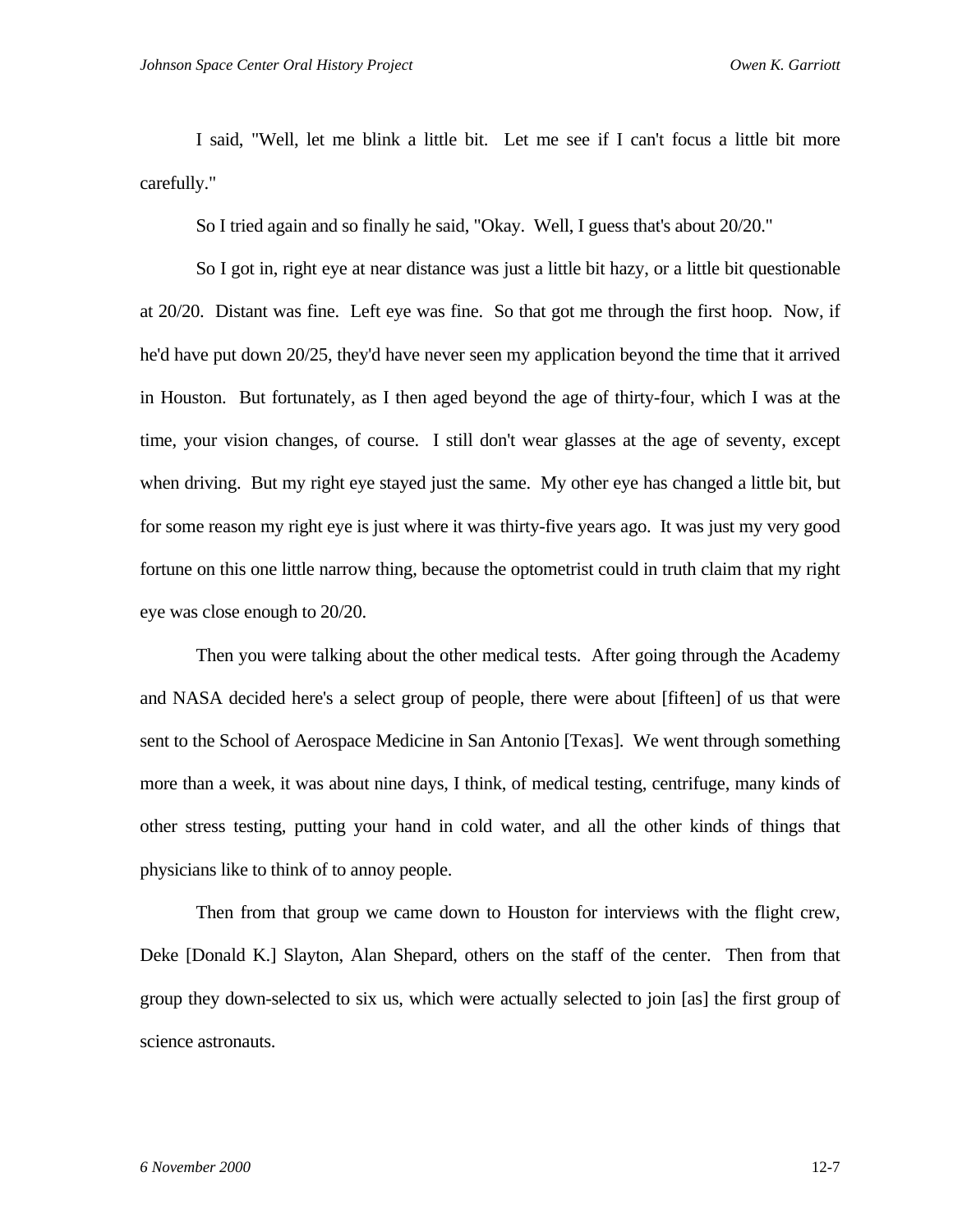I said, "Well, let me blink a little bit. Let me see if I can't focus a little bit more carefully."

So I tried again and so finally he said, "Okay. Well, I guess that's about 20/20."

So I got in, right eye at near distance was just a little bit hazy, or a little bit questionable at 20/20. Distant was fine. Left eye was fine. So that got me through the first hoop. Now, if he'd have put down 20/25, they'd have never seen my application beyond the time that it arrived in Houston. But fortunately, as I then aged beyond the age of thirty-four, which I was at the time, your vision changes, of course. I still don't wear glasses at the age of seventy, except when driving. But my right eye stayed just the same. My other eye has changed a little bit, but for some reason my right eye is just where it was thirty-five years ago. It was just my very good fortune on this one little narrow thing, because the optometrist could in truth claim that my right eye was close enough to 20/20.

Then you were talking about the other medical tests. After going through the Academy and NASA decided here's a select group of people, there were about [fifteen] of us that were sent to the School of Aerospace Medicine in San Antonio [Texas]. We went through something more than a week, it was about nine days, I think, of medical testing, centrifuge, many kinds of other stress testing, putting your hand in cold water, and all the other kinds of things that physicians like to think of to annoy people.

Then from that group we came down to Houston for interviews with the flight crew, Deke [Donald K.] Slayton, Alan Shepard, others on the staff of the center. Then from that group they down-selected to six us, which were actually selected to join [as] the first group of science astronauts.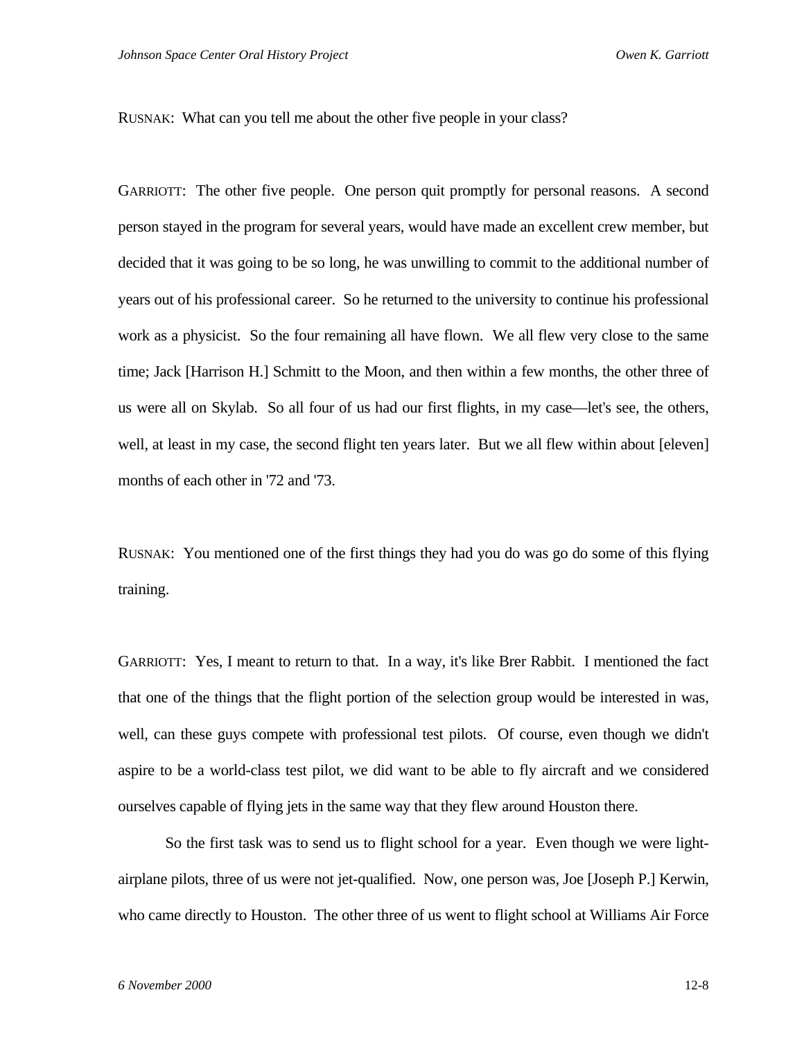RUSNAK: What can you tell me about the other five people in your class?

GARRIOTT: The other five people. One person quit promptly for personal reasons. A second person stayed in the program for several years, would have made an excellent crew member, but decided that it was going to be so long, he was unwilling to commit to the additional number of years out of his professional career. So he returned to the university to continue his professional work as a physicist. So the four remaining all have flown. We all flew very close to the same time; Jack [Harrison H.] Schmitt to the Moon, and then within a few months, the other three of us were all on Skylab. So all four of us had our first flights, in my case—let's see, the others, well, at least in my case, the second flight ten years later. But we all flew within about [eleven] months of each other in '72 and '73.

RUSNAK: You mentioned one of the first things they had you do was go do some of this flying training.

GARRIOTT: Yes, I meant to return to that. In a way, it's like Brer Rabbit. I mentioned the fact that one of the things that the flight portion of the selection group would be interested in was, well, can these guys compete with professional test pilots. Of course, even though we didn't aspire to be a world-class test pilot, we did want to be able to fly aircraft and we considered ourselves capable of flying jets in the same way that they flew around Houston there.

So the first task was to send us to flight school for a year. Even though we were light-airplane pilots, three of us were not jet-qualified. Now, one person was, Joe [Joseph P.] Kerwin, who came directly to Houston. The other three of us went to flight school at Williams Air Force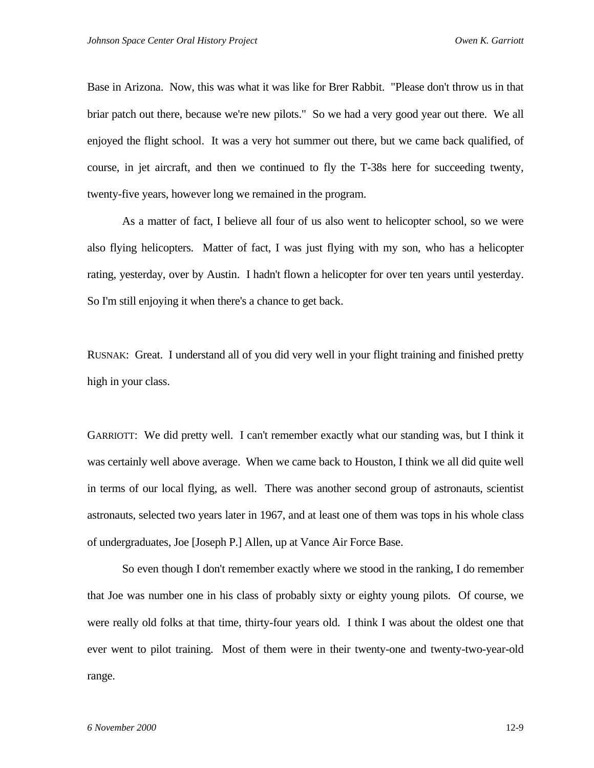Base in Arizona. Now, this was what it was like for Brer Rabbit. "Please don't throw us in that briar patch out there, because we're new pilots." So we had a very good year out there. We all enjoyed the flight school. It was a very hot summer out there, but we came back qualified, of course, in jet aircraft, and then we continued to fly the T-38s here for succeeding twenty, twenty-five years, however long we remained in the program.

As a matter of fact, I believe all four of us also went to helicopter school, so we were also flying helicopters. Matter of fact, I was just flying with my son, who has a helicopter rating, yesterday, over by Austin. I hadn't flown a helicopter for over ten years until yesterday. So I'm still enjoying it when there's a chance to get back.

RUSNAK: Great. I understand all of you did very well in your flight training and finished pretty high in your class.

GARRIOTT: We did pretty well. I can't remember exactly what our standing was, but I think it was certainly well above average. When we came back to Houston, I think we all did quite well in terms of our local flying, as well. There was another second group of astronauts, scientist astronauts, selected two years later in 1967, and at least one of them was tops in his whole class of undergraduates, Joe [Joseph P.] Allen, up at Vance Air Force Base.

So even though I don't remember exactly where we stood in the ranking, I do remember that Joe was number one in his class of probably sixty or eighty young pilots. Of course, we were really old folks at that time, thirty-four years old. I think I was about the oldest one that ever went to pilot training. Most of them were in their twenty-one and twenty-two-year-old range.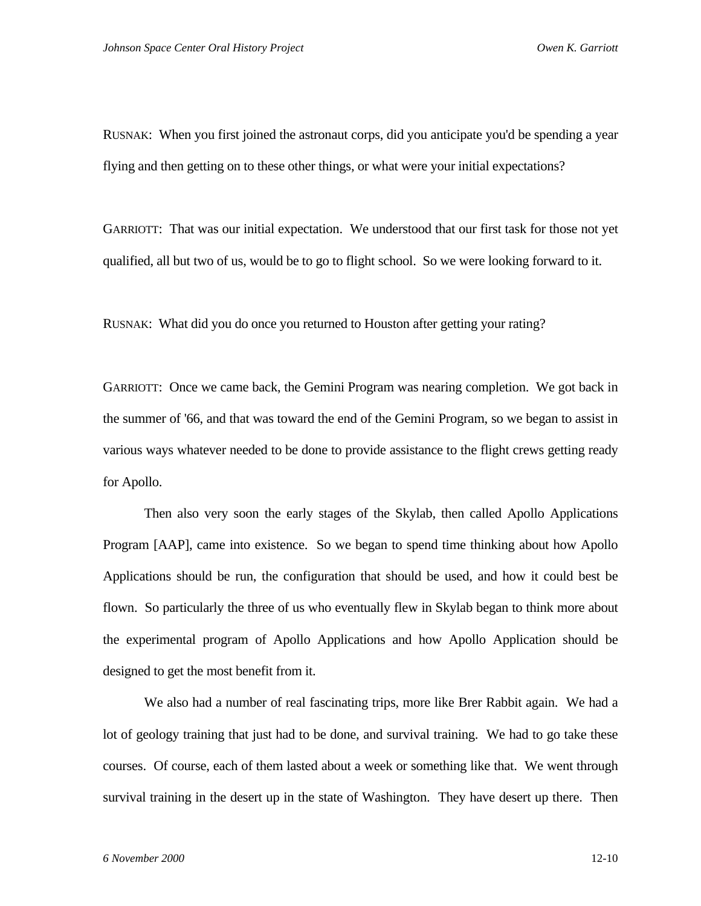RUSNAK: When you first joined the astronaut corps, did you anticipate you'd be spending a year flying and then getting on to these other things, or what were your initial expectations?

GARRIOTT: That was our initial expectation. We understood that our first task for those not yet qualified, all but two of us, would be to go to flight school. So we were looking forward to it.

RUSNAK: What did you do once you returned to Houston after getting your rating?

GARRIOTT: Once we came back, the Gemini Program was nearing completion. We got back in the summer of '66, and that was toward the end of the Gemini Program, so we began to assist in various ways whatever needed to be done to provide assistance to the flight crews getting ready for Apollo.

Then also very soon the early stages of the Skylab, then called Apollo Applications Program [AAP], came into existence. So we began to spend time thinking about how Apollo Applications should be run, the configuration that should be used, and how it could best be flown. So particularly the three of us who eventually flew in Skylab began to think more about the experimental program of Apollo Applications and how Apollo Application should be designed to get the most benefit from it.

We also had a number of real fascinating trips, more like Brer Rabbit again. We had a lot of geology training that just had to be done, and survival training. We had to go take these courses. Of course, each of them lasted about a week or something like that. We went through survival training in the desert up in the state of Washington. They have desert up there. Then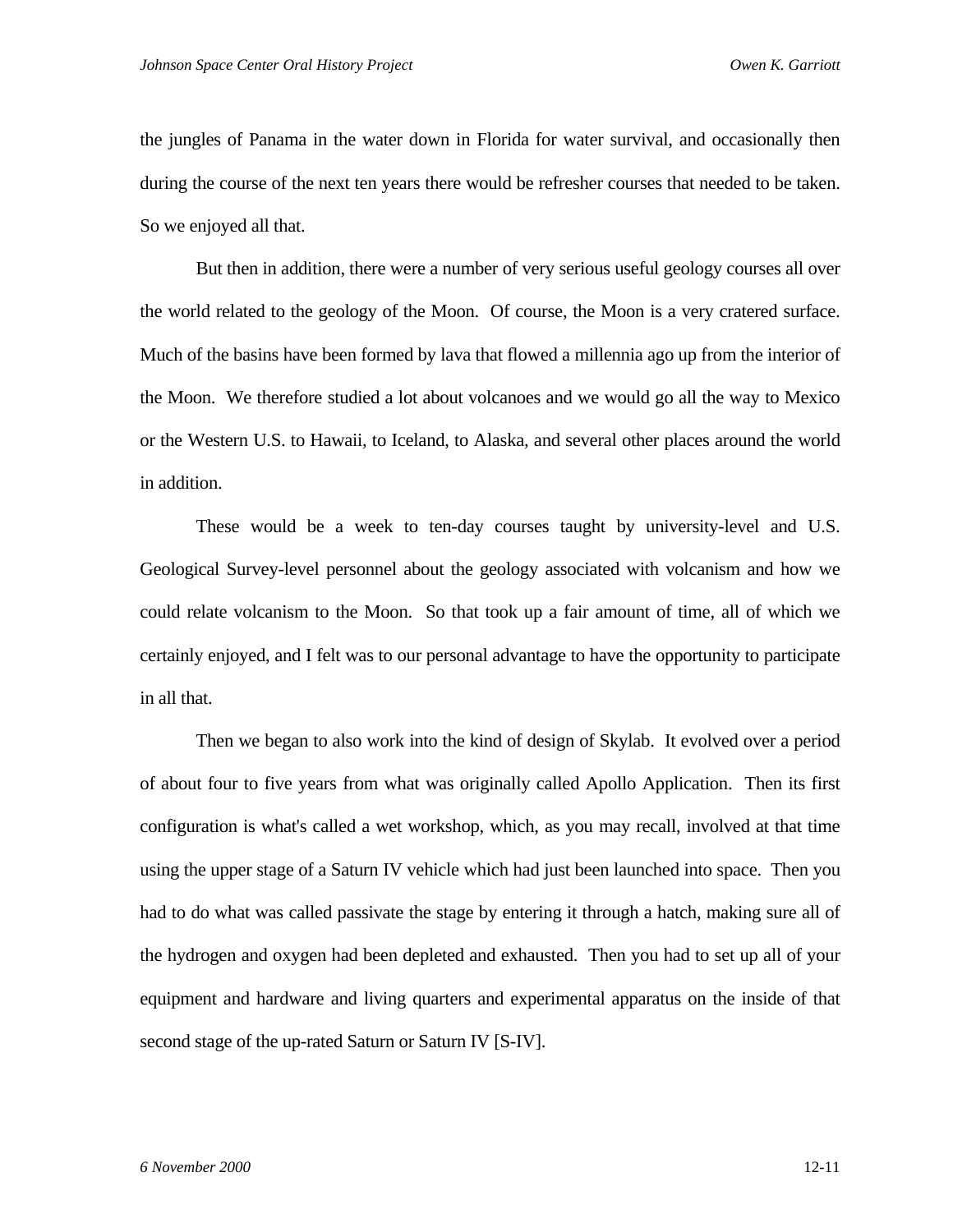the jungles of Panama in the water down in Florida for water survival, and occasionally then during the course of the next ten years there would be refresher courses that needed to be taken. So we enjoyed all that.

But then in addition, there were a number of very serious useful geology courses all over the world related to the geology of the Moon. Of course, the Moon is a very cratered surface. Much of the basins have been formed by lava that flowed a millennia ago up from the interior of the Moon. We therefore studied a lot about volcanoes and we would go all the way to Mexico or the Western U.S. to Hawaii, to Iceland, to Alaska, and several other places around the world in addition.

These would be a week to ten-day courses taught by university-level and U.S. Geological Survey-level personnel about the geology associated with volcanism and how we could relate volcanism to the Moon. So that took up a fair amount of time, all of which we certainly enjoyed, and I felt was to our personal advantage to have the opportunity to participate in all that.

Then we began to also work into the kind of design of Skylab. It evolved over a period of about four to five years from what was originally called Apollo Application. Then its first configuration is what's called a wet workshop, which, as you may recall, involved at that time using the upper stage of a Saturn IV vehicle which had just been launched into space. Then you had to do what was called passivate the stage by entering it through a hatch, making sure all of the hydrogen and oxygen had been depleted and exhausted. Then you had to set up all of your equipment and hardware and living quarters and experimental apparatus on the inside of that second stage of the up-rated Saturn or Saturn IV [S-IV].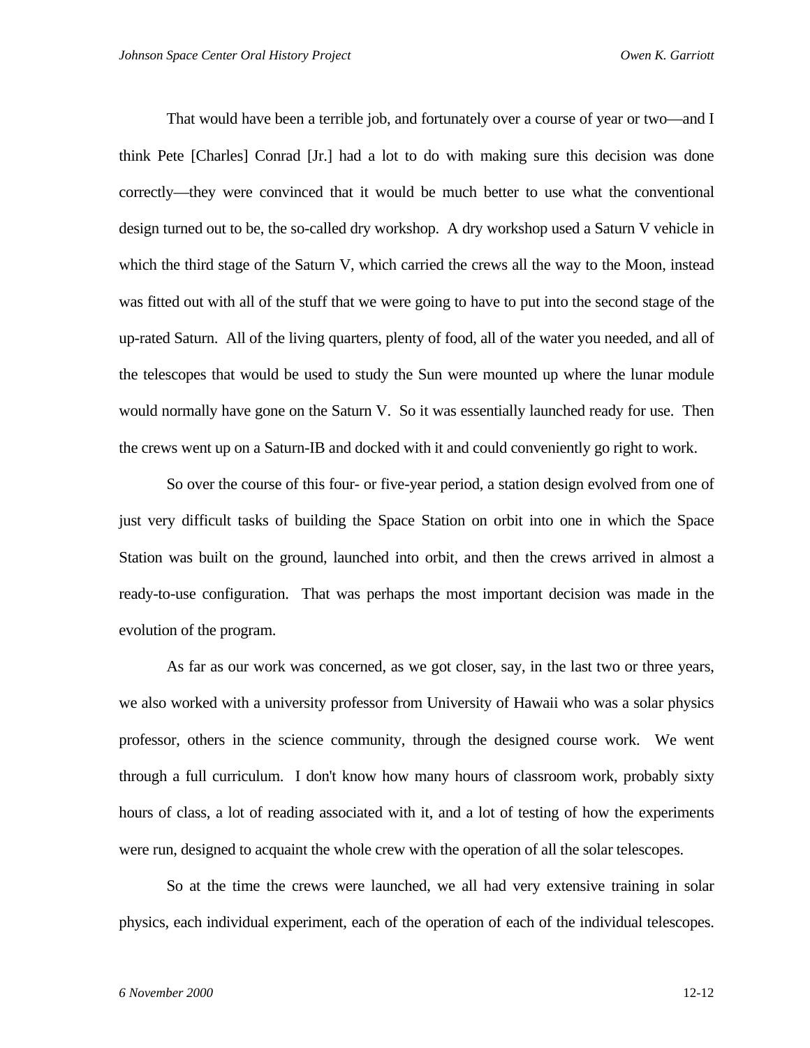That would have been a terrible job, and fortunately over a course of year or two—and I think Pete [Charles] Conrad [Jr.] had a lot to do with making sure this decision was done correctly—they were convinced that it would be much better to use what the conventional design turned out to be, the so-called dry workshop. A dry workshop used a Saturn V vehicle in which the third stage of the Saturn V, which carried the crews all the way to the Moon, instead was fitted out with all of the stuff that we were going to have to put into the second stage of the up-rated Saturn. All of the living quarters, plenty of food, all of the water you needed, and all of the telescopes that would be used to study the Sun were mounted up where the lunar module would normally have gone on the Saturn V. So it was essentially launched ready for use. Then the crews went up on a Saturn-IB and docked with it and could conveniently go right to work.

So over the course of this four- or five-year period, a station design evolved from one of just very difficult tasks of building the Space Station on orbit into one in which the Space Station was built on the ground, launched into orbit, and then the crews arrived in almost a ready-to-use configuration. That was perhaps the most important decision was made in the evolution of the program.

As far as our work was concerned, as we got closer, say, in the last two or three years, we also worked with a university professor from University of Hawaii who was a solar physics professor, others in the science community, through the designed course work. We went through a full curriculum. I don't know how many hours of classroom work, probably sixty hours of class, a lot of reading associated with it, and a lot of testing of how the experiments were run, designed to acquaint the whole crew with the operation of all the solar telescopes.

So at the time the crews were launched, we all had very extensive training in solar physics, each individual experiment, each of the operation of each of the individual telescopes.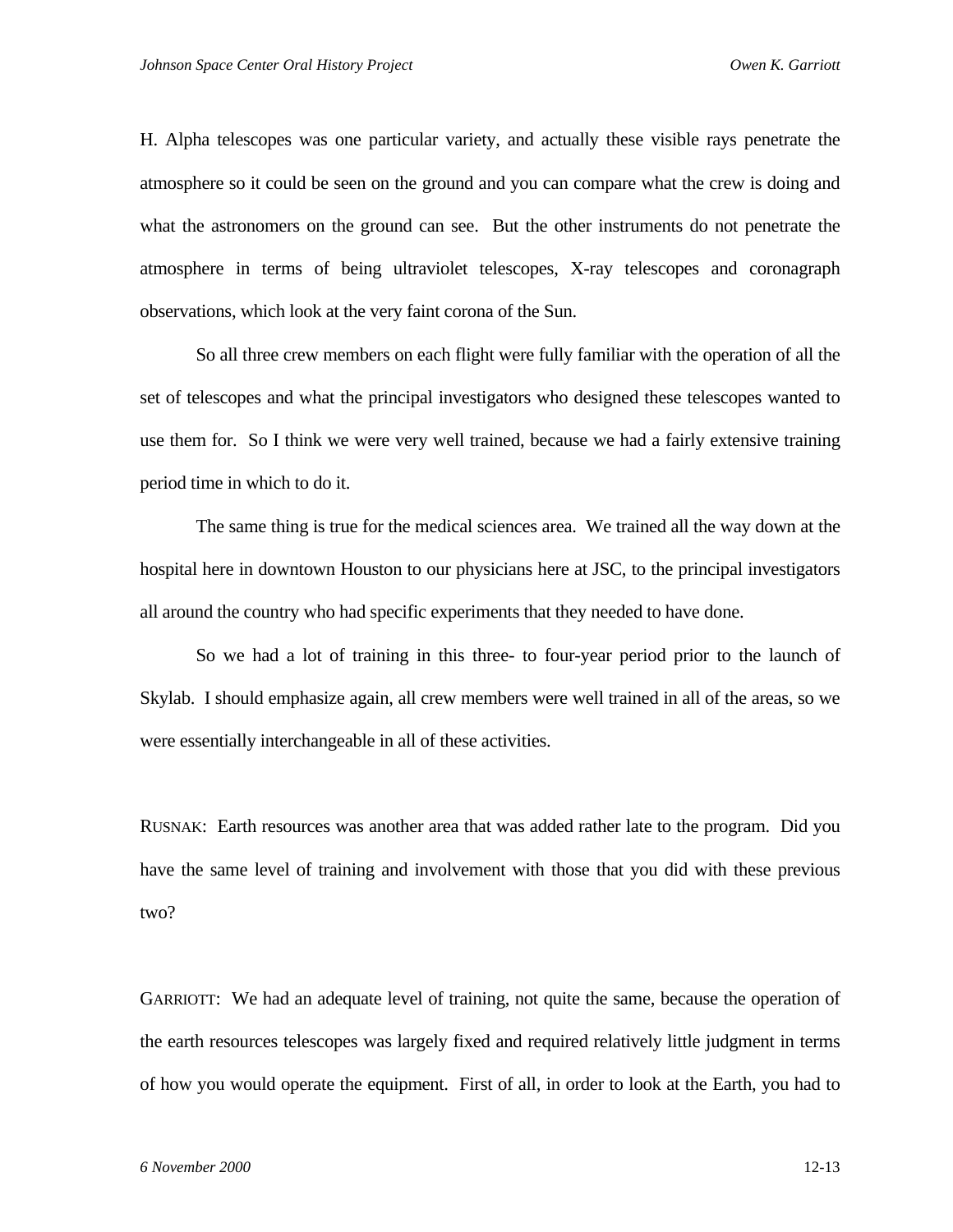H. Alpha telescopes was one particular variety, and actually these visible rays penetrate the atmosphere so it could be seen on the ground and you can compare what the crew is doing and what the astronomers on the ground can see. But the other instruments do not penetrate the atmosphere in terms of being ultraviolet telescopes, X-ray telescopes and coronagraph observations, which look at the very faint corona of the Sun.

So all three crew members on each flight were fully familiar with the operation of all the set of telescopes and what the principal investigators who designed these telescopes wanted to use them for. So I think we were very well trained, because we had a fairly extensive training period time in which to do it.

The same thing is true for the medical sciences area. We trained all the way down at the hospital here in downtown Houston to our physicians here at JSC, to the principal investigators all around the country who had specific experiments that they needed to have done.

So we had a lot of training in this three- to four-year period prior to the launch of Skylab. I should emphasize again, all crew members were well trained in all of the areas, so we were essentially interchangeable in all of these activities.

RUSNAK: Earth resources was another area that was added rather late to the program. Did you have the same level of training and involvement with those that you did with these previous two?

GARRIOTT: We had an adequate level of training, not quite the same, because the operation of the earth resources telescopes was largely fixed and required relatively little judgment in terms of how you would operate the equipment. First of all, in order to look at the Earth, you had to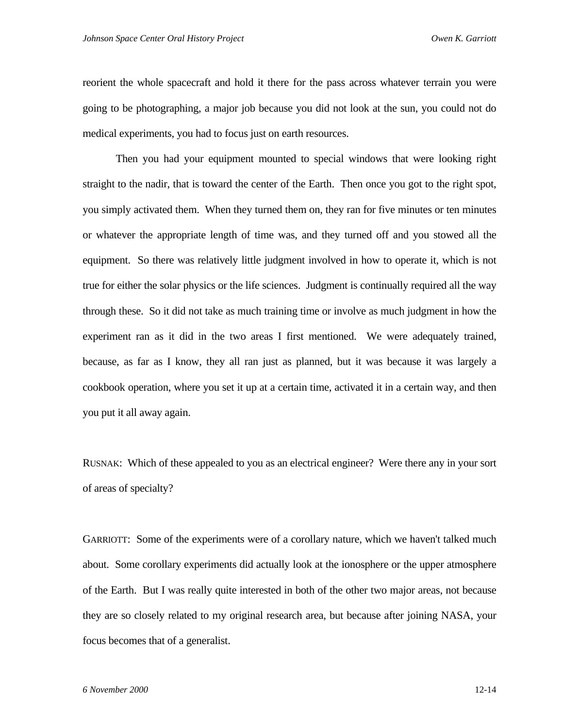reorient the whole spacecraft and hold it there for the pass across whatever terrain you were going to be photographing, a major job because you did not look at the sun, you could not do medical experiments, you had to focus just on earth resources.

Then you had your equipment mounted to special windows that were looking right straight to the nadir, that is toward the center of the Earth. Then once you got to the right spot, you simply activated them. When they turned them on, they ran for five minutes or ten minutes or whatever the appropriate length of time was, and they turned off and you stowed all the equipment. So there was relatively little judgment involved in how to operate it, which is not true for either the solar physics or the life sciences. Judgment is continually required all the way through these. So it did not take as much training time or involve as much judgment in how the experiment ran as it did in the two areas I first mentioned. We were adequately trained, because, as far as I know, they all ran just as planned, but it was because it was largely a cookbook operation, where you set it up at a certain time, activated it in a certain way, and then you put it all away again.

RUSNAK: Which of these appealed to you as an electrical engineer? Were there any in your sort of areas of specialty?

GARRIOTT: Some of the experiments were of a corollary nature, which we haven't talked much about. Some corollary experiments did actually look at the ionosphere or the upper atmosphere of the Earth. But I was really quite interested in both of the other two major areas, not because they are so closely related to my original research area, but because after joining NASA, your focus becomes that of a generalist.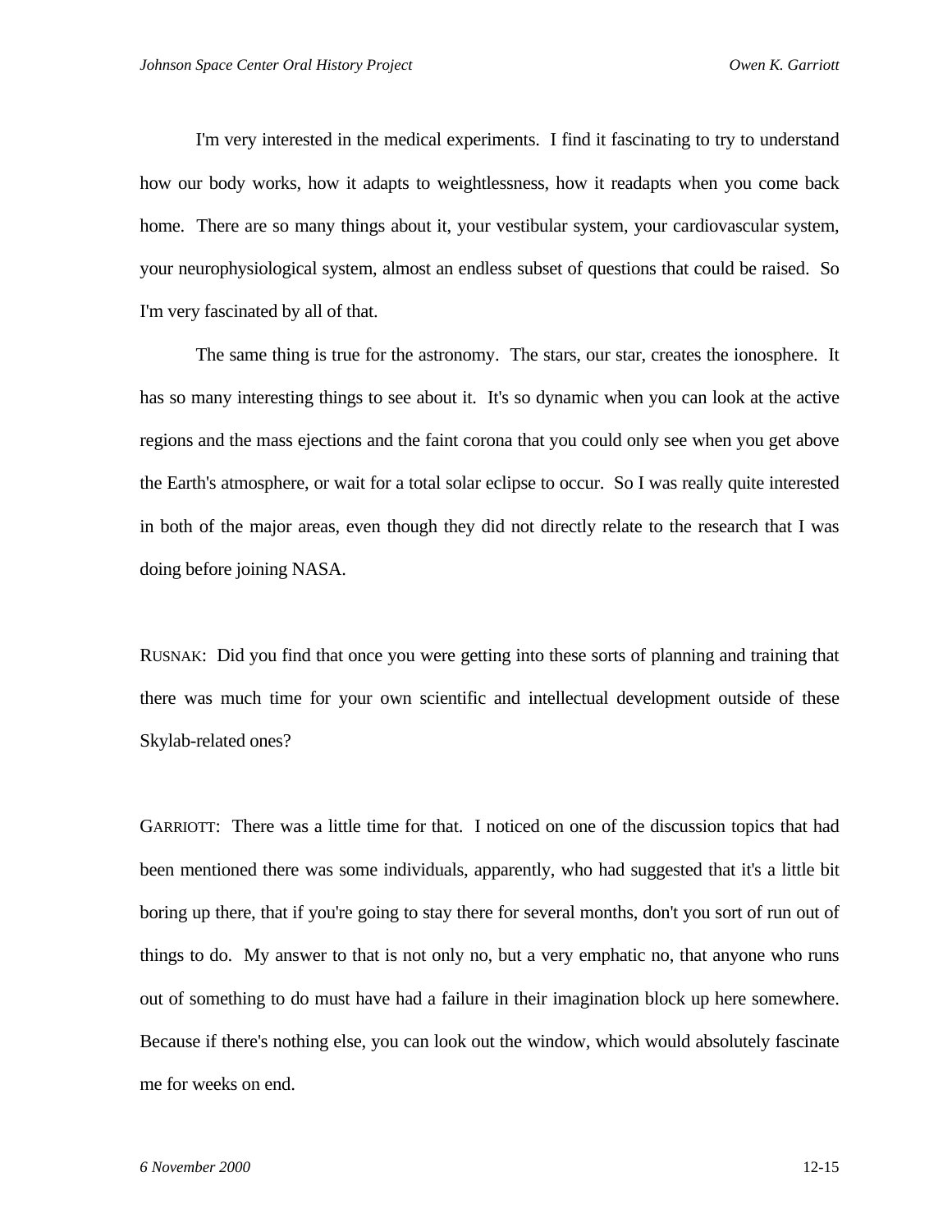I'm very interested in the medical experiments. I find it fascinating to try to understand how our body works, how it adapts to weightlessness, how it readapts when you come back home. There are so many things about it, your vestibular system, your cardiovascular system, your neurophysiological system, almost an endless subset of questions that could be raised. So I'm very fascinated by all of that.

The same thing is true for the astronomy. The stars, our star, creates the ionosphere. It has so many interesting things to see about it. It's so dynamic when you can look at the active regions and the mass ejections and the faint corona that you could only see when you get above the Earth's atmosphere, or wait for a total solar eclipse to occur. So I was really quite interested in both of the major areas, even though they did not directly relate to the research that I was doing before joining NASA.

RUSNAK: Did you find that once you were getting into these sorts of planning and training that there was much time for your own scientific and intellectual development outside of these Skylab-related ones?

GARRIOTT: There was a little time for that. I noticed on one of the discussion topics that had been mentioned there was some individuals, apparently, who had suggested that it's a little bit boring up there, that if you're going to stay there for several months, don't you sort of run out of things to do. My answer to that is not only no, but a very emphatic no, that anyone who runs out of something to do must have had a failure in their imagination block up here somewhere. Because if there's nothing else, you can look out the window, which would absolutely fascinate me for weeks on end.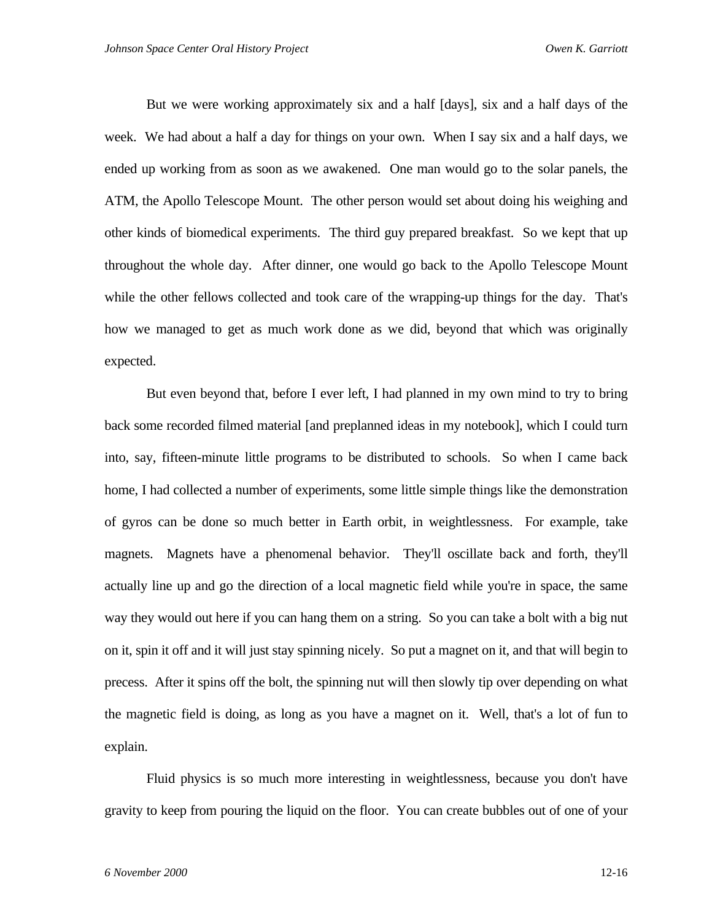But we were working approximately six and a half [days], six and a half days of the week. We had about a half a day for things on your own. When I say six and a half days, we ended up working from as soon as we awakened. One man would go to the solar panels, the ATM, the Apollo Telescope Mount. The other person would set about doing his weighing and other kinds of biomedical experiments. The third guy prepared breakfast. So we kept that up throughout the whole day. After dinner, one would go back to the Apollo Telescope Mount while the other fellows collected and took care of the wrapping-up things for the day. That's how we managed to get as much work done as we did, beyond that which was originally expected.

But even beyond that, before I ever left, I had planned in my own mind to try to bring back some recorded filmed material [and preplanned ideas in my notebook], which I could turn into, say, fifteen-minute little programs to be distributed to schools. So when I came back home, I had collected a number of experiments, some little simple things like the demonstration of gyros can be done so much better in Earth orbit, in weightlessness. For example, take magnets. Magnets have a phenomenal behavior. They'll oscillate back and forth, they'll actually line up and go the direction of a local magnetic field while you're in space, the same way they would out here if you can hang them on a string. So you can take a bolt with a big nut on it, spin it off and it will just stay spinning nicely. So put a magnet on it, and that will begin to precess. After it spins off the bolt, the spinning nut will then slowly tip over depending on what the magnetic field is doing, as long as you have a magnet on it. Well, that's a lot of fun to explain.

Fluid physics is so much more interesting in weightlessness, because you don't have gravity to keep from pouring the liquid on the floor. You can create bubbles out of one of your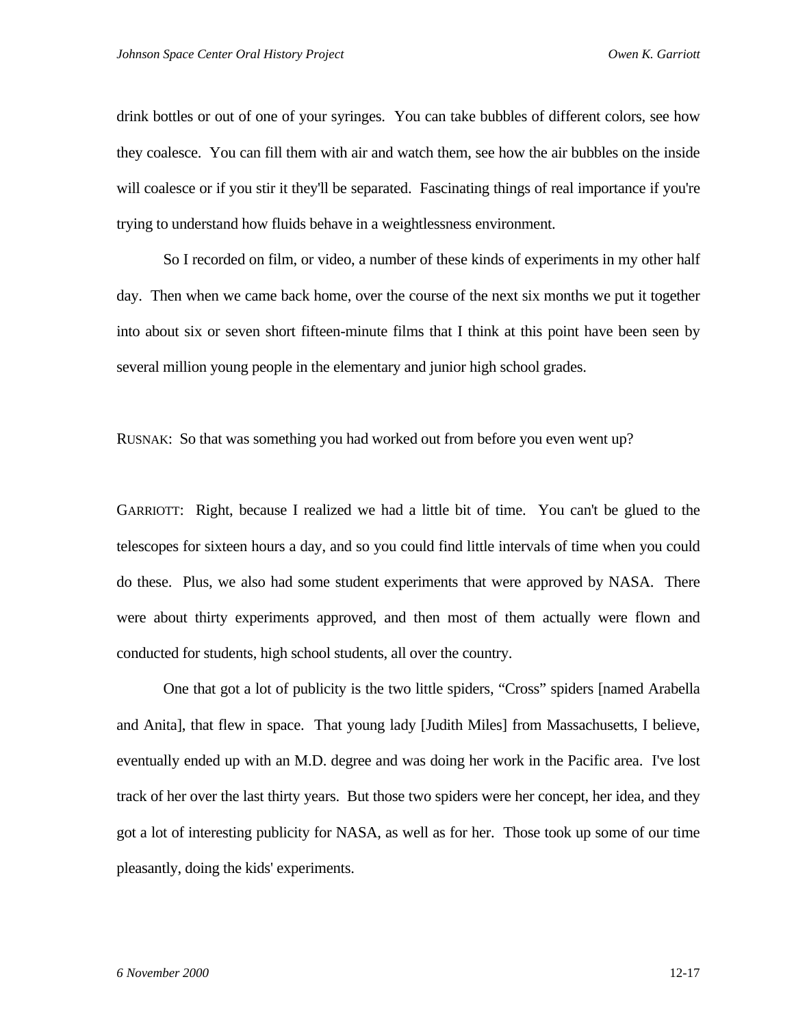drink bottles or out of one of your syringes. You can take bubbles of different colors, see how they coalesce. You can fill them with air and watch them, see how the air bubbles on the inside will coalesce or if you stir it they'll be separated. Fascinating things of real importance if you're trying to understand how fluids behave in a weightlessness environment.

So I recorded on film, or video, a number of these kinds of experiments in my other half day. Then when we came back home, over the course of the next six months we put it together into about six or seven short fifteen-minute films that I think at this point have been seen by several million young people in the elementary and junior high school grades.

RUSNAK: So that was something you had worked out from before you even went up?

GARRIOTT: Right, because I realized we had a little bit of time. You can't be glued to the telescopes for sixteen hours a day, and so you could find little intervals of time when you could do these. Plus, we also had some student experiments that were approved by NASA. There were about thirty experiments approved, and then most of them actually were flown and conducted for students, high school students, all over the country.

One that got a lot of publicity is the two little spiders, "Cross" spiders [named Arabella and Anita], that flew in space. That young lady [Judith Miles] from Massachusetts, I believe, eventually ended up with an M.D. degree and was doing her work in the Pacific area. I've lost track of her over the last thirty years. But those two spiders were her concept, her idea, and they got a lot of interesting publicity for NASA, as well as for her. Those took up some of our time pleasantly, doing the kids' experiments.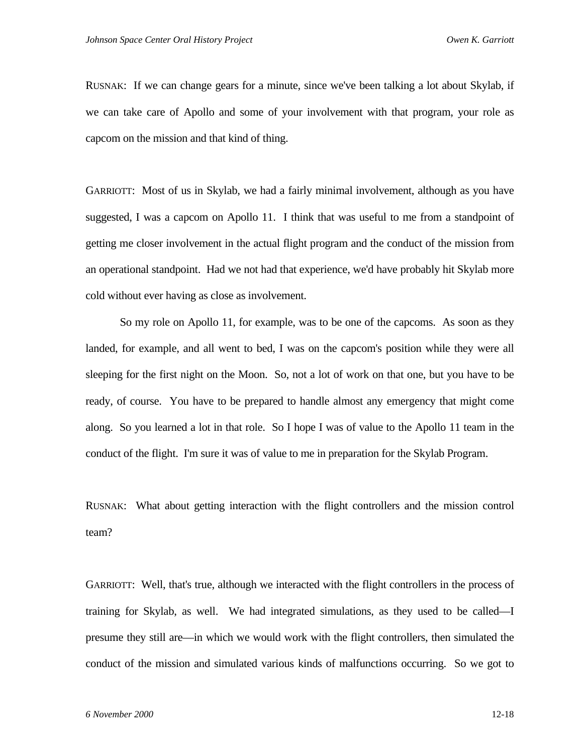RUSNAK: If we can change gears for a minute, since we've been talking a lot about Skylab, if we can take care of Apollo and some of your involvement with that program, your role as capcom on the mission and that kind of thing.

GARRIOTT: Most of us in Skylab, we had a fairly minimal involvement, although as you have suggested, I was a capcom on Apollo 11. I think that was useful to me from a standpoint of getting me closer involvement in the actual flight program and the conduct of the mission from an operational standpoint. Had we not had that experience, we'd have probably hit Skylab more cold without ever having as close as involvement.

So my role on Apollo 11, for example, was to be one of the capcoms. As soon as they landed, for example, and all went to bed, I was on the capcom's position while they were all sleeping for the first night on the Moon. So, not a lot of work on that one, but you have to be ready, of course. You have to be prepared to handle almost any emergency that might come along. So you learned a lot in that role. So I hope I was of value to the Apollo 11 team in the conduct of the flight. I'm sure it was of value to me in preparation for the Skylab Program.

RUSNAK: What about getting interaction with the flight controllers and the mission control team?

GARRIOTT: Well, that's true, although we interacted with the flight controllers in the process of training for Skylab, as well. We had integrated simulations, as they used to be called—I presume they still are—in which we would work with the flight controllers, then simulated the conduct of the mission and simulated various kinds of malfunctions occurring. So we got to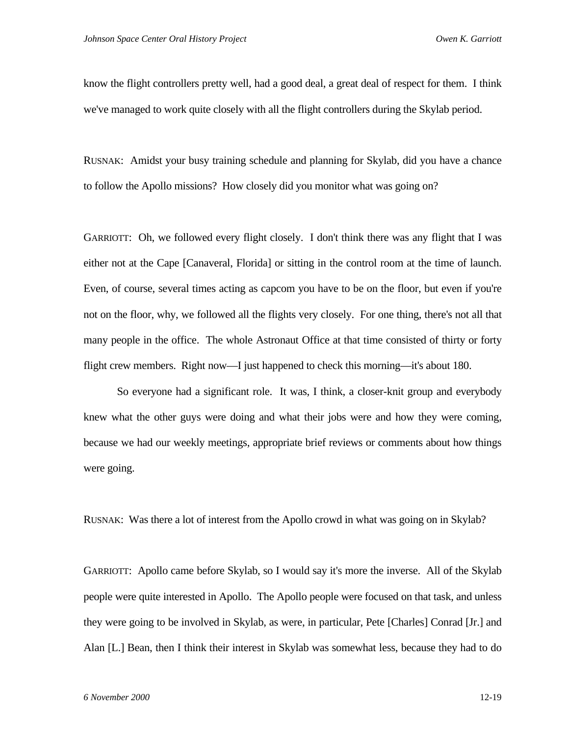know the flight controllers pretty well, had a good deal, a great deal of respect for them. I think we've managed to work quite closely with all the flight controllers during the Skylab period.

RUSNAK: Amidst your busy training schedule and planning for Skylab, did you have a chance to follow the Apollo missions? How closely did you monitor what was going on?

GARRIOTT: Oh, we followed every flight closely. I don't think there was any flight that I was either not at the Cape [Canaveral, Florida] or sitting in the control room at the time of launch. Even, of course, several times acting as capcom you have to be on the floor, but even if you're not on the floor, why, we followed all the flights very closely. For one thing, there's not all that many people in the office. The whole Astronaut Office at that time consisted of thirty or forty flight crew members. Right now—I just happened to check this morning—it's about 180.

So everyone had a significant role. It was, I think, a closer-knit group and everybody knew what the other guys were doing and what their jobs were and how they were coming, because we had our weekly meetings, appropriate brief reviews or comments about how things were going.

RUSNAK: Was there a lot of interest from the Apollo crowd in what was going on in Skylab?

GARRIOTT: Apollo came before Skylab, so I would say it's more the inverse. All of the Skylab people were quite interested in Apollo. The Apollo people were focused on that task, and unless they were going to be involved in Skylab, as were, in particular, Pete [Charles] Conrad [Jr.] and Alan [L.] Bean, then I think their interest in Skylab was somewhat less, because they had to do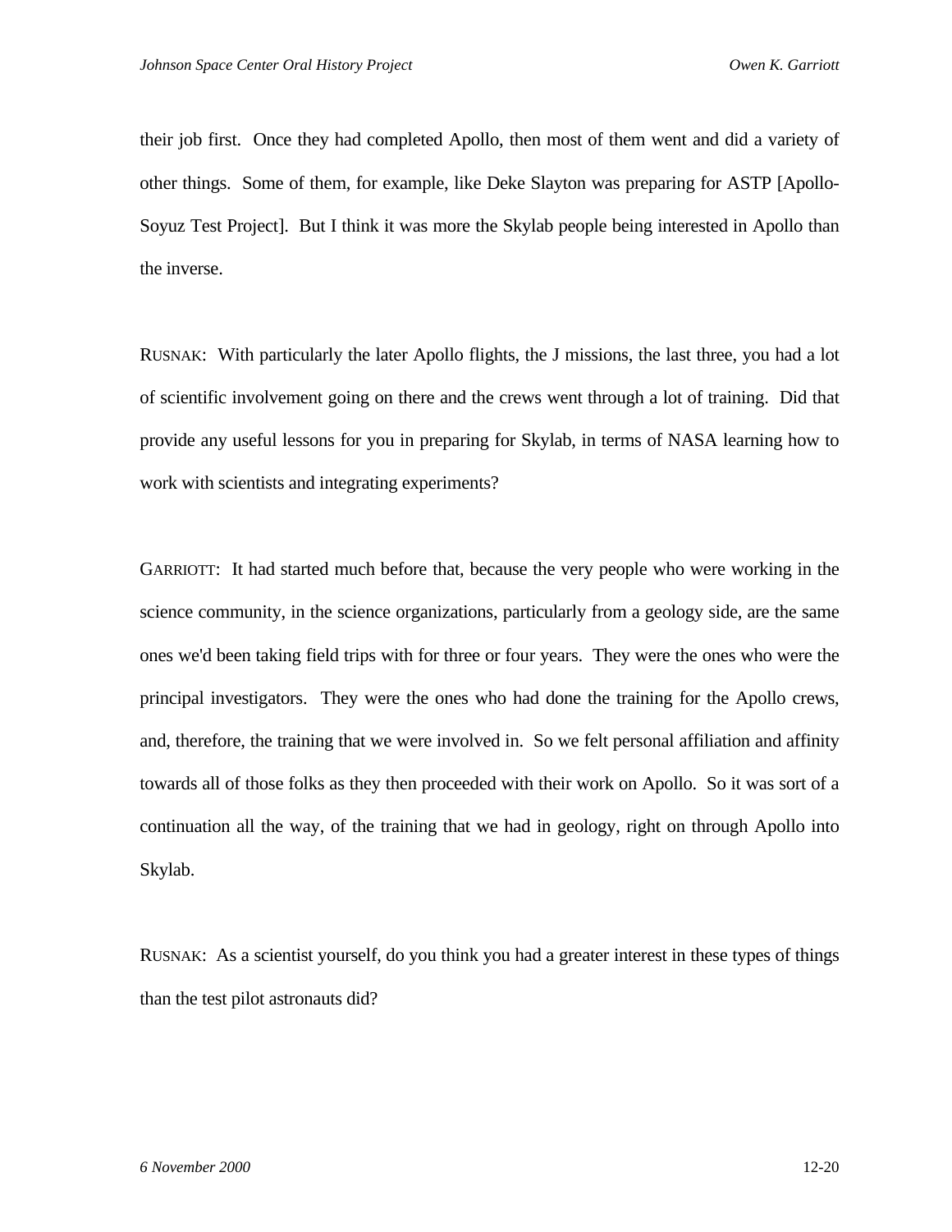their job first. Once they had completed Apollo, then most of them went and did a variety of other things. Some of them, for example, like Deke Slayton was preparing for ASTP [Apollo-Soyuz Test Project]. But I think it was more the Skylab people being interested in Apollo than the inverse.

RUSNAK: With particularly the later Apollo flights, the J missions, the last three, you had a lot of scientific involvement going on there and the crews went through a lot of training. Did that provide any useful lessons for you in preparing for Skylab, in terms of NASA learning how to work with scientists and integrating experiments?

GARRIOTT: It had started much before that, because the very people who were working in the science community, in the science organizations, particularly from a geology side, are the same ones we'd been taking field trips with for three or four years. They were the ones who were the principal investigators. They were the ones who had done the training for the Apollo crews, and, therefore, the training that we were involved in. So we felt personal affiliation and affinity towards all of those folks as they then proceeded with their work on Apollo. So it was sort of a continuation all the way, of the training that we had in geology, right on through Apollo into Skylab.

RUSNAK: As a scientist yourself, do you think you had a greater interest in these types of things than the test pilot astronauts did?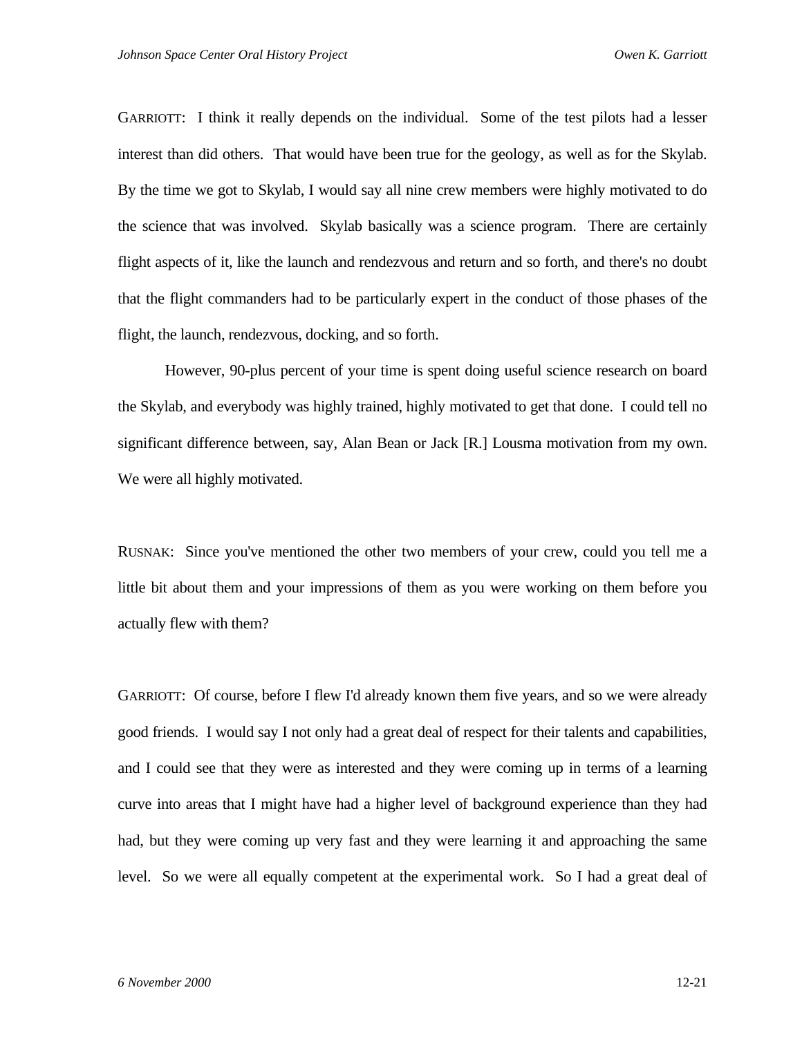GARRIOTT: I think it really depends on the individual. Some of the test pilots had a lesser interest than did others. That would have been true for the geology, as well as for the Skylab. By the time we got to Skylab, I would say all nine crew members were highly motivated to do the science that was involved. Skylab basically was a science program. There are certainly flight aspects of it, like the launch and rendezvous and return and so forth, and there's no doubt that the flight commanders had to be particularly expert in the conduct of those phases of the flight, the launch, rendezvous, docking, and so forth.

However, 90-plus percent of your time is spent doing useful science research on board the Skylab, and everybody was highly trained, highly motivated to get that done. I could tell no significant difference between, say, Alan Bean or Jack [R.] Lousma motivation from my own. We were all highly motivated.

RUSNAK: Since you've mentioned the other two members of your crew, could you tell me a little bit about them and your impressions of them as you were working on them before you actually flew with them?

GARRIOTT: Of course, before I flew I'd already known them five years, and so we were already good friends. I would say I not only had a great deal of respect for their talents and capabilities, and I could see that they were as interested and they were coming up in terms of a learning curve into areas that I might have had a higher level of background experience than they had had, but they were coming up very fast and they were learning it and approaching the same level. So we were all equally competent at the experimental work. So I had a great deal of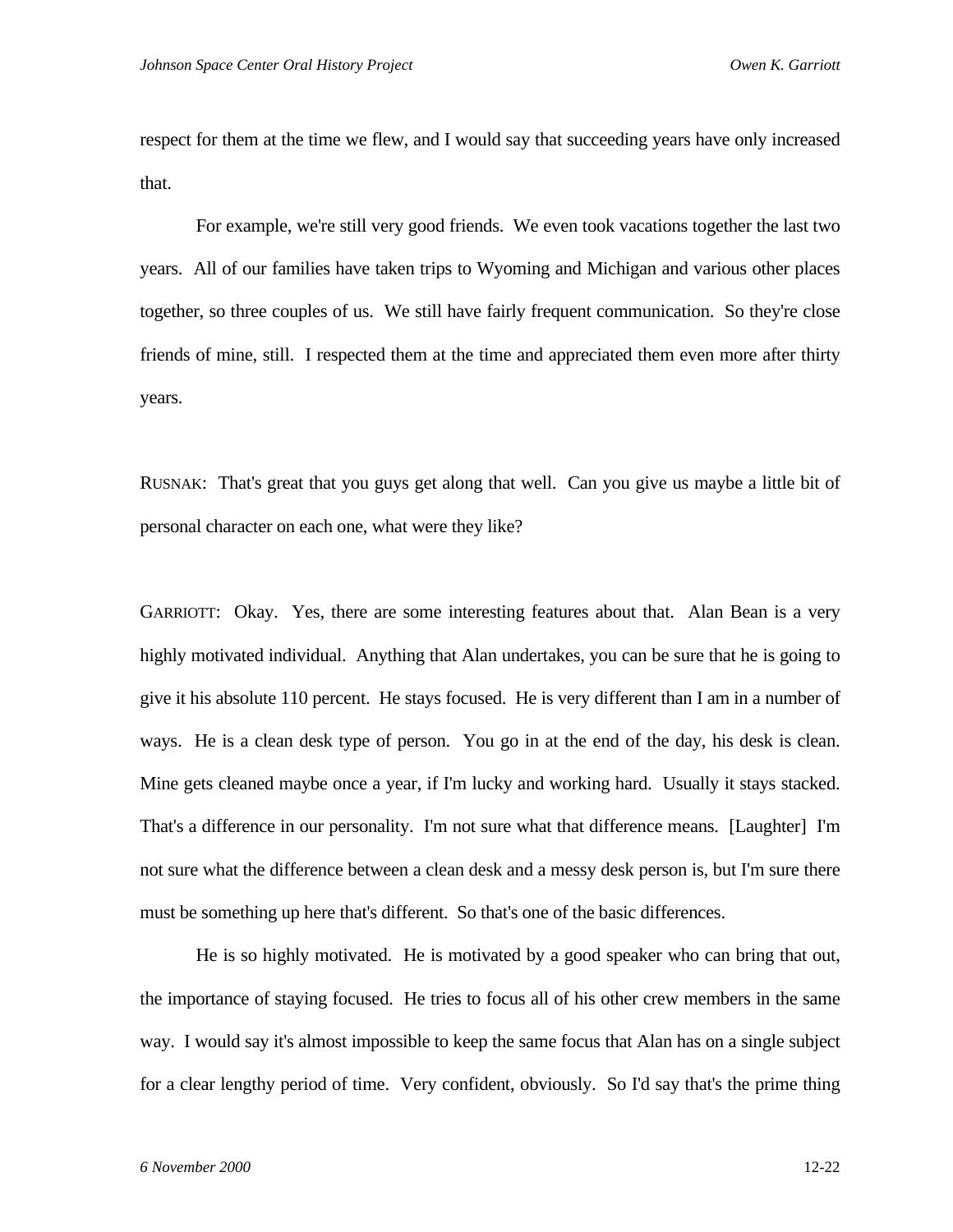respect for them at the time we flew, and I would say that succeeding years have only increased that.

For example, we're still very good friends. We even took vacations together the last two years. All of our families have taken trips to Wyoming and Michigan and various other places together, so three couples of us. We still have fairly frequent communication. So they're close friends of mine, still. I respected them at the time and appreciated them even more after thirty years.

RUSNAK: That's great that you guys get along that well. Can you give us maybe a little bit of personal character on each one, what were they like?

GARRIOTT: Okay. Yes, there are some interesting features about that. Alan Bean is a very highly motivated individual. Anything that Alan undertakes, you can be sure that he is going to give it his absolute 110 percent. He stays focused. He is very different than I am in a number of ways. He is a clean desk type of person. You go in at the end of the day, his desk is clean. Mine gets cleaned maybe once a year, if I'm lucky and working hard. Usually it stays stacked. That's a difference in our personality. I'm not sure what that difference means. [Laughter] I'm not sure what the difference between a clean desk and a messy desk person is, but I'm sure there must be something up here that's different. So that's one of the basic differences.

He is so highly motivated. He is motivated by a good speaker who can bring that out, the importance of staying focused. He tries to focus all of his other crew members in the same way. I would say it's almost impossible to keep the same focus that Alan has on a single subject for a clear lengthy period of time. Very confident, obviously. So I'd say that's the prime thing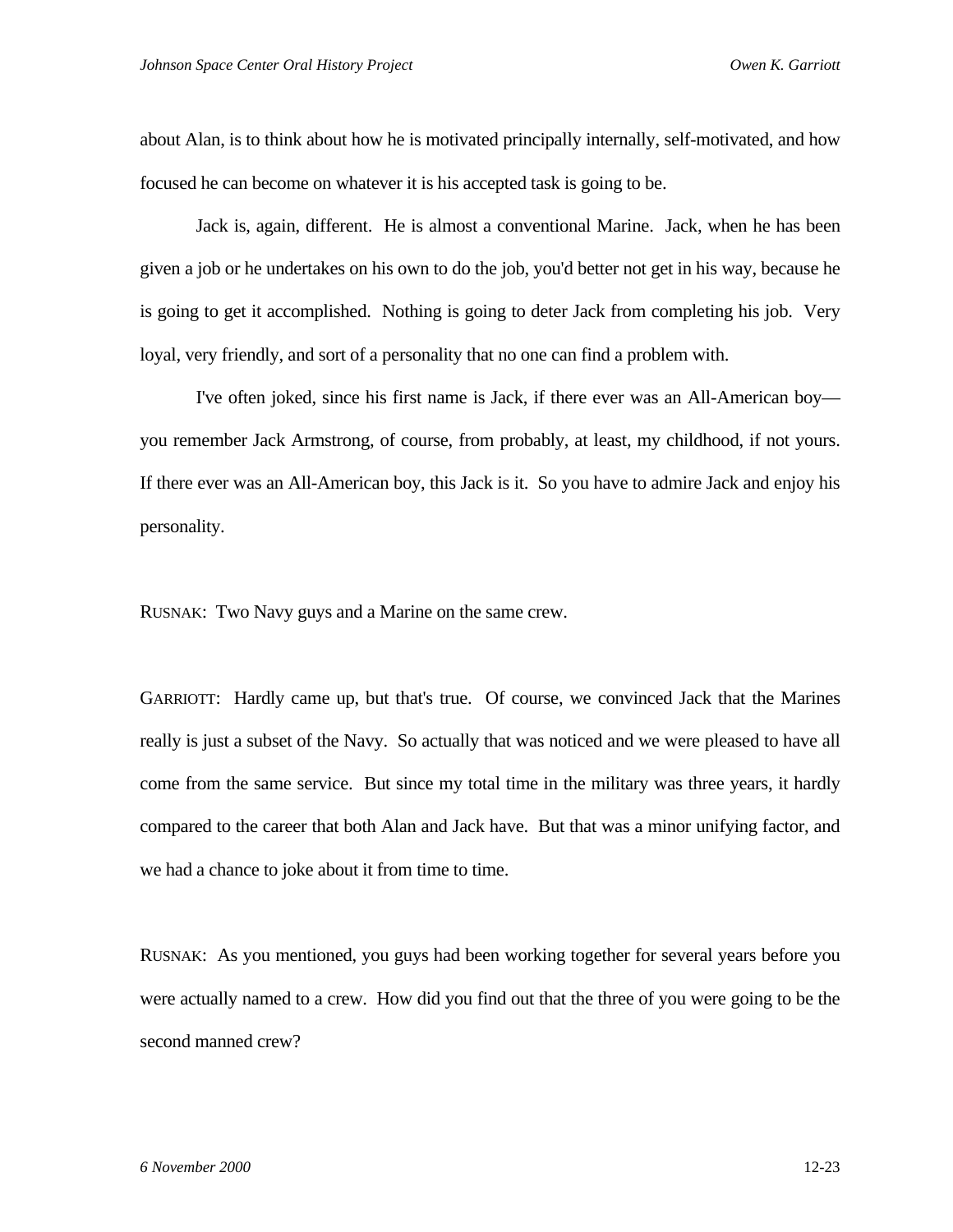about Alan, is to think about how he is motivated principally internally, self-motivated, and how focused he can become on whatever it is his accepted task is going to be.

Jack is, again, different. He is almost a conventional Marine. Jack, when he has been given a job or he undertakes on his own to do the job, you'd better not get in his way, because he is going to get it accomplished. Nothing is going to deter Jack from completing his job. Very loyal, very friendly, and sort of a personality that no one can find a problem with.

I've often joked, since his first name is Jack, if there ever was an All-American boy—you remember Jack Armstrong, of course, from probably, at least, my childhood, if not yours. If there ever was an All-American boy, this Jack is it. So you have to admire Jack and enjoy his personality.

RUSNAK: Two Navy guys and a Marine on the same crew.

GARRIOTT: Hardly came up, but that's true. Of course, we convinced Jack that the Marines really is just a subset of the Navy. So actually that was noticed and we were pleased to have all come from the same service. But since my total time in the military was three years, it hardly compared to the career that both Alan and Jack have. But that was a minor unifying factor, and we had a chance to joke about it from time to time.

RUSNAK: As you mentioned, you guys had been working together for several years before you were actually named to a crew. How did you find out that the three of you were going to be the second manned crew?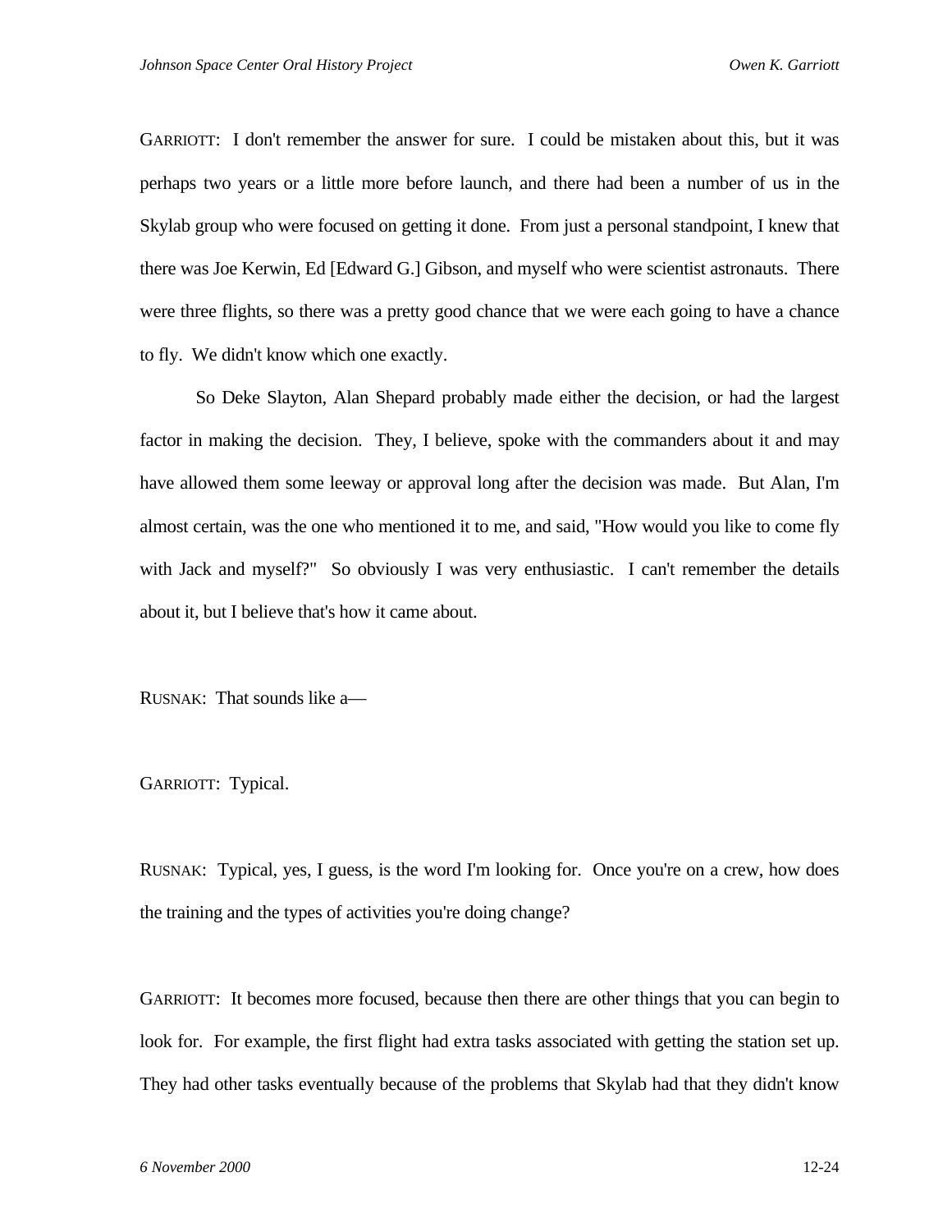GARRIOTT: I don't remember the answer for sure. I could be mistaken about this, but it was perhaps two years or a little more before launch, and there had been a number of us in the Skylab group who were focused on getting it done. From just a personal standpoint, I knew that there was Joe Kerwin, Ed [Edward G.] Gibson, and myself who were scientist astronauts. There were three flights, so there was a pretty good chance that we were each going to have a chance to fly. We didn't know which one exactly.

So Deke Slayton, Alan Shepard probably made either the decision, or had the largest factor in making the decision. They, I believe, spoke with the commanders about it and may have allowed them some leeway or approval long after the decision was made. But Alan, I'm almost certain, was the one who mentioned it to me, and said, "How would you like to come fly with Jack and myself?" So obviously I was very enthusiastic. I can't remember the details about it, but I believe that's how it came about.

RUSNAK: That sounds like a—

GARRIOTT: Typical.

RUSNAK: Typical, yes, I guess, is the word I'm looking for. Once you're on a crew, how does the training and the types of activities you're doing change?

GARRIOTT: It becomes more focused, because then there are other things that you can begin to look for. For example, the first flight had extra tasks associated with getting the station set up. They had other tasks eventually because of the problems that Skylab had that they didn't know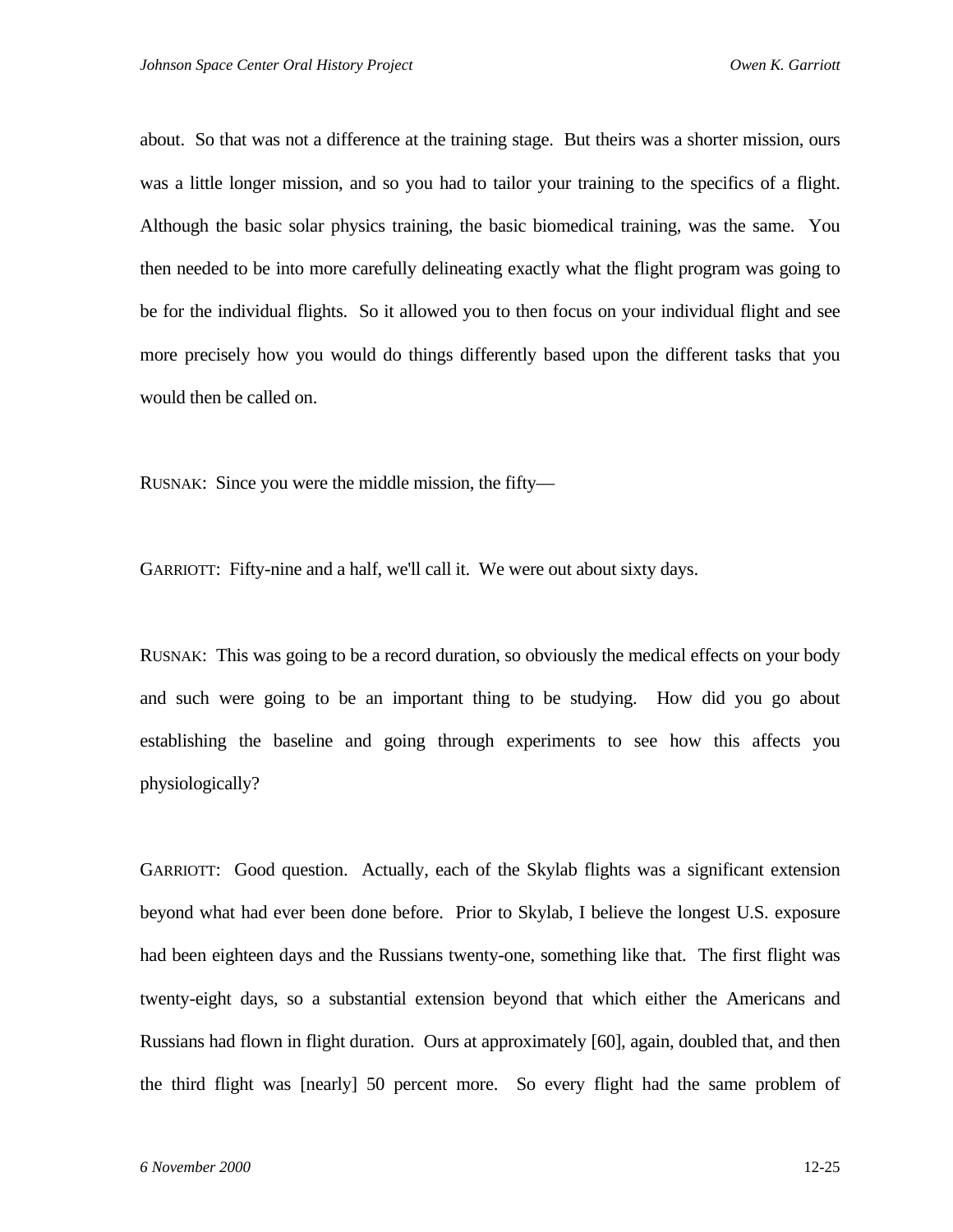about. So that was not a difference at the training stage. But theirs was a shorter mission, ours was a little longer mission, and so you had to tailor your training to the specifics of a flight. Although the basic solar physics training, the basic biomedical training, was the same. You then needed to be into more carefully delineating exactly what the flight program was going to be for the individual flights. So it allowed you to then focus on your individual flight and see more precisely how you would do things differently based upon the different tasks that you would then be called on.

RUSNAK: Since you were the middle mission, the fifty—

GARRIOTT: Fifty-nine and a half, we'll call it. We were out about sixty days.

RUSNAK: This was going to be a record duration, so obviously the medical effects on your body and such were going to be an important thing to be studying. How did you go about establishing the baseline and going through experiments to see how this affects you physiologically?

GARRIOTT: Good question. Actually, each of the Skylab flights was a significant extension beyond what had ever been done before. Prior to Skylab, I believe the longest U.S. exposure had been eighteen days and the Russians twenty-one, something like that. The first flight was twenty-eight days, so a substantial extension beyond that which either the Americans and Russians had flown in flight duration. Ours at approximately [60], again, doubled that, and then the third flight was [nearly] 50 percent more. So every flight had the same problem of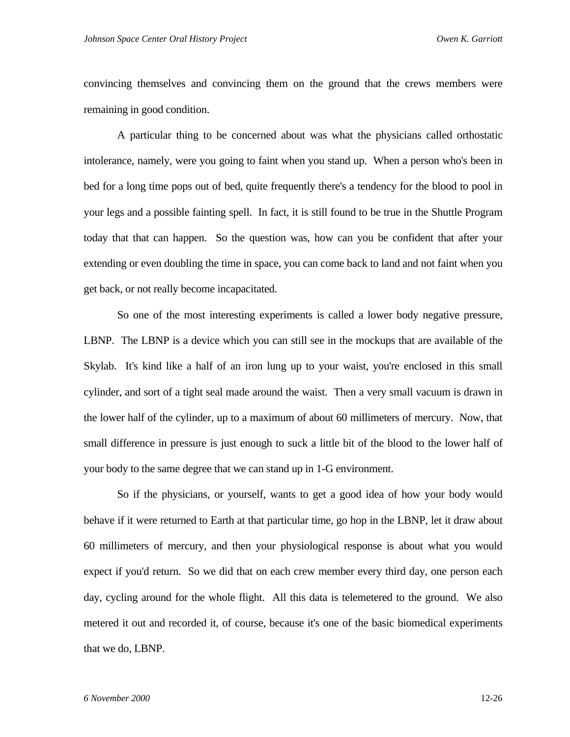convincing themselves and convincing them on the ground that the crews members were remaining in good condition.

A particular thing to be concerned about was what the physicians called orthostatic intolerance, namely, were you going to faint when you stand up. When a person who's been in bed for a long time pops out of bed, quite frequently there's a tendency for the blood to pool in your legs and a possible fainting spell. In fact, it is still found to be true in the Shuttle Program today that that can happen. So the question was, how can you be confident that after your extending or even doubling the time in space, you can come back to land and not faint when you get back, or not really become incapacitated.

So one of the most interesting experiments is called a lower body negative pressure, LBNP. The LBNP is a device which you can still see in the mockups that are available of the Skylab. It's kind like a half of an iron lung up to your waist, you're enclosed in this small cylinder, and sort of a tight seal made around the waist. Then a very small vacuum is drawn in the lower half of the cylinder, up to a maximum of about 60 millimeters of mercury. Now, that small difference in pressure is just enough to suck a little bit of the blood to the lower half of your body to the same degree that we can stand up in 1-G environment.

So if the physicians, or yourself, wants to get a good idea of how your body would behave if it were returned to Earth at that particular time, go hop in the LBNP, let it draw about 60 millimeters of mercury, and then your physiological response is about what you would expect if you'd return. So we did that on each crew member every third day, one person each day, cycling around for the whole flight. All this data is telemetered to the ground. We also metered it out and recorded it, of course, because it's one of the basic biomedical experiments that we do, LBNP.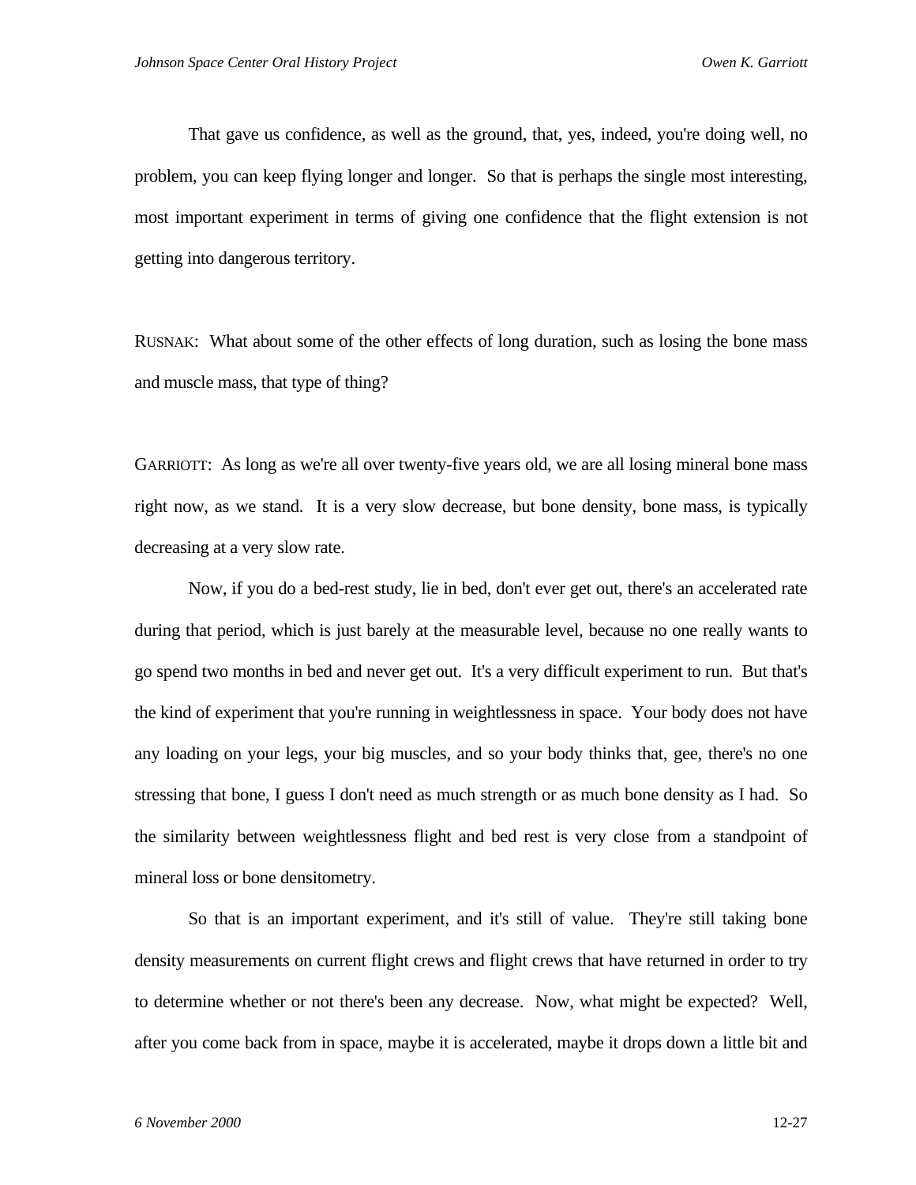That gave us confidence, as well as the ground, that, yes, indeed, you're doing well, no problem, you can keep flying longer and longer. So that is perhaps the single most interesting, most important experiment in terms of giving one confidence that the flight extension is not getting into dangerous territory.

RUSNAK: What about some of the other effects of long duration, such as losing the bone mass and muscle mass, that type of thing?

GARRIOTT: As long as we're all over twenty-five years old, we are all losing mineral bone mass right now, as we stand. It is a very slow decrease, but bone density, bone mass, is typically decreasing at a very slow rate.

Now, if you do a bed-rest study, lie in bed, don't ever get out, there's an accelerated rate during that period, which is just barely at the measurable level, because no one really wants to go spend two months in bed and never get out. It's a very difficult experiment to run. But that's the kind of experiment that you're running in weightlessness in space. Your body does not have any loading on your legs, your big muscles, and so your body thinks that, gee, there's no one stressing that bone, I guess I don't need as much strength or as much bone density as I had. So the similarity between weightlessness flight and bed rest is very close from a standpoint of mineral loss or bone densitometry.

So that is an important experiment, and it's still of value. They're still taking bone density measurements on current flight crews and flight crews that have returned in order to try to determine whether or not there's been any decrease. Now, what might be expected? Well, after you come back from in space, maybe it is accelerated, maybe it drops down a little bit and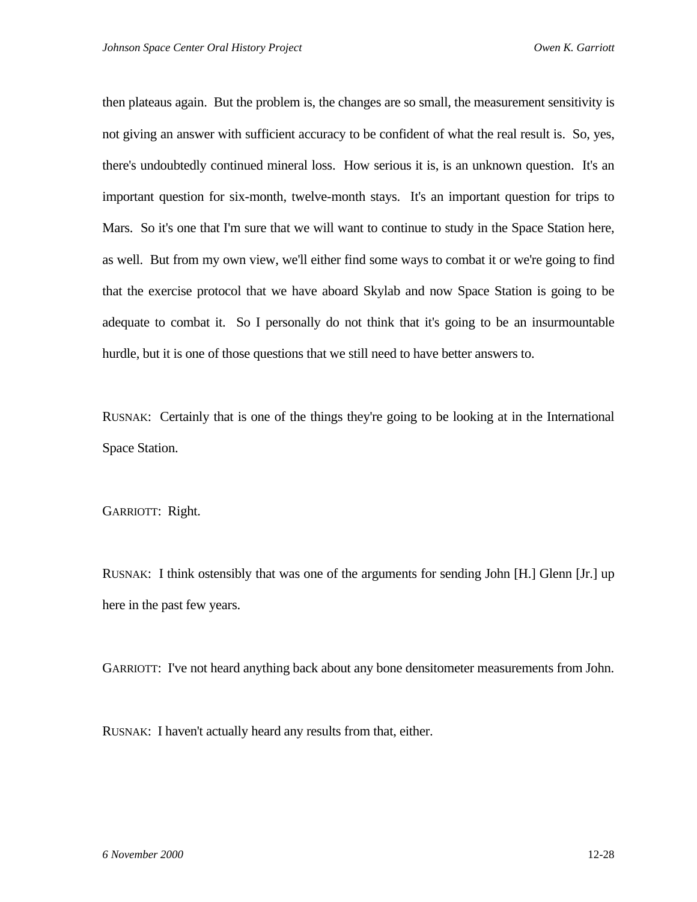then plateaus again. But the problem is, the changes are so small, the measurement sensitivity is not giving an answer with sufficient accuracy to be confident of what the real result is. So, yes, there's undoubtedly continued mineral loss. How serious it is, is an unknown question. It's an important question for six-month, twelve-month stays. It's an important question for trips to Mars. So it's one that I'm sure that we will want to continue to study in the Space Station here, as well. But from my own view, we'll either find some ways to combat it or we're going to find that the exercise protocol that we have aboard Skylab and now Space Station is going to be adequate to combat it. So I personally do not think that it's going to be an insurmountable hurdle, but it is one of those questions that we still need to have better answers to.

RUSNAK: Certainly that is one of the things they're going to be looking at in the International Space Station.

GARRIOTT: Right.

RUSNAK: I think ostensibly that was one of the arguments for sending John [H.] Glenn [Jr.] up here in the past few years.

GARRIOTT: I've not heard anything back about any bone densitometer measurements from John.

RUSNAK: I haven't actually heard any results from that, either.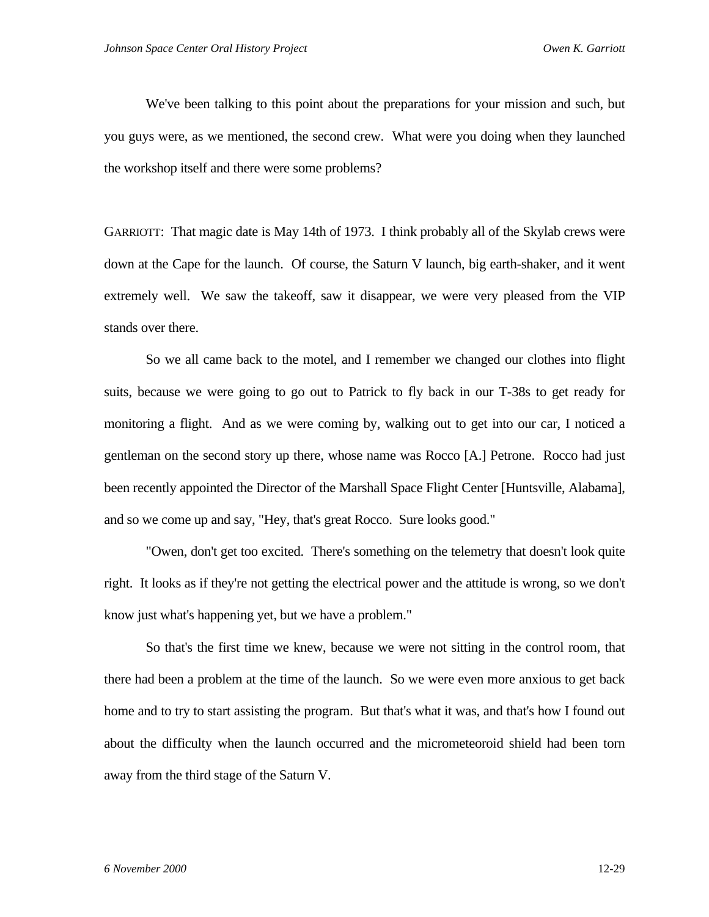We've been talking to this point about the preparations for your mission and such, but you guys were, as we mentioned, the second crew. What were you doing when they launched the workshop itself and there were some problems?

GARRIOTT: That magic date is May 14th of 1973. I think probably all of the Skylab crews were down at the Cape for the launch. Of course, the Saturn V launch, big earth-shaker, and it went extremely well. We saw the takeoff, saw it disappear, we were very pleased from the VIP stands over there.

So we all came back to the motel, and I remember we changed our clothes into flight suits, because we were going to go out to Patrick to fly back in our T-38s to get ready for monitoring a flight. And as we were coming by, walking out to get into our car, I noticed a gentleman on the second story up there, whose name was Rocco [A.] Petrone. Rocco had just been recently appointed the Director of the Marshall Space Flight Center [Huntsville, Alabama], and so we come up and say, "Hey, that's great Rocco. Sure looks good."

"Owen, don't get too excited. There's something on the telemetry that doesn't look quite right. It looks as if they're not getting the electrical power and the attitude is wrong, so we don't know just what's happening yet, but we have a problem."

So that's the first time we knew, because we were not sitting in the control room, that there had been a problem at the time of the launch. So we were even more anxious to get back home and to try to start assisting the program. But that's what it was, and that's how I found out about the difficulty when the launch occurred and the micrometeoroid shield had been torn away from the third stage of the Saturn V.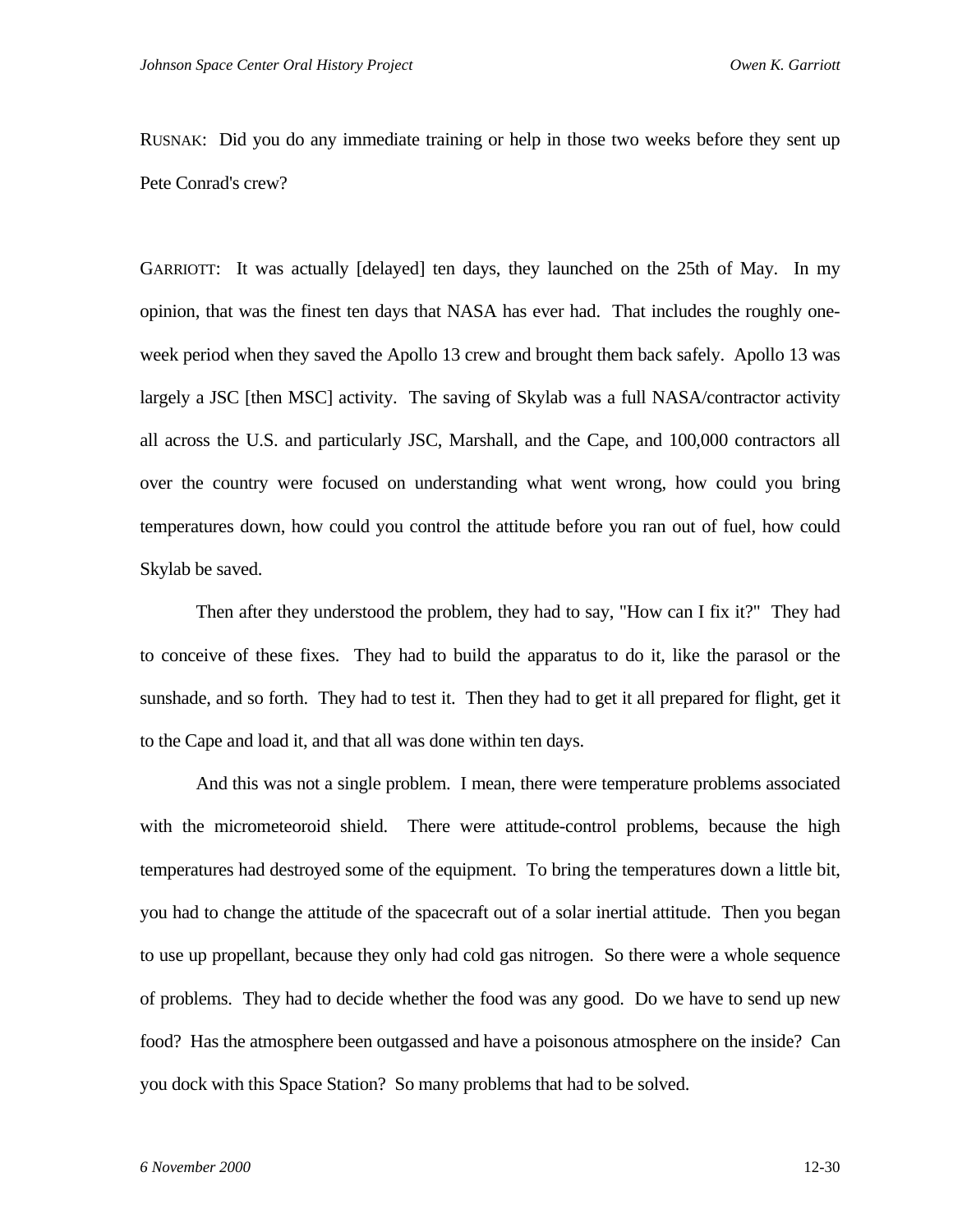RUSNAK: Did you do any immediate training or help in those two weeks before they sent up Pete Conrad's crew?

GARRIOTT: It was actually [delayed] ten days, they launched on the 25th of May. In my opinion, that was the finest ten days that NASA has ever had. That includes the roughly one-week period when they saved the Apollo 13 crew and brought them back safely. Apollo 13 was largely a JSC [then MSC] activity. The saving of Skylab was a full NASA/contractor activity all across the U.S. and particularly JSC, Marshall, and the Cape, and 100,000 contractors all over the country were focused on understanding what went wrong, how could you bring temperatures down, how could you control the attitude before you ran out of fuel, how could Skylab be saved.

Then after they understood the problem, they had to say, "How can I fix it?" They had to conceive of these fixes. They had to build the apparatus to do it, like the parasol or the sunshade, and so forth. They had to test it. Then they had to get it all prepared for flight, get it to the Cape and load it, and that all was done within ten days.

And this was not a single problem. I mean, there were temperature problems associated with the micrometeoroid shield. There were attitude-control problems, because the high temperatures had destroyed some of the equipment. To bring the temperatures down a little bit, you had to change the attitude of the spacecraft out of a solar inertial attitude. Then you began to use up propellant, because they only had cold gas nitrogen. So there were a whole sequence of problems. They had to decide whether the food was any good. Do we have to send up new food? Has the atmosphere been outgassed and have a poisonous atmosphere on the inside? Can you dock with this Space Station? So many problems that had to be solved.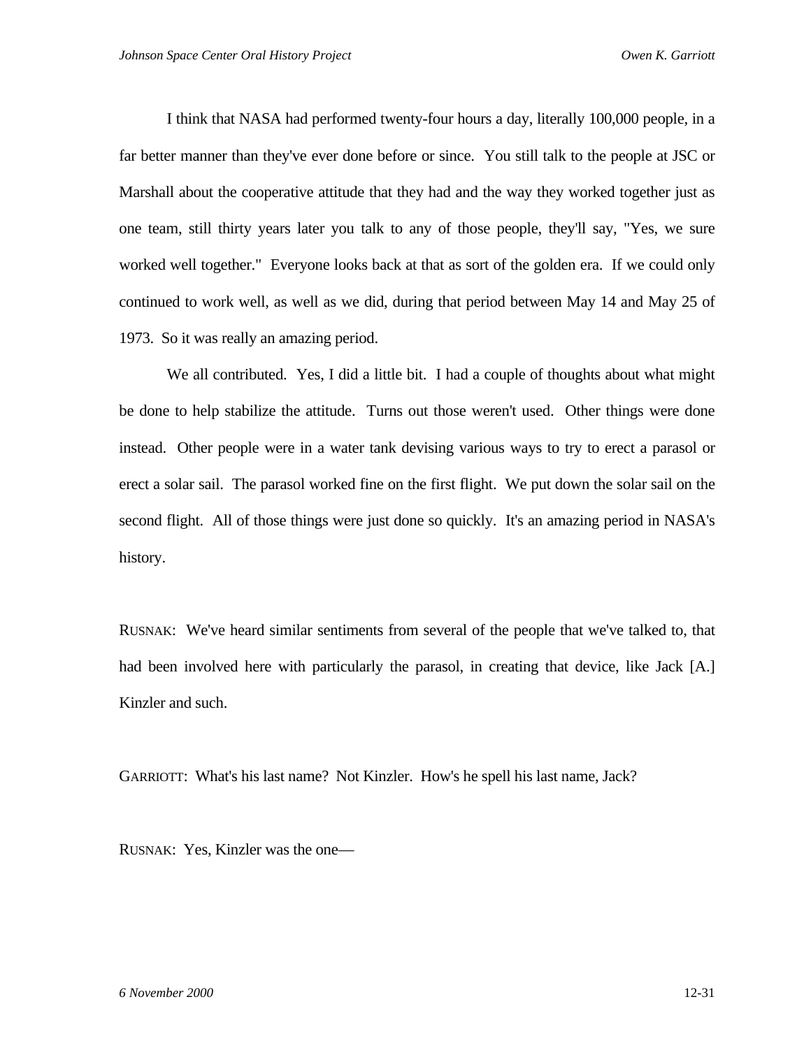I think that NASA had performed twenty-four hours a day, literally 100,000 people, in a far better manner than they've ever done before or since. You still talk to the people at JSC or Marshall about the cooperative attitude that they had and the way they worked together just as one team, still thirty years later you talk to any of those people, they'll say, "Yes, we sure worked well together." Everyone looks back at that as sort of the golden era. If we could only continued to work well, as well as we did, during that period between May 14 and May 25 of 1973. So it was really an amazing period.

We all contributed. Yes, I did a little bit. I had a couple of thoughts about what might be done to help stabilize the attitude. Turns out those weren't used. Other things were done instead. Other people were in a water tank devising various ways to try to erect a parasol or erect a solar sail. The parasol worked fine on the first flight. We put down the solar sail on the second flight. All of those things were just done so quickly. It's an amazing period in NASA's history.

RUSNAK: We've heard similar sentiments from several of the people that we've talked to, that had been involved here with particularly the parasol, in creating that device, like Jack [A.] Kinzler and such.

GARRIOTT: What's his last name? Not Kinzler. How's he spell his last name, Jack?

RUSNAK: Yes, Kinzler was the one—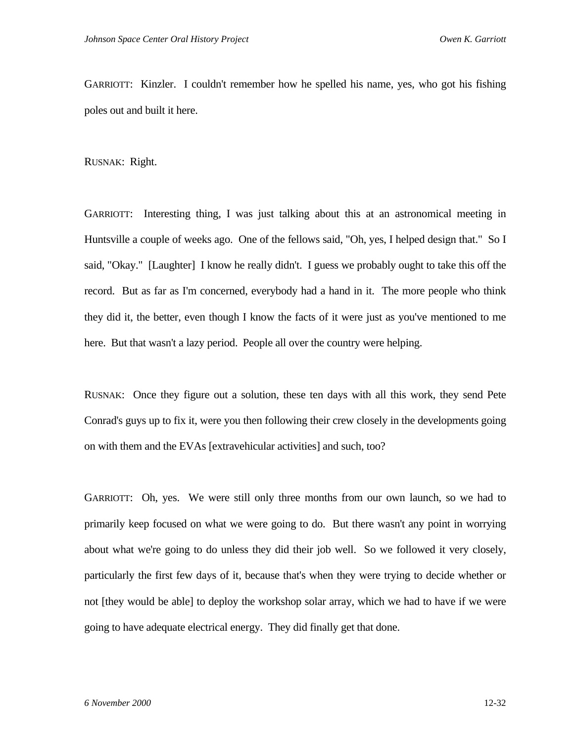GARRIOTT: Kinzler. I couldn't remember how he spelled his name, yes, who got his fishing poles out and built it here.

RUSNAK: Right.

GARRIOTT: Interesting thing, I was just talking about this at an astronomical meeting in Huntsville a couple of weeks ago. One of the fellows said, "Oh, yes, I helped design that." So I said, "Okay." [Laughter] I know he really didn't. I guess we probably ought to take this off the record. But as far as I'm concerned, everybody had a hand in it. The more people who think they did it, the better, even though I know the facts of it were just as you've mentioned to me here. But that wasn't a lazy period. People all over the country were helping.

RUSNAK: Once they figure out a solution, these ten days with all this work, they send Pete Conrad's guys up to fix it, were you then following their crew closely in the developments going on with them and the EVAs [extravehicular activities] and such, too?

GARRIOTT: Oh, yes. We were still only three months from our own launch, so we had to primarily keep focused on what we were going to do. But there wasn't any point in worrying about what we're going to do unless they did their job well. So we followed it very closely, particularly the first few days of it, because that's when they were trying to decide whether or not [they would be able] to deploy the workshop solar array, which we had to have if we were going to have adequate electrical energy. They did finally get that done.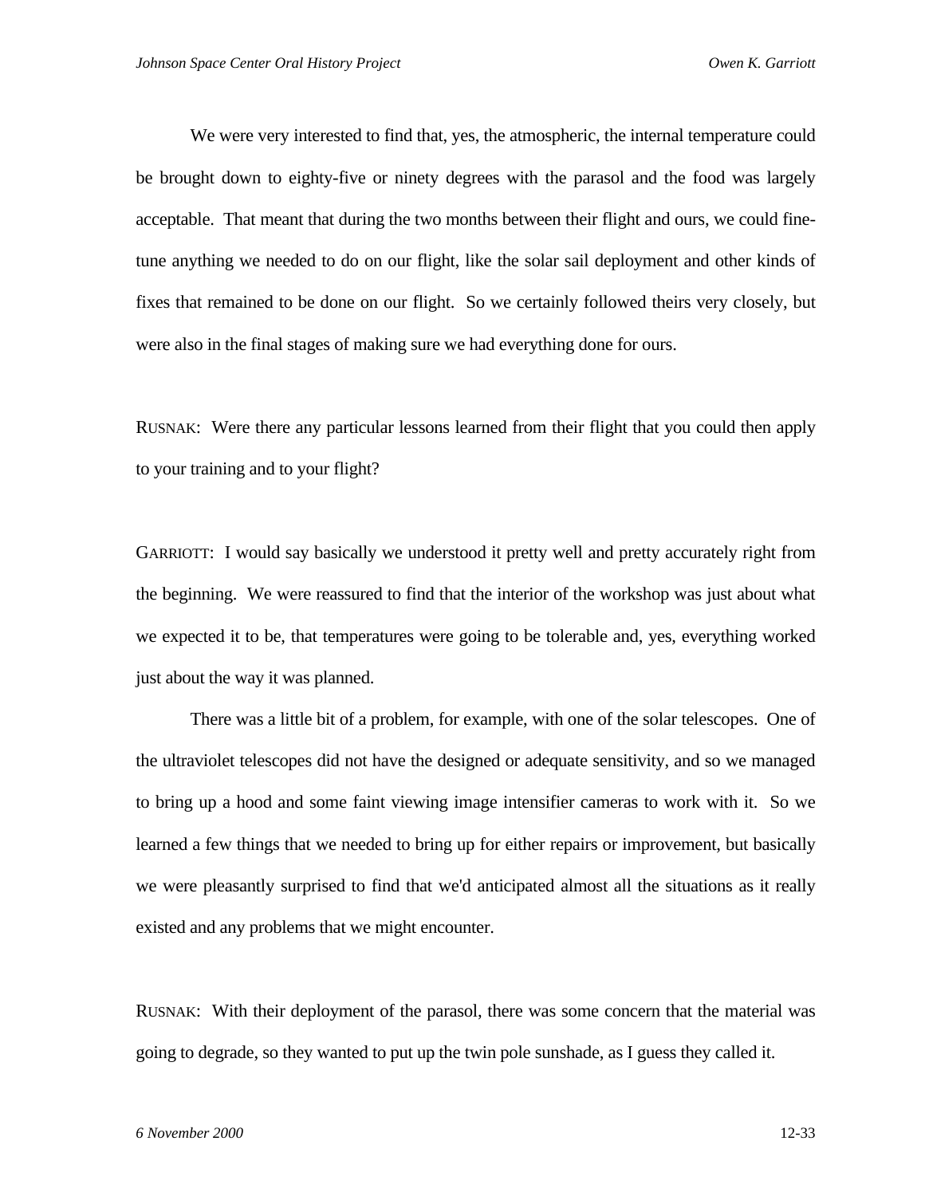We were very interested to find that, yes, the atmospheric, the internal temperature could be brought down to eighty-five or ninety degrees with the parasol and the food was largely acceptable. That meant that during the two months between their flight and ours, we could fine-tune anything we needed to do on our flight, like the solar sail deployment and other kinds of fixes that remained to be done on our flight. So we certainly followed theirs very closely, but were also in the final stages of making sure we had everything done for ours.

RUSNAK: Were there any particular lessons learned from their flight that you could then apply to your training and to your flight?

GARRIOTT: I would say basically we understood it pretty well and pretty accurately right from the beginning. We were reassured to find that the interior of the workshop was just about what we expected it to be, that temperatures were going to be tolerable and, yes, everything worked just about the way it was planned.

There was a little bit of a problem, for example, with one of the solar telescopes. One of the ultraviolet telescopes did not have the designed or adequate sensitivity, and so we managed to bring up a hood and some faint viewing image intensifier cameras to work with it. So we learned a few things that we needed to bring up for either repairs or improvement, but basically we were pleasantly surprised to find that we'd anticipated almost all the situations as it really existed and any problems that we might encounter.

RUSNAK: With their deployment of the parasol, there was some concern that the material was going to degrade, so they wanted to put up the twin pole sunshade, as I guess they called it.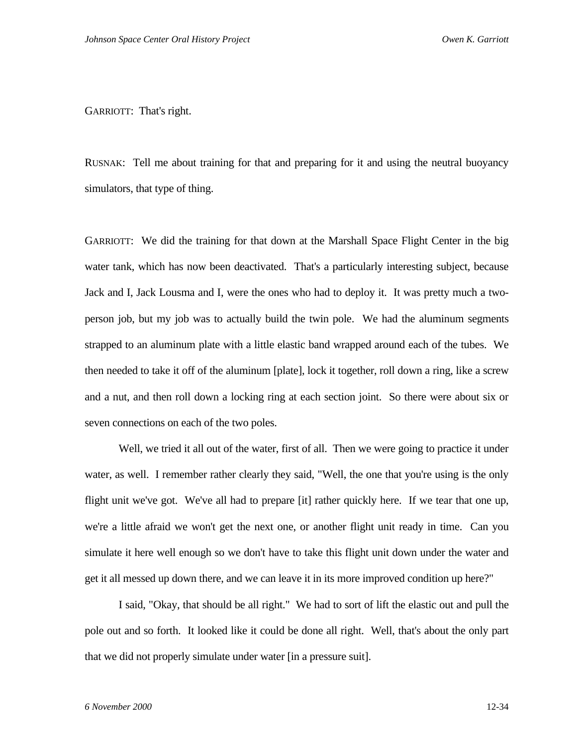GARRIOTT: That's right.

RUSNAK: Tell me about training for that and preparing for it and using the neutral buoyancy simulators, that type of thing.

GARRIOTT: We did the training for that down at the Marshall Space Flight Center in the big water tank, which has now been deactivated. That's a particularly interesting subject, because Jack and I, Jack Lousma and I, were the ones who had to deploy it. It was pretty much a two-person job, but my job was to actually build the twin pole. We had the aluminum segments strapped to an aluminum plate with a little elastic band wrapped around each of the tubes. We then needed to take it off of the aluminum [plate], lock it together, roll down a ring, like a screw and a nut, and then roll down a locking ring at each section joint. So there were about six or seven connections on each of the two poles.

Well, we tried it all out of the water, first of all. Then we were going to practice it under water, as well. I remember rather clearly they said, "Well, the one that you're using is the only flight unit we've got. We've all had to prepare [it] rather quickly here. If we tear that one up, we're a little afraid we won't get the next one, or another flight unit ready in time. Can you simulate it here well enough so we don't have to take this flight unit down under the water and get it all messed up down there, and we can leave it in its more improved condition up here?"

I said, "Okay, that should be all right." We had to sort of lift the elastic out and pull the pole out and so forth. It looked like it could be done all right. Well, that's about the only part that we did not properly simulate under water [in a pressure suit].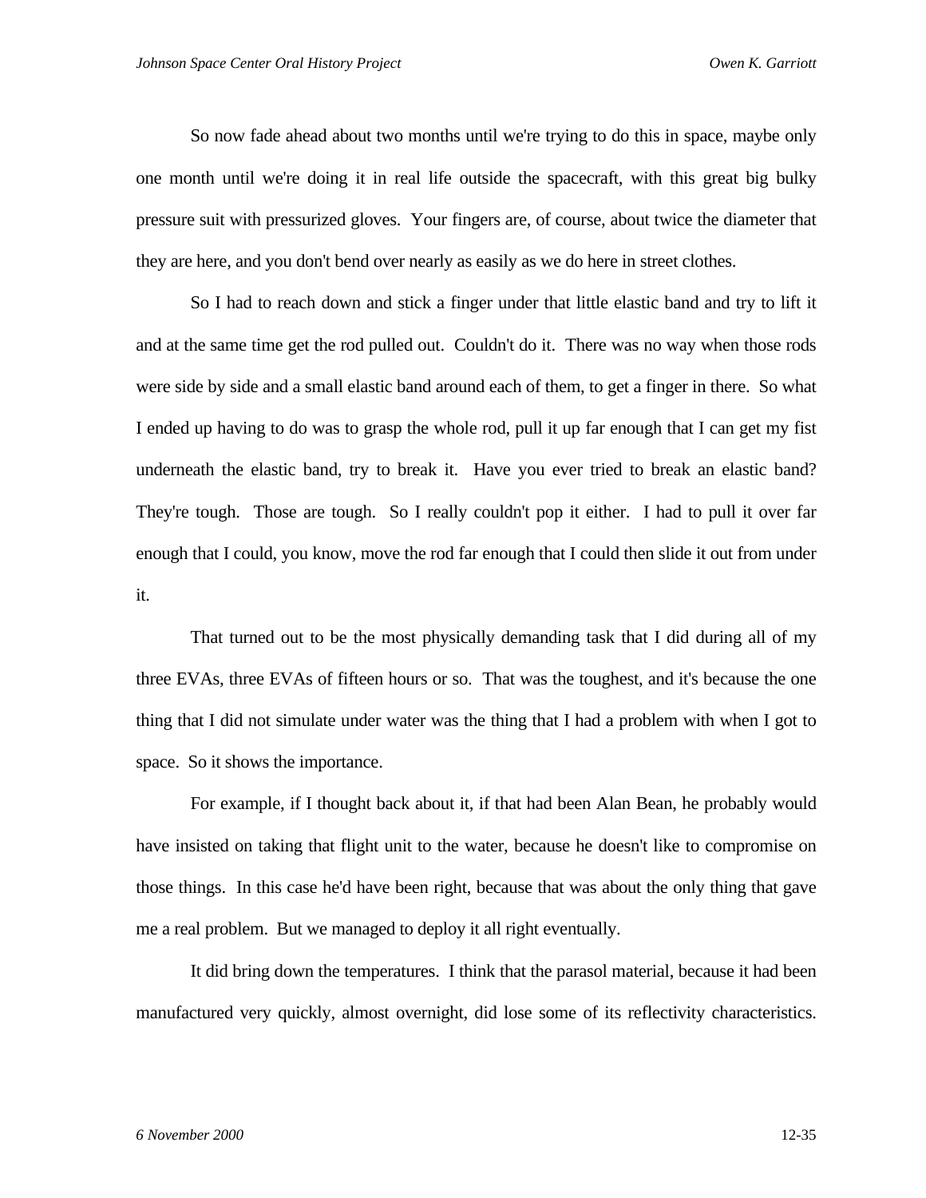So now fade ahead about two months until we're trying to do this in space, maybe only one month until we're doing it in real life outside the spacecraft, with this great big bulky pressure suit with pressurized gloves. Your fingers are, of course, about twice the diameter that they are here, and you don't bend over nearly as easily as we do here in street clothes.

So I had to reach down and stick a finger under that little elastic band and try to lift it and at the same time get the rod pulled out. Couldn't do it. There was no way when those rods were side by side and a small elastic band around each of them, to get a finger in there. So what I ended up having to do was to grasp the whole rod, pull it up far enough that I can get my fist underneath the elastic band, try to break it. Have you ever tried to break an elastic band? They're tough. Those are tough. So I really couldn't pop it either. I had to pull it over far enough that I could, you know, move the rod far enough that I could then slide it out from under it.

That turned out to be the most physically demanding task that I did during all of my three EVAs, three EVAs of fifteen hours or so. That was the toughest, and it's because the one thing that I did not simulate under water was the thing that I had a problem with when I got to space. So it shows the importance.

For example, if I thought back about it, if that had been Alan Bean, he probably would have insisted on taking that flight unit to the water, because he doesn't like to compromise on those things. In this case he'd have been right, because that was about the only thing that gave me a real problem. But we managed to deploy it all right eventually.

It did bring down the temperatures. I think that the parasol material, because it had been manufactured very quickly, almost overnight, did lose some of its reflectivity characteristics.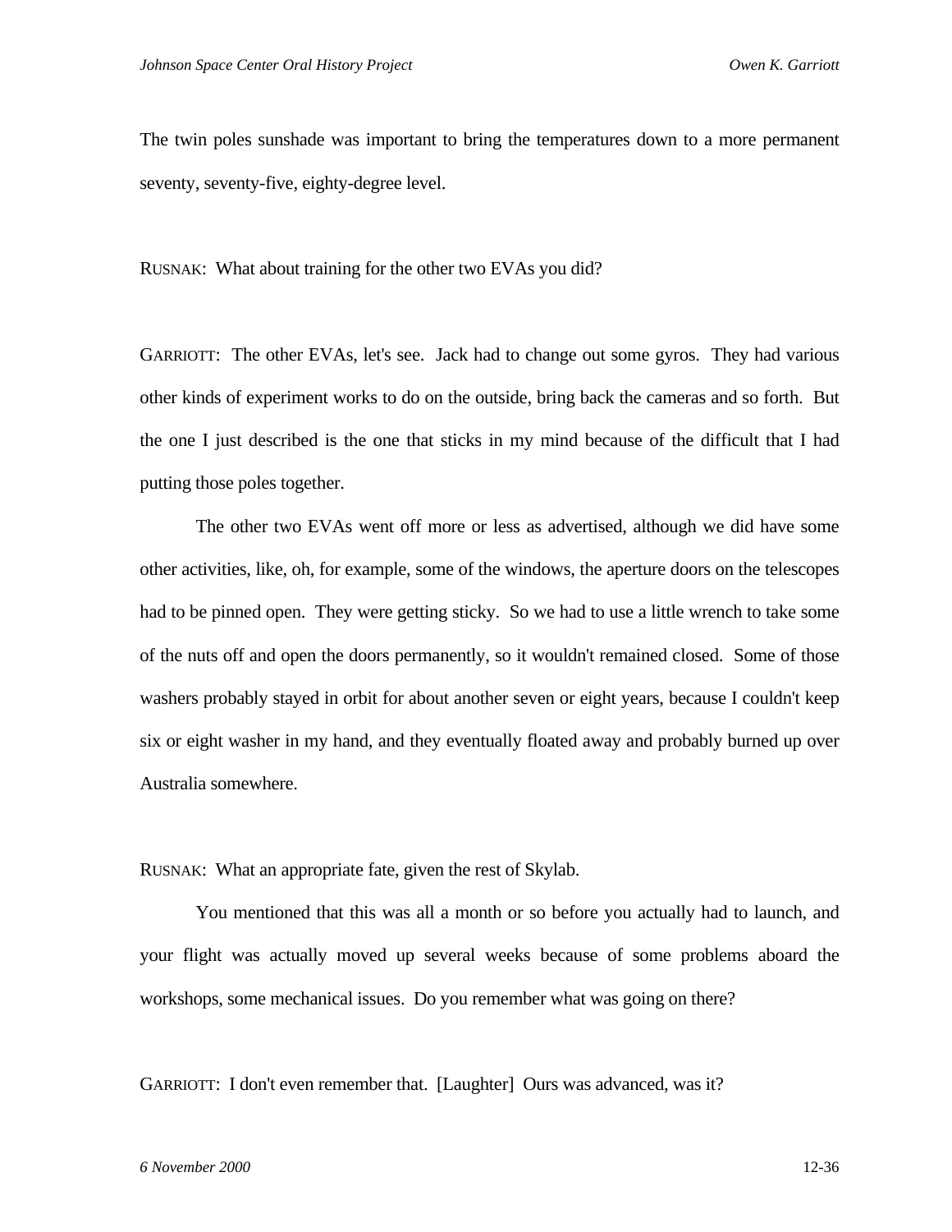The twin poles sunshade was important to bring the temperatures down to a more permanent seventy, seventy-five, eighty-degree level.

RUSNAK: What about training for the other two EVAs you did?

GARRIOTT: The other EVAs, let's see. Jack had to change out some gyros. They had various other kinds of experiment works to do on the outside, bring back the cameras and so forth. But the one I just described is the one that sticks in my mind because of the difficult that I had putting those poles together.

The other two EVAs went off more or less as advertised, although we did have some other activities, like, oh, for example, some of the windows, the aperture doors on the telescopes had to be pinned open. They were getting sticky. So we had to use a little wrench to take some of the nuts off and open the doors permanently, so it wouldn't remained closed. Some of those washers probably stayed in orbit for about another seven or eight years, because I couldn't keep six or eight washer in my hand, and they eventually floated away and probably burned up over Australia somewhere.

RUSNAK: What an appropriate fate, given the rest of Skylab.

You mentioned that this was all a month or so before you actually had to launch, and your flight was actually moved up several weeks because of some problems aboard the workshops, some mechanical issues. Do you remember what was going on there?

GARRIOTT: I don't even remember that. [Laughter] Ours was advanced, was it?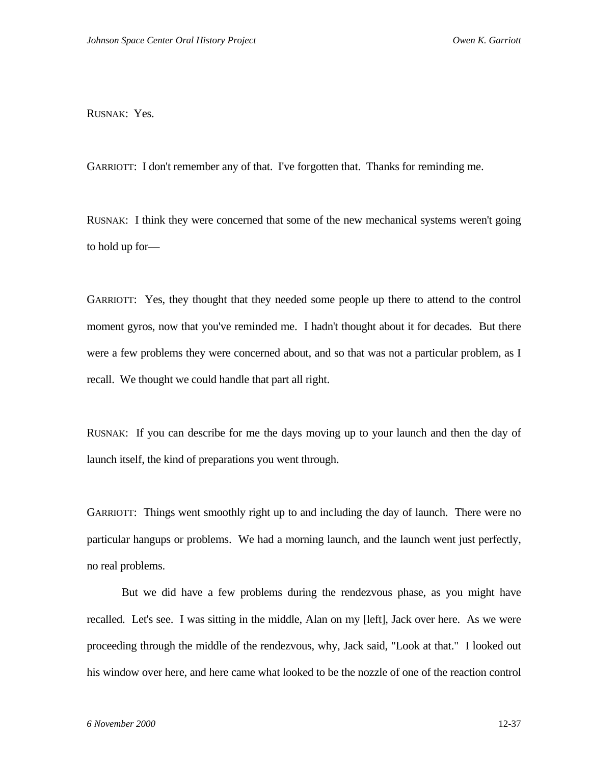RUSNAK: Yes.

GARRIOTT: I don't remember any of that. I've forgotten that. Thanks for reminding me.

RUSNAK: I think they were concerned that some of the new mechanical systems weren't going to hold up for—

GARRIOTT: Yes, they thought that they needed some people up there to attend to the control moment gyros, now that you've reminded me. I hadn't thought about it for decades. But there were a few problems they were concerned about, and so that was not a particular problem, as I recall. We thought we could handle that part all right.

RUSNAK: If you can describe for me the days moving up to your launch and then the day of launch itself, the kind of preparations you went through.

GARRIOTT: Things went smoothly right up to and including the day of launch. There were no particular hangups or problems. We had a morning launch, and the launch went just perfectly, no real problems.

But we did have a few problems during the rendezvous phase, as you might have recalled. Let's see. I was sitting in the middle, Alan on my [left], Jack over here. As we were proceeding through the middle of the rendezvous, why, Jack said, "Look at that." I looked out his window over here, and here came what looked to be the nozzle of one of the reaction control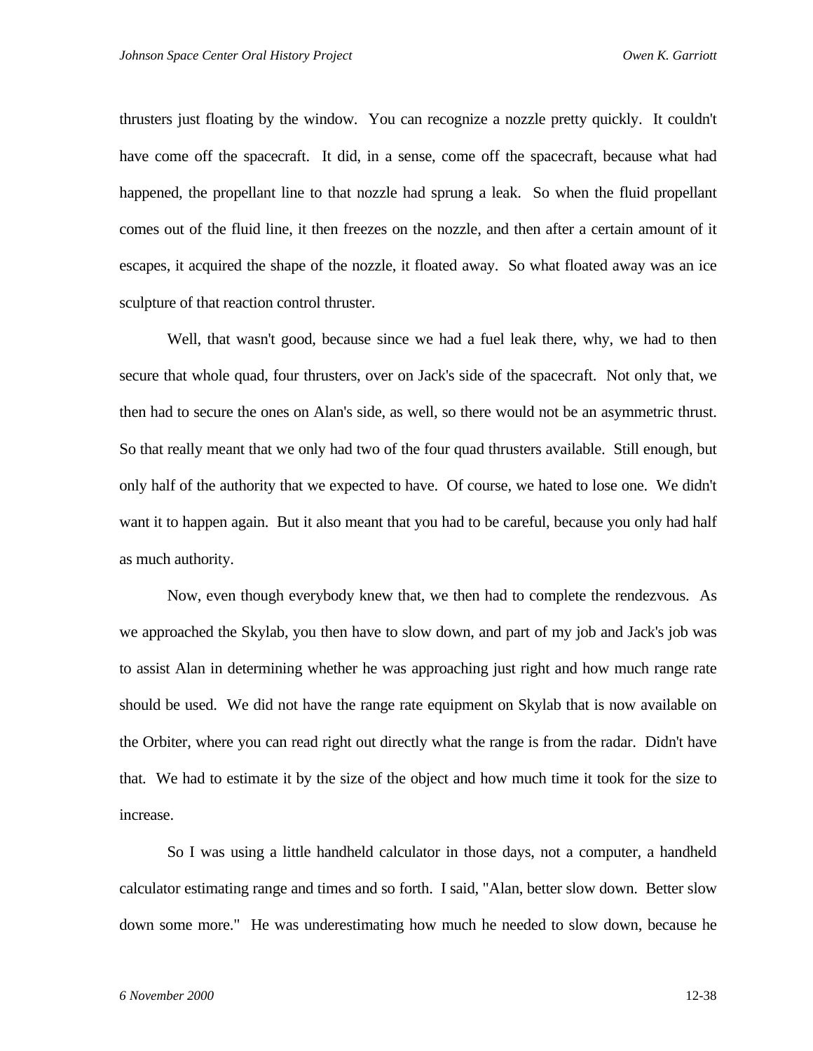thrusters just floating by the window. You can recognize a nozzle pretty quickly. It couldn't have come off the spacecraft. It did, in a sense, come off the spacecraft, because what had happened, the propellant line to that nozzle had sprung a leak. So when the fluid propellant comes out of the fluid line, it then freezes on the nozzle, and then after a certain amount of it escapes, it acquired the shape of the nozzle, it floated away. So what floated away was an ice sculpture of that reaction control thruster.

Well, that wasn't good, because since we had a fuel leak there, why, we had to then secure that whole quad, four thrusters, over on Jack's side of the spacecraft. Not only that, we then had to secure the ones on Alan's side, as well, so there would not be an asymmetric thrust. So that really meant that we only had two of the four quad thrusters available. Still enough, but only half of the authority that we expected to have. Of course, we hated to lose one. We didn't want it to happen again. But it also meant that you had to be careful, because you only had half as much authority.

Now, even though everybody knew that, we then had to complete the rendezvous. As we approached the Skylab, you then have to slow down, and part of my job and Jack's job was to assist Alan in determining whether he was approaching just right and how much range rate should be used. We did not have the range rate equipment on Skylab that is now available on the Orbiter, where you can read right out directly what the range is from the radar. Didn't have that. We had to estimate it by the size of the object and how much time it took for the size to increase.

So I was using a little handheld calculator in those days, not a computer, a handheld calculator estimating range and times and so forth. I said, "Alan, better slow down. Better slow down some more." He was underestimating how much he needed to slow down, because he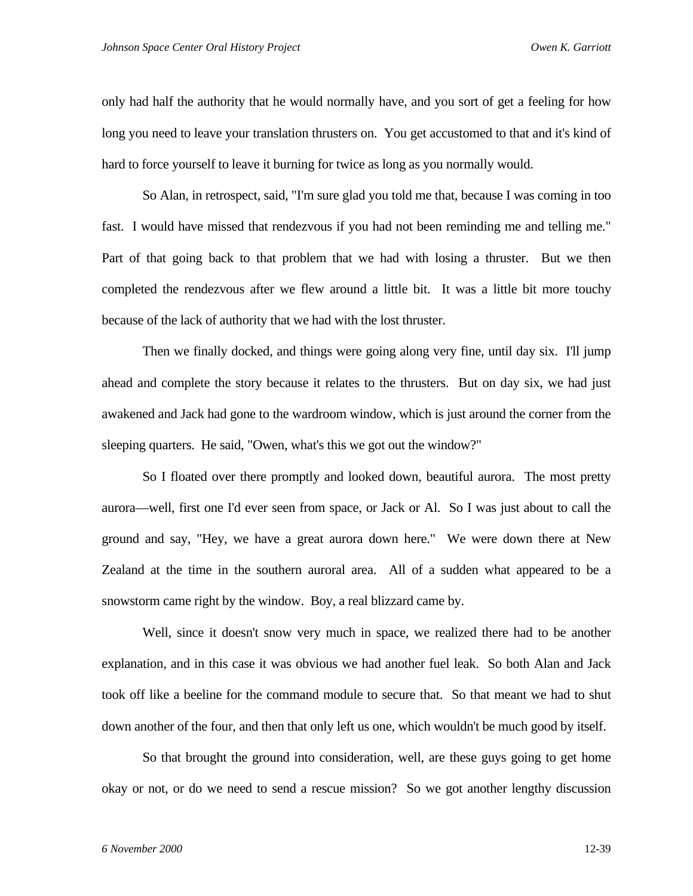only had half the authority that he would normally have, and you sort of get a feeling for how long you need to leave your translation thrusters on. You get accustomed to that and it's kind of hard to force yourself to leave it burning for twice as long as you normally would.

So Alan, in retrospect, said, "I'm sure glad you told me that, because I was coming in too fast. I would have missed that rendezvous if you had not been reminding me and telling me." Part of that going back to that problem that we had with losing a thruster. But we then completed the rendezvous after we flew around a little bit. It was a little bit more touchy because of the lack of authority that we had with the lost thruster.

Then we finally docked, and things were going along very fine, until day six. I'll jump ahead and complete the story because it relates to the thrusters. But on day six, we had just awakened and Jack had gone to the wardroom window, which is just around the corner from the sleeping quarters. He said, "Owen, what's this we got out the window?"

So I floated over there promptly and looked down, beautiful aurora. The most pretty aurora—well, first one I'd ever seen from space, or Jack or Al. So I was just about to call the ground and say, "Hey, we have a great aurora down here." We were down there at New Zealand at the time in the southern auroral area. All of a sudden what appeared to be a snowstorm came right by the window. Boy, a real blizzard came by.

Well, since it doesn't snow very much in space, we realized there had to be another explanation, and in this case it was obvious we had another fuel leak. So both Alan and Jack took off like a beeline for the command module to secure that. So that meant we had to shut down another of the four, and then that only left us one, which wouldn't be much good by itself.

So that brought the ground into consideration, well, are these guys going to get home okay or not, or do we need to send a rescue mission? So we got another lengthy discussion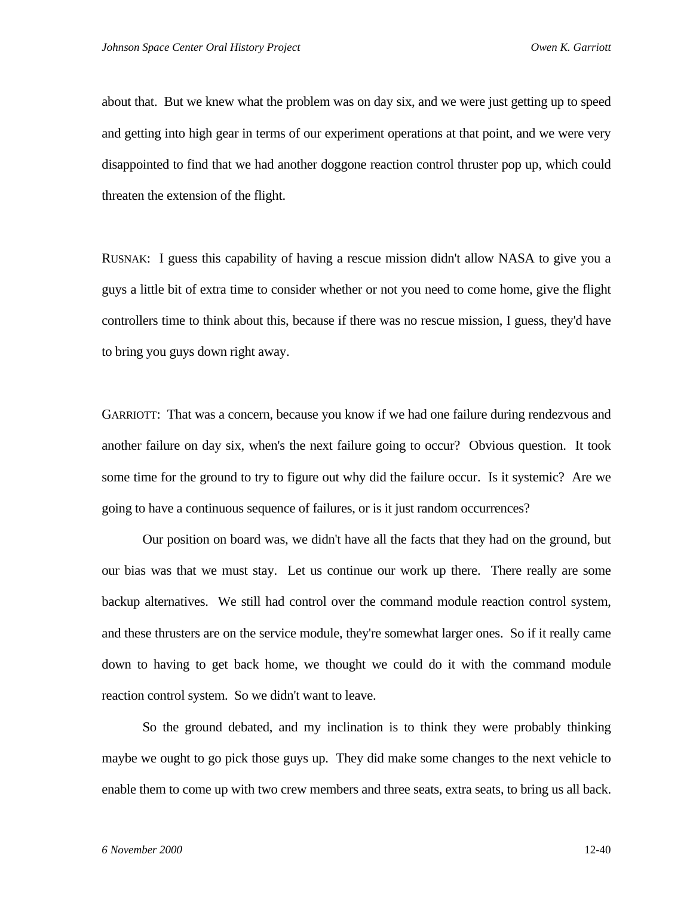about that. But we knew what the problem was on day six, and we were just getting up to speed and getting into high gear in terms of our experiment operations at that point, and we were very disappointed to find that we had another doggone reaction control thruster pop up, which could threaten the extension of the flight.

RUSNAK: I guess this capability of having a rescue mission didn't allow NASA to give you a guys a little bit of extra time to consider whether or not you need to come home, give the flight controllers time to think about this, because if there was no rescue mission, I guess, they'd have to bring you guys down right away.

GARRIOTT: That was a concern, because you know if we had one failure during rendezvous and another failure on day six, when's the next failure going to occur? Obvious question. It took some time for the ground to try to figure out why did the failure occur. Is it systemic? Are we going to have a continuous sequence of failures, or is it just random occurrences?

Our position on board was, we didn't have all the facts that they had on the ground, but our bias was that we must stay. Let us continue our work up there. There really are some backup alternatives. We still had control over the command module reaction control system, and these thrusters are on the service module, they're somewhat larger ones. So if it really came down to having to get back home, we thought we could do it with the command module reaction control system. So we didn't want to leave.

So the ground debated, and my inclination is to think they were probably thinking maybe we ought to go pick those guys up. They did make some changes to the next vehicle to enable them to come up with two crew members and three seats, extra seats, to bring us all back.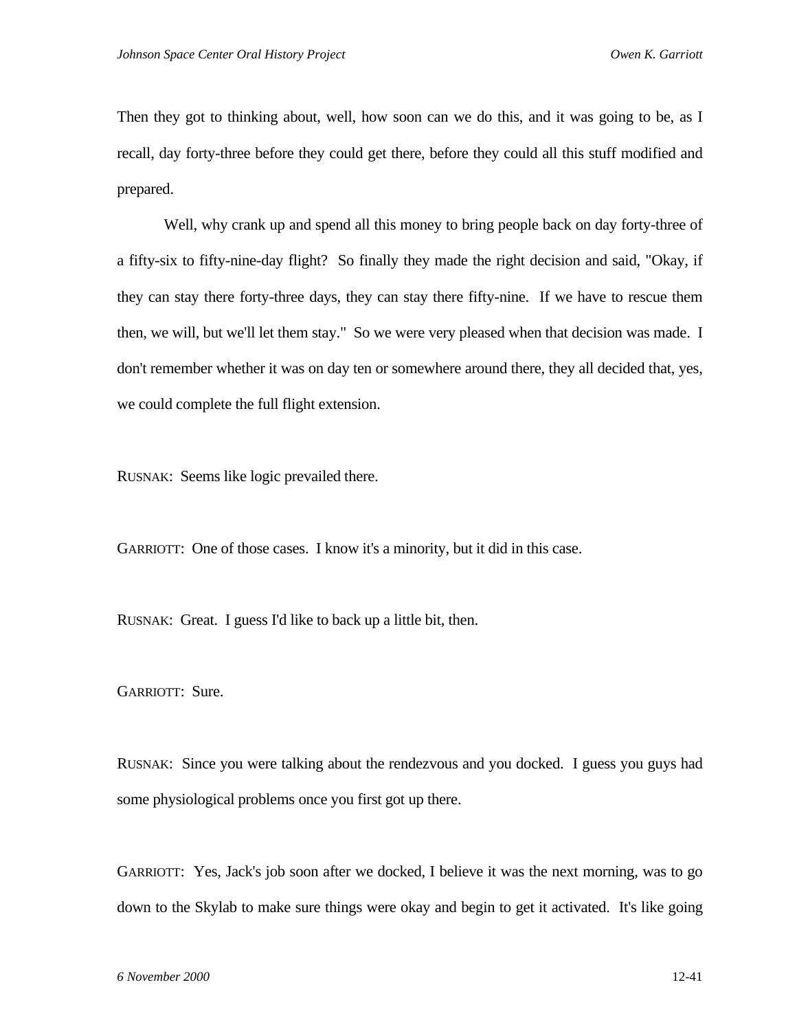Then they got to thinking about, well, how soon can we do this, and it was going to be, as I recall, day forty-three before they could get there, before they could all this stuff modified and prepared.

Well, why crank up and spend all this money to bring people back on day forty-three of a fifty-six to fifty-nine-day flight? So finally they made the right decision and said, "Okay, if they can stay there forty-three days, they can stay there fifty-nine. If we have to rescue them then, we will, but we'll let them stay." So we were very pleased when that decision was made. I don't remember whether it was on day ten or somewhere around there, they all decided that, yes, we could complete the full flight extension.

RUSNAK: Seems like logic prevailed there.

GARRIOTT: One of those cases. I know it's a minority, but it did in this case.

RUSNAK: Great. I guess I'd like to back up a little bit, then.

GARRIOTT: Sure.

RUSNAK: Since you were talking about the rendezvous and you docked. I guess you guys had some physiological problems once you first got up there.

GARRIOTT: Yes, Jack's job soon after we docked, I believe it was the next morning, was to go down to the Skylab to make sure things were okay and begin to get it activated. It's like going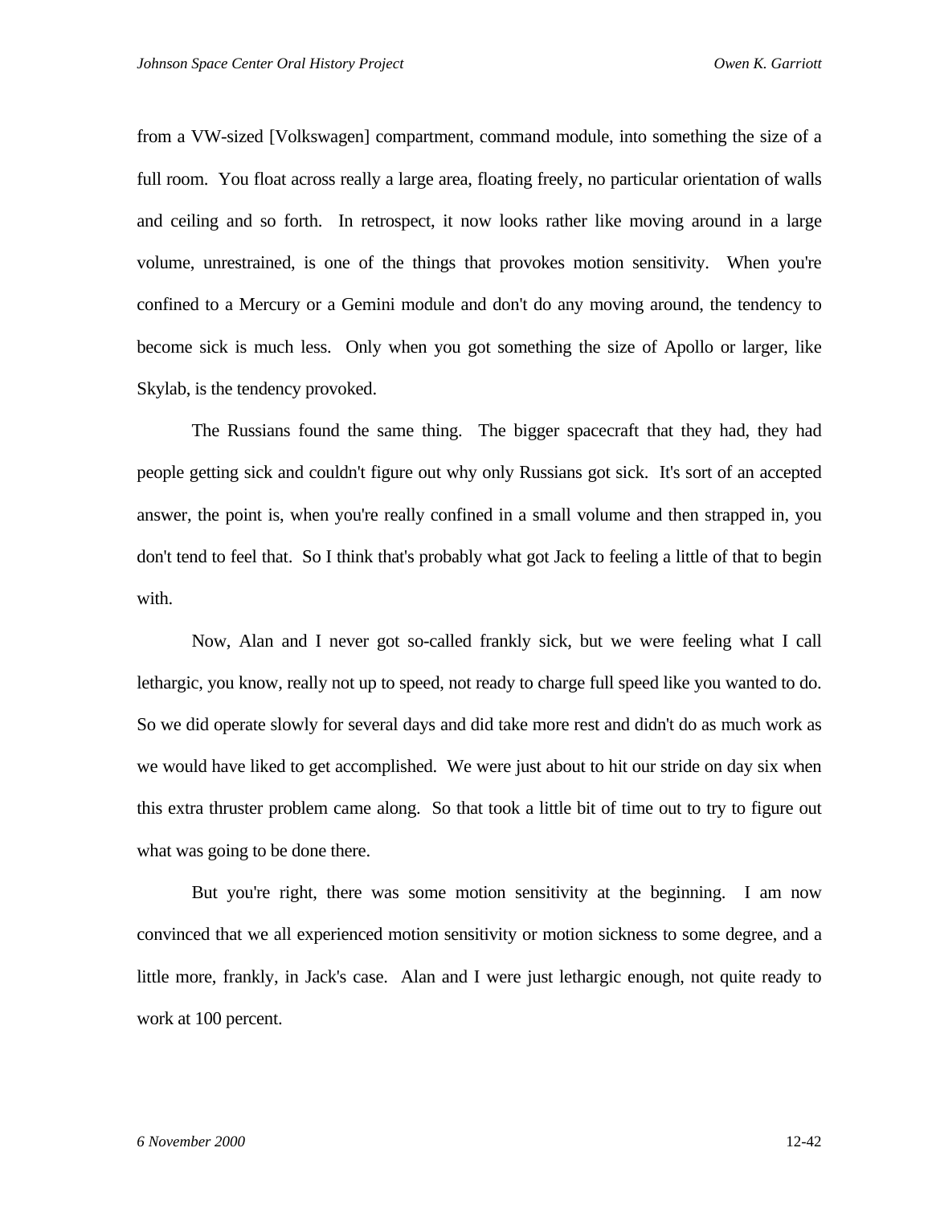from a VW-sized [Volkswagen] compartment, command module, into something the size of a full room. You float across really a large area, floating freely, no particular orientation of walls and ceiling and so forth. In retrospect, it now looks rather like moving around in a large volume, unrestrained, is one of the things that provokes motion sensitivity. When you're confined to a Mercury or a Gemini module and don't do any moving around, the tendency to become sick is much less. Only when you got something the size of Apollo or larger, like Skylab, is the tendency provoked.

The Russians found the same thing. The bigger spacecraft that they had, they had people getting sick and couldn't figure out why only Russians got sick. It's sort of an accepted answer, the point is, when you're really confined in a small volume and then strapped in, you don't tend to feel that. So I think that's probably what got Jack to feeling a little of that to begin with.

Now, Alan and I never got so-called frankly sick, but we were feeling what I call lethargic, you know, really not up to speed, not ready to charge full speed like you wanted to do. So we did operate slowly for several days and did take more rest and didn't do as much work as we would have liked to get accomplished. We were just about to hit our stride on day six when this extra thruster problem came along. So that took a little bit of time out to try to figure out what was going to be done there.

But you're right, there was some motion sensitivity at the beginning. I am now convinced that we all experienced motion sensitivity or motion sickness to some degree, and a little more, frankly, in Jack's case. Alan and I were just lethargic enough, not quite ready to work at 100 percent.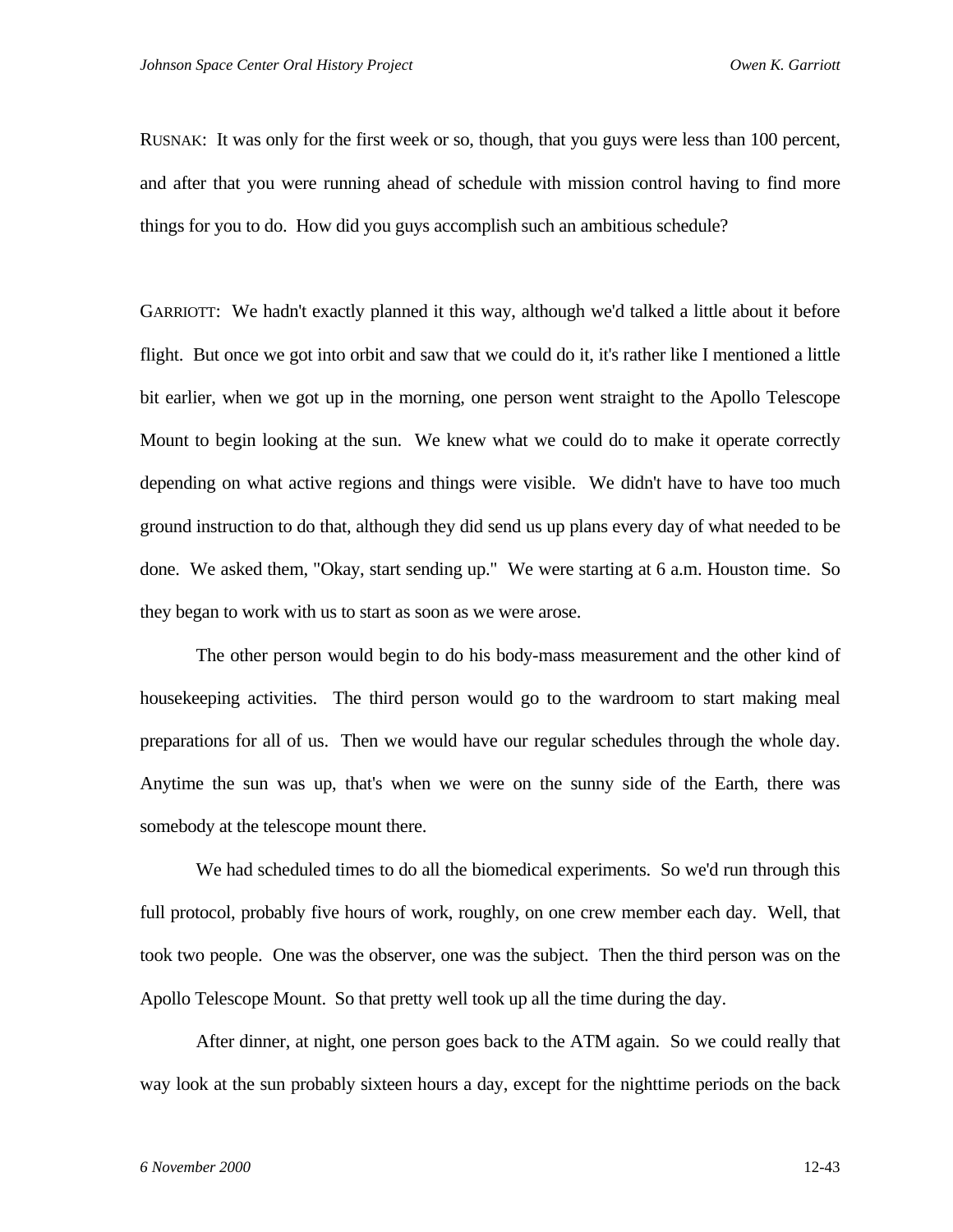RUSNAK: It was only for the first week or so, though, that you guys were less than 100 percent, and after that you were running ahead of schedule with mission control having to find more things for you to do. How did you guys accomplish such an ambitious schedule?

GARRIOTT: We hadn't exactly planned it this way, although we'd talked a little about it before flight. But once we got into orbit and saw that we could do it, it's rather like I mentioned a little bit earlier, when we got up in the morning, one person went straight to the Apollo Telescope Mount to begin looking at the sun. We knew what we could do to make it operate correctly depending on what active regions and things were visible. We didn't have to have too much ground instruction to do that, although they did send us up plans every day of what needed to be done. We asked them, "Okay, start sending up." We were starting at 6 a.m. Houston time. So they began to work with us to start as soon as we were arose.

The other person would begin to do his body-mass measurement and the other kind of housekeeping activities. The third person would go to the wardroom to start making meal preparations for all of us. Then we would have our regular schedules through the whole day. Anytime the sun was up, that's when we were on the sunny side of the Earth, there was somebody at the telescope mount there.

We had scheduled times to do all the biomedical experiments. So we'd run through this full protocol, probably five hours of work, roughly, on one crew member each day. Well, that took two people. One was the observer, one was the subject. Then the third person was on the Apollo Telescope Mount. So that pretty well took up all the time during the day.

After dinner, at night, one person goes back to the ATM again. So we could really that way look at the sun probably sixteen hours a day, except for the nighttime periods on the back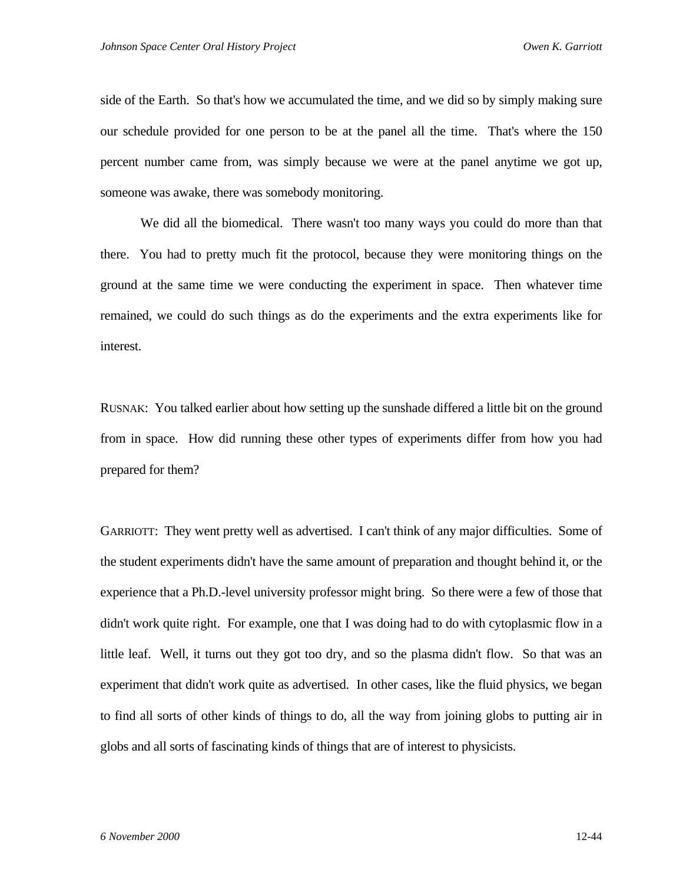side of the Earth. So that's how we accumulated the time, and we did so by simply making sure our schedule provided for one person to be at the panel all the time. That's where the 150 percent number came from, was simply because we were at the panel anytime we got up, someone was awake, there was somebody monitoring.

We did all the biomedical. There wasn't too many ways you could do more than that there. You had to pretty much fit the protocol, because they were monitoring things on the ground at the same time we were conducting the experiment in space. Then whatever time remained, we could do such things as do the experiments and the extra experiments like for interest.

RUSNAK: You talked earlier about how setting up the sunshade differed a little bit on the ground from in space. How did running these other types of experiments differ from how you had prepared for them?

GARRIOTT: They went pretty well as advertised. I can't think of any major difficulties. Some of the student experiments didn't have the same amount of preparation and thought behind it, or the experience that a Ph.D.-level university professor might bring. So there were a few of those that didn't work quite right. For example, one that I was doing had to do with cytoplasmic flow in a little leaf. Well, it turns out they got too dry, and so the plasma didn't flow. So that was an experiment that didn't work quite as advertised. In other cases, like the fluid physics, we began to find all sorts of other kinds of things to do, all the way from joining globs to putting air in globs and all sorts of fascinating kinds of things that are of interest to physicists.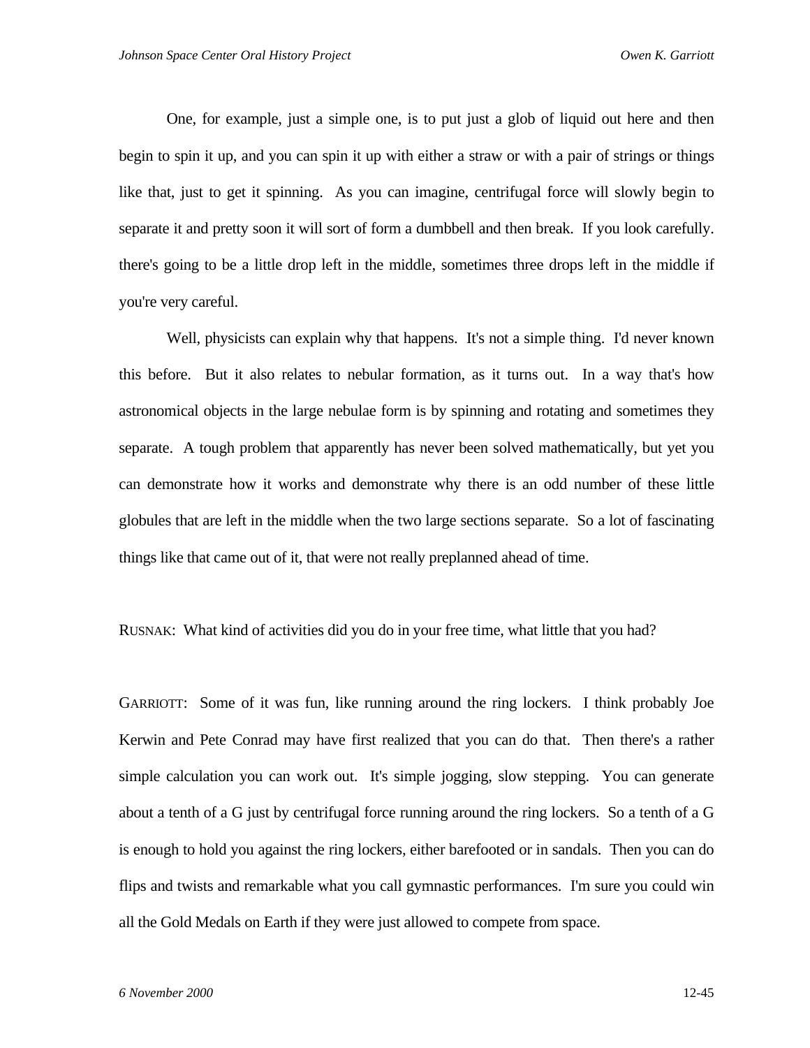One, for example, just a simple one, is to put just a glob of liquid out here and then begin to spin it up, and you can spin it up with either a straw or with a pair of strings or things like that, just to get it spinning. As you can imagine, centrifugal force will slowly begin to separate it and pretty soon it will sort of form a dumbbell and then break. If you look carefully. there's going to be a little drop left in the middle, sometimes three drops left in the middle if you're very careful.

Well, physicists can explain why that happens. It's not a simple thing. I'd never known this before. But it also relates to nebular formation, as it turns out. In a way that's how astronomical objects in the large nebulae form is by spinning and rotating and sometimes they separate. A tough problem that apparently has never been solved mathematically, but yet you can demonstrate how it works and demonstrate why there is an odd number of these little globules that are left in the middle when the two large sections separate. So a lot of fascinating things like that came out of it, that were not really preplanned ahead of time.

RUSNAK: What kind of activities did you do in your free time, what little that you had?

GARRIOTT: Some of it was fun, like running around the ring lockers. I think probably Joe Kerwin and Pete Conrad may have first realized that you can do that. Then there's a rather simple calculation you can work out. It's simple jogging, slow stepping. You can generate about a tenth of a G just by centrifugal force running around the ring lockers. So a tenth of a G is enough to hold you against the ring lockers, either barefooted or in sandals. Then you can do flips and twists and remarkable what you call gymnastic performances. I'm sure you could win all the Gold Medals on Earth if they were just allowed to compete from space.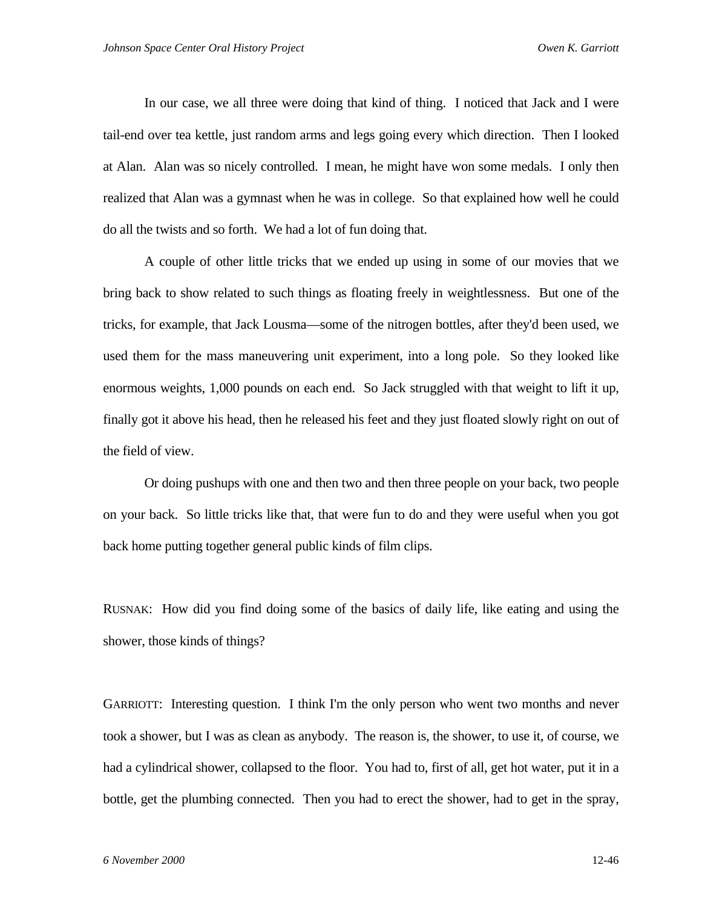In our case, we all three were doing that kind of thing. I noticed that Jack and I were tail-end over tea kettle, just random arms and legs going every which direction. Then I looked at Alan. Alan was so nicely controlled. I mean, he might have won some medals. I only then realized that Alan was a gymnast when he was in college. So that explained how well he could do all the twists and so forth. We had a lot of fun doing that.

A couple of other little tricks that we ended up using in some of our movies that we bring back to show related to such things as floating freely in weightlessness. But one of the tricks, for example, that Jack Lousma—some of the nitrogen bottles, after they'd been used, we used them for the mass maneuvering unit experiment, into a long pole. So they looked like enormous weights, 1,000 pounds on each end. So Jack struggled with that weight to lift it up, finally got it above his head, then he released his feet and they just floated slowly right on out of the field of view.

Or doing pushups with one and then two and then three people on your back, two people on your back. So little tricks like that, that were fun to do and they were useful when you got back home putting together general public kinds of film clips.

RUSNAK: How did you find doing some of the basics of daily life, like eating and using the shower, those kinds of things?

GARRIOTT: Interesting question. I think I'm the only person who went two months and never took a shower, but I was as clean as anybody. The reason is, the shower, to use it, of course, we had a cylindrical shower, collapsed to the floor. You had to, first of all, get hot water, put it in a bottle, get the plumbing connected. Then you had to erect the shower, had to get in the spray,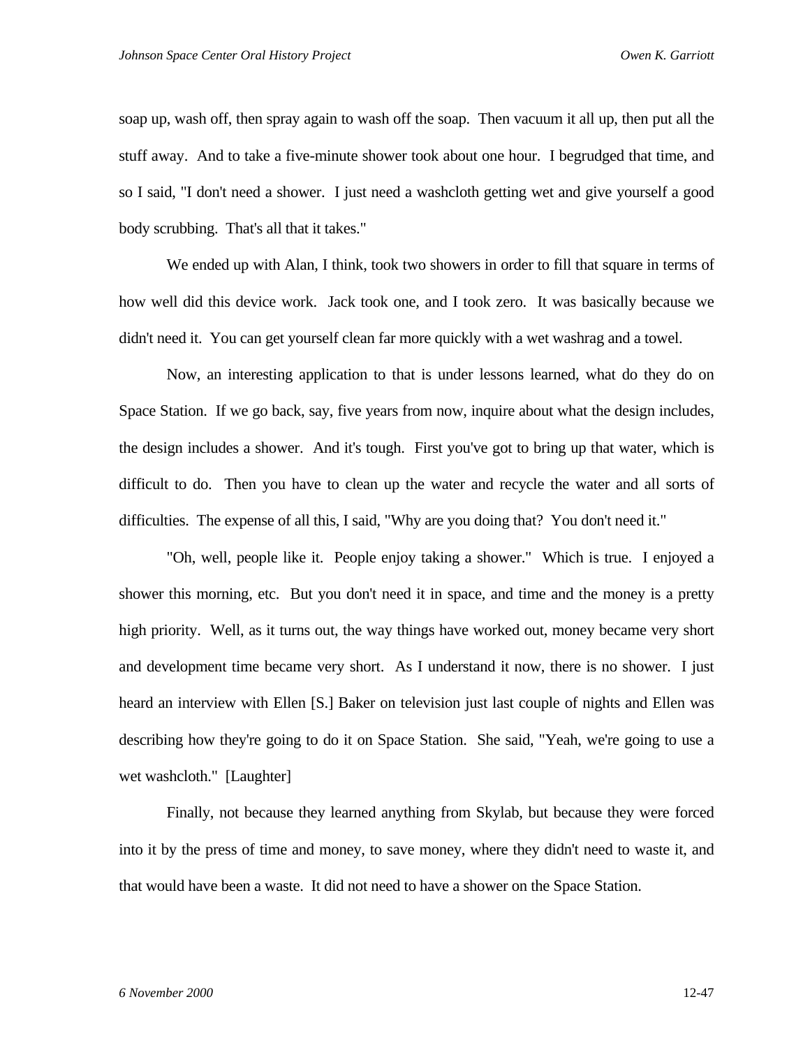soap up, wash off, then spray again to wash off the soap. Then vacuum it all up, then put all the stuff away. And to take a five-minute shower took about one hour. I begrudged that time, and so I said, "I don't need a shower. I just need a washcloth getting wet and give yourself a good body scrubbing. That's all that it takes."

We ended up with Alan, I think, took two showers in order to fill that square in terms of how well did this device work. Jack took one, and I took zero. It was basically because we didn't need it. You can get yourself clean far more quickly with a wet washrag and a towel.

Now, an interesting application to that is under lessons learned, what do they do on Space Station. If we go back, say, five years from now, inquire about what the design includes, the design includes a shower. And it's tough. First you've got to bring up that water, which is difficult to do. Then you have to clean up the water and recycle the water and all sorts of difficulties. The expense of all this, I said, "Why are you doing that? You don't need it."

"Oh, well, people like it. People enjoy taking a shower." Which is true. I enjoyed a shower this morning, etc. But you don't need it in space, and time and the money is a pretty high priority. Well, as it turns out, the way things have worked out, money became very short and development time became very short. As I understand it now, there is no shower. I just heard an interview with Ellen [S.] Baker on television just last couple of nights and Ellen was describing how they're going to do it on Space Station. She said, "Yeah, we're going to use a wet washcloth." [Laughter]

Finally, not because they learned anything from Skylab, but because they were forced into it by the press of time and money, to save money, where they didn't need to waste it, and that would have been a waste. It did not need to have a shower on the Space Station.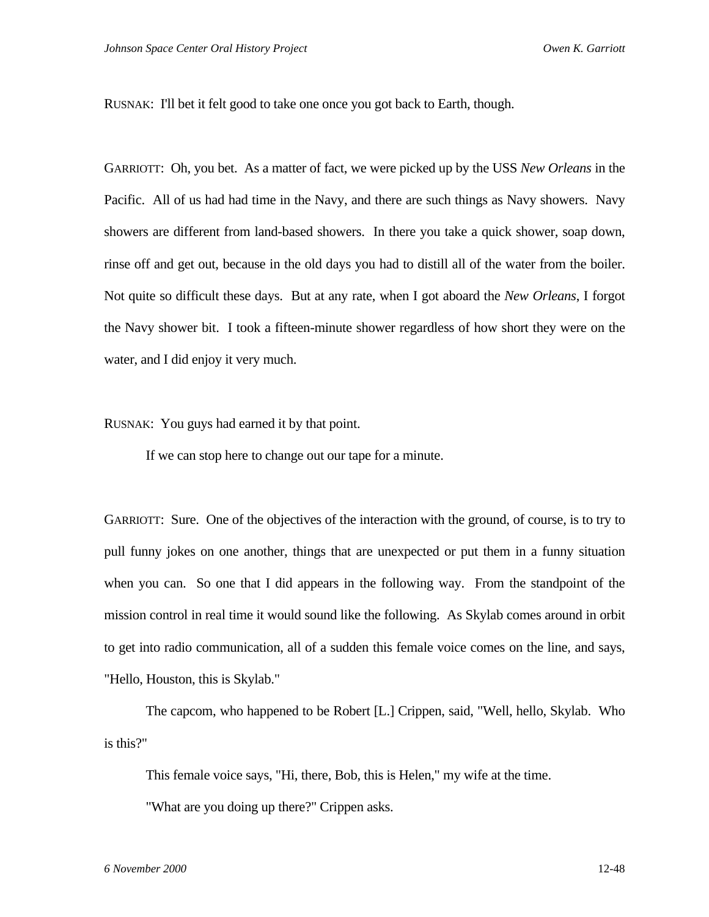RUSNAK: I'll bet it felt good to take one once you got back to Earth, though.

GARRIOTT: Oh, you bet. As a matter of fact, we were picked up by the USS *New Orleans* in the Pacific. All of us had had time in the Navy, and there are such things as Navy showers. Navy showers are different from land-based showers. In there you take a quick shower, soap down, rinse off and get out, because in the old days you had to distill all of the water from the boiler. Not quite so difficult these days. But at any rate, when I got aboard the *New Orleans*, I forgot the Navy shower bit. I took a fifteen-minute shower regardless of how short they were on the water, and I did enjoy it very much.

RUSNAK: You guys had earned it by that point.

If we can stop here to change out our tape for a minute.

GARRIOTT: Sure. One of the objectives of the interaction with the ground, of course, is to try to pull funny jokes on one another, things that are unexpected or put them in a funny situation when you can. So one that I did appears in the following way. From the standpoint of the mission control in real time it would sound like the following. As Skylab comes around in orbit to get into radio communication, all of a sudden this female voice comes on the line, and says, "Hello, Houston, this is Skylab."

The capcom, who happened to be Robert [L.] Crippen, said, "Well, hello, Skylab. Who is this?"

This female voice says, "Hi, there, Bob, this is Helen," my wife at the time.

"What are you doing up there?" Crippen asks.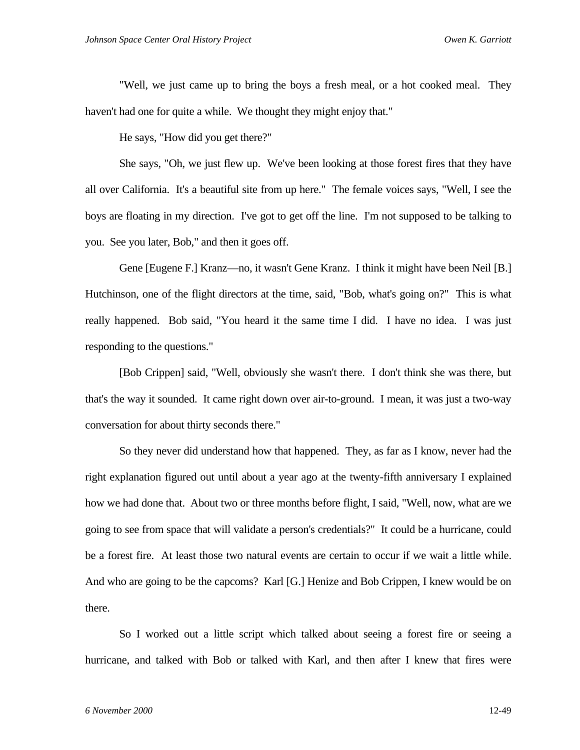"Well, we just came up to bring the boys a fresh meal, or a hot cooked meal. They haven't had one for quite a while. We thought they might enjoy that."

He says, "How did you get there?"

She says, "Oh, we just flew up. We've been looking at those forest fires that they have all over California. It's a beautiful site from up here." The female voices says, "Well, I see the boys are floating in my direction. I've got to get off the line. I'm not supposed to be talking to you. See you later, Bob," and then it goes off.

Gene [Eugene F.] Kranz—no, it wasn't Gene Kranz. I think it might have been Neil [B.] Hutchinson, one of the flight directors at the time, said, "Bob, what's going on?" This is what really happened. Bob said, "You heard it the same time I did. I have no idea. I was just responding to the questions."

[Bob Crippen] said, "Well, obviously she wasn't there. I don't think she was there, but that's the way it sounded. It came right down over air-to-ground. I mean, it was just a two-way conversation for about thirty seconds there."

So they never did understand how that happened. They, as far as I know, never had the right explanation figured out until about a year ago at the twenty-fifth anniversary I explained how we had done that. About two or three months before flight, I said, "Well, now, what are we going to see from space that will validate a person's credentials?" It could be a hurricane, could be a forest fire. At least those two natural events are certain to occur if we wait a little while. And who are going to be the capcoms? Karl [G.] Henize and Bob Crippen, I knew would be on there.

So I worked out a little script which talked about seeing a forest fire or seeing a hurricane, and talked with Bob or talked with Karl, and then after I knew that fires were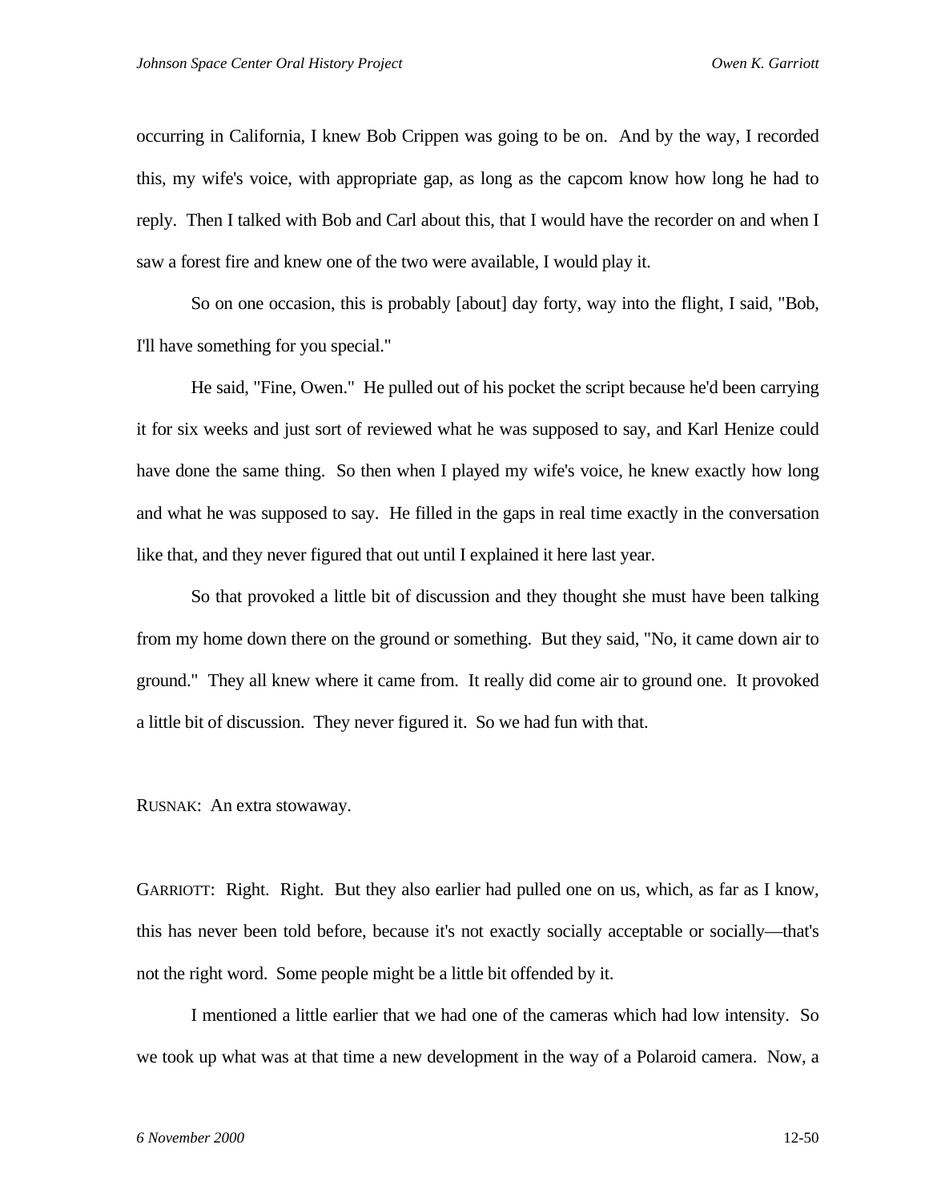occurring in California, I knew Bob Crippen was going to be on. And by the way, I recorded this, my wife's voice, with appropriate gap, as long as the capcom know how long he had to reply. Then I talked with Bob and Carl about this, that I would have the recorder on and when I saw a forest fire and knew one of the two were available, I would play it.

So on one occasion, this is probably [about] day forty, way into the flight, I said, "Bob, I'll have something for you special."

He said, "Fine, Owen." He pulled out of his pocket the script because he'd been carrying it for six weeks and just sort of reviewed what he was supposed to say, and Karl Henize could have done the same thing. So then when I played my wife's voice, he knew exactly how long and what he was supposed to say. He filled in the gaps in real time exactly in the conversation like that, and they never figured that out until I explained it here last year.

So that provoked a little bit of discussion and they thought she must have been talking from my home down there on the ground or something. But they said, "No, it came down air to ground." They all knew where it came from. It really did come air to ground one. It provoked a little bit of discussion. They never figured it. So we had fun with that.

RUSNAK: An extra stowaway.

GARRIOTT: Right. Right. But they also earlier had pulled one on us, which, as far as I know, this has never been told before, because it's not exactly socially acceptable or socially—that's not the right word. Some people might be a little bit offended by it.

I mentioned a little earlier that we had one of the cameras which had low intensity. So we took up what was at that time a new development in the way of a Polaroid camera. Now, a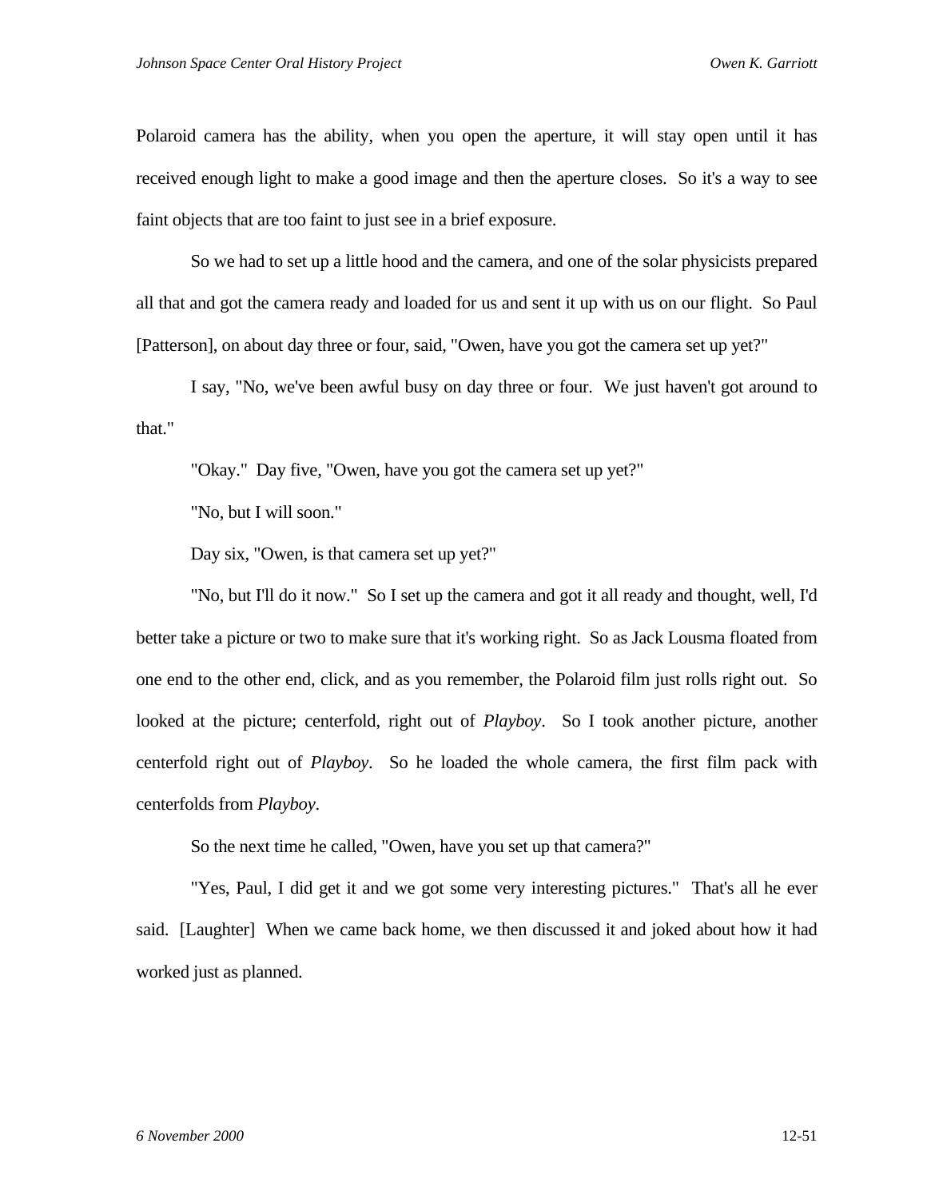Polaroid camera has the ability, when you open the aperture, it will stay open until it has received enough light to make a good image and then the aperture closes. So it's a way to see faint objects that are too faint to just see in a brief exposure.

So we had to set up a little hood and the camera, and one of the solar physicists prepared all that and got the camera ready and loaded for us and sent it up with us on our flight. So Paul [Patterson], on about day three or four, said, "Owen, have you got the camera set up yet?"

I say, "No, we've been awful busy on day three or four. We just haven't got around to that."

"Okay." Day five, "Owen, have you got the camera set up yet?"

"No, but I will soon."

Day six, "Owen, is that camera set up yet?"

"No, but I'll do it now." So I set up the camera and got it all ready and thought, well, I'd better take a picture or two to make sure that it's working right. So as Jack Lousma floated from one end to the other end, click, and as you remember, the Polaroid film just rolls right out. So looked at the picture; centerfold, right out of *Playboy*. So I took another picture, another centerfold right out of *Playboy*. So he loaded the whole camera, the first film pack with centerfolds from *Playboy*.

So the next time he called, "Owen, have you set up that camera?"

"Yes, Paul, I did get it and we got some very interesting pictures." That's all he ever said. [Laughter] When we came back home, we then discussed it and joked about how it had worked just as planned.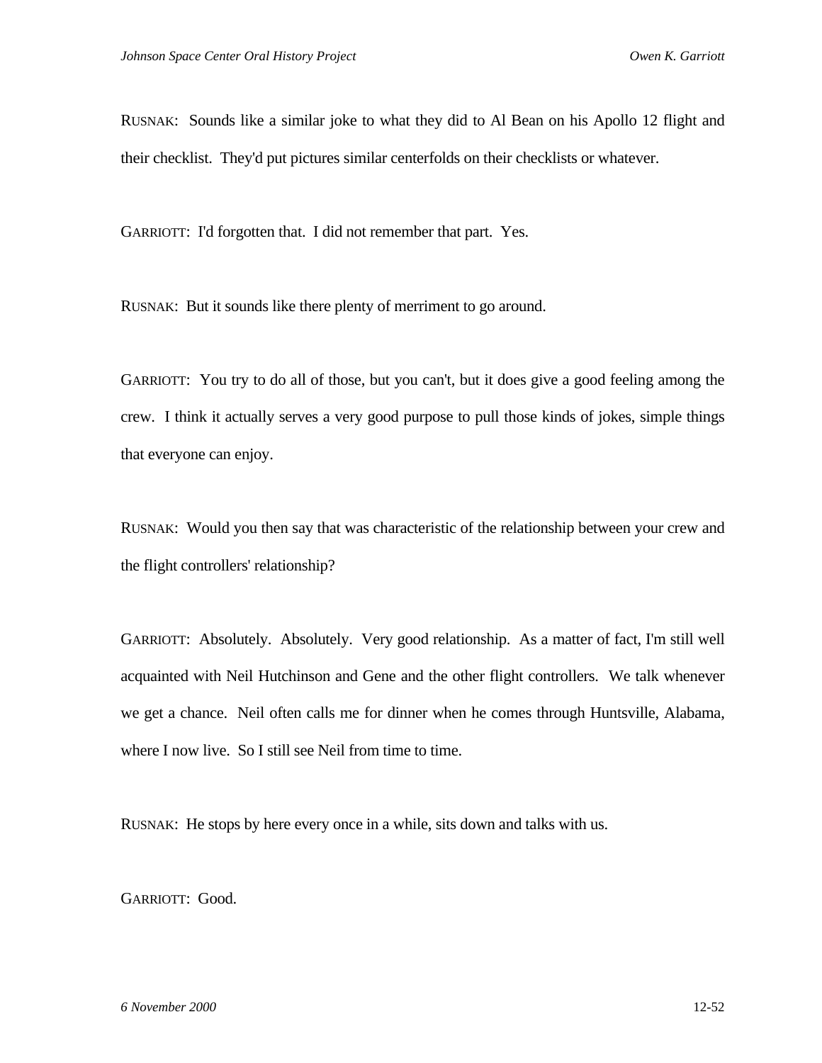RUSNAK: Sounds like a similar joke to what they did to Al Bean on his Apollo 12 flight and their checklist. They'd put pictures similar centerfolds on their checklists or whatever.

GARRIOTT: I'd forgotten that. I did not remember that part. Yes.

RUSNAK: But it sounds like there plenty of merriment to go around.

GARRIOTT: You try to do all of those, but you can't, but it does give a good feeling among the crew. I think it actually serves a very good purpose to pull those kinds of jokes, simple things that everyone can enjoy.

RUSNAK: Would you then say that was characteristic of the relationship between your crew and the flight controllers' relationship?

GARRIOTT: Absolutely. Absolutely. Very good relationship. As a matter of fact, I'm still well acquainted with Neil Hutchinson and Gene and the other flight controllers. We talk whenever we get a chance. Neil often calls me for dinner when he comes through Huntsville, Alabama, where I now live. So I still see Neil from time to time.

RUSNAK: He stops by here every once in a while, sits down and talks with us.

GARRIOTT: Good.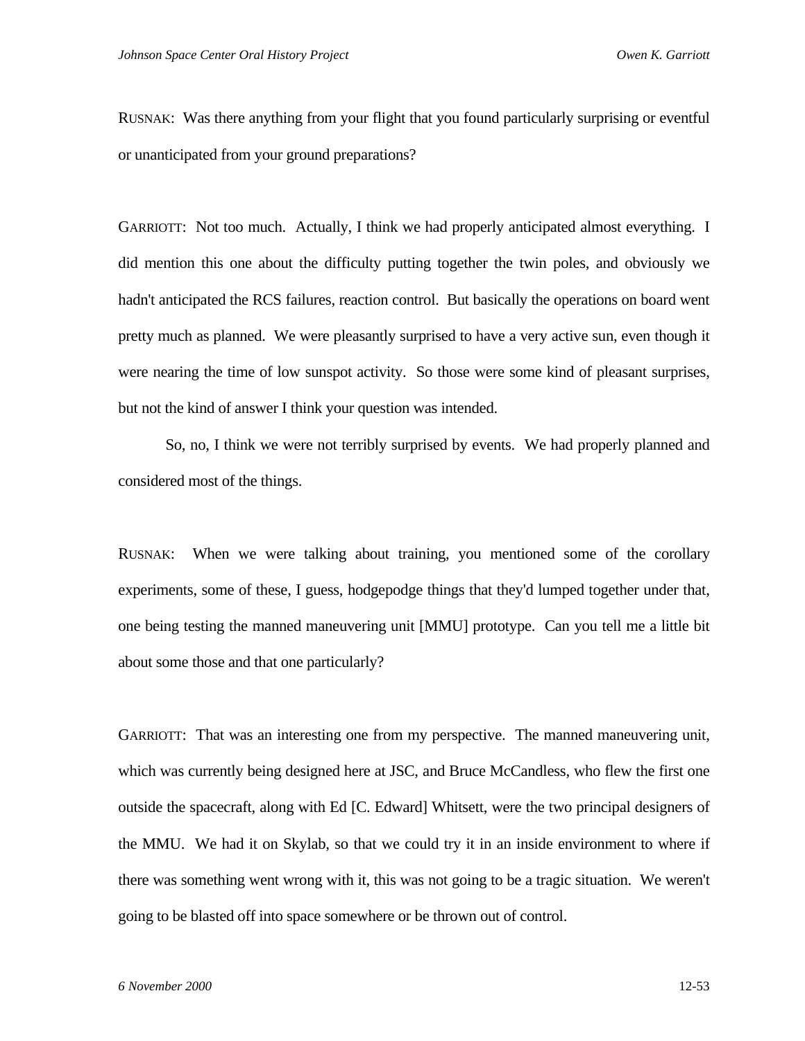RUSNAK: Was there anything from your flight that you found particularly surprising or eventful or unanticipated from your ground preparations?

GARRIOTT: Not too much. Actually, I think we had properly anticipated almost everything. I did mention this one about the difficulty putting together the twin poles, and obviously we hadn't anticipated the RCS failures, reaction control. But basically the operations on board went pretty much as planned. We were pleasantly surprised to have a very active sun, even though it were nearing the time of low sunspot activity. So those were some kind of pleasant surprises, but not the kind of answer I think your question was intended.

So, no, I think we were not terribly surprised by events. We had properly planned and considered most of the things.

RUSNAK: When we were talking about training, you mentioned some of the corollary experiments, some of these, I guess, hodgepodge things that they'd lumped together under that, one being testing the manned maneuvering unit [MMU] prototype. Can you tell me a little bit about some those and that one particularly?

GARRIOTT: That was an interesting one from my perspective. The manned maneuvering unit, which was currently being designed here at JSC, and Bruce McCandless, who flew the first one outside the spacecraft, along with Ed [C. Edward] Whitsett, were the two principal designers of the MMU. We had it on Skylab, so that we could try it in an inside environment to where if there was something went wrong with it, this was not going to be a tragic situation. We weren't going to be blasted off into space somewhere or be thrown out of control.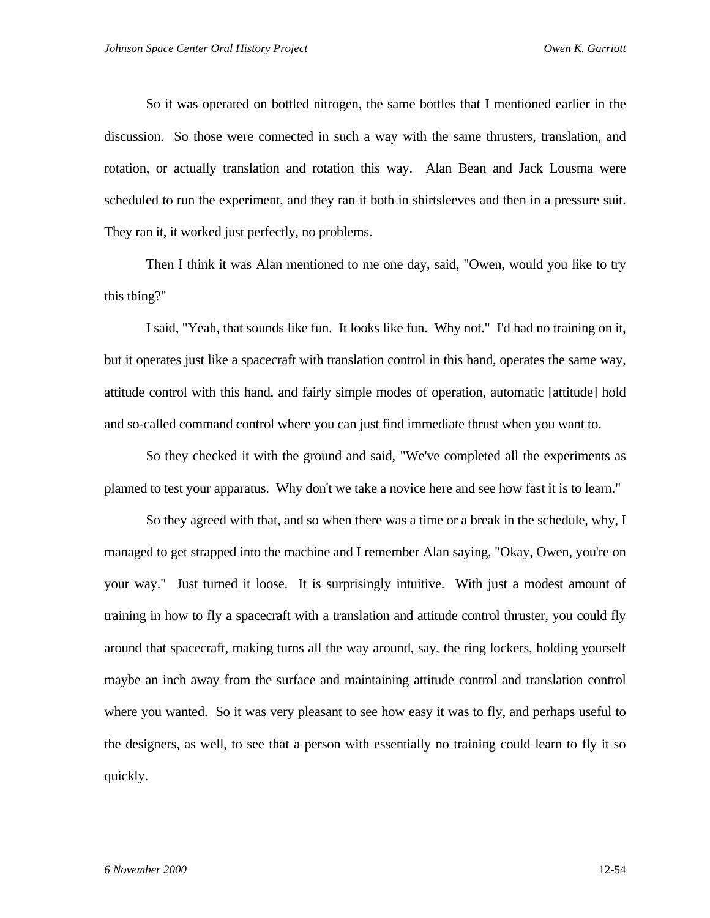So it was operated on bottled nitrogen, the same bottles that I mentioned earlier in the discussion. So those were connected in such a way with the same thrusters, translation, and rotation, or actually translation and rotation this way. Alan Bean and Jack Lousma were scheduled to run the experiment, and they ran it both in shirtsleeves and then in a pressure suit. They ran it, it worked just perfectly, no problems.

Then I think it was Alan mentioned to me one day, said, "Owen, would you like to try this thing?"

I said, "Yeah, that sounds like fun. It looks like fun. Why not." I'd had no training on it, but it operates just like a spacecraft with translation control in this hand, operates the same way, attitude control with this hand, and fairly simple modes of operation, automatic [attitude] hold and so-called command control where you can just find immediate thrust when you want to.

So they checked it with the ground and said, "We've completed all the experiments as planned to test your apparatus. Why don't we take a novice here and see how fast it is to learn."

So they agreed with that, and so when there was a time or a break in the schedule, why, I managed to get strapped into the machine and I remember Alan saying, "Okay, Owen, you're on your way." Just turned it loose. It is surprisingly intuitive. With just a modest amount of training in how to fly a spacecraft with a translation and attitude control thruster, you could fly around that spacecraft, making turns all the way around, say, the ring lockers, holding yourself maybe an inch away from the surface and maintaining attitude control and translation control where you wanted. So it was very pleasant to see how easy it was to fly, and perhaps useful to the designers, as well, to see that a person with essentially no training could learn to fly it so quickly.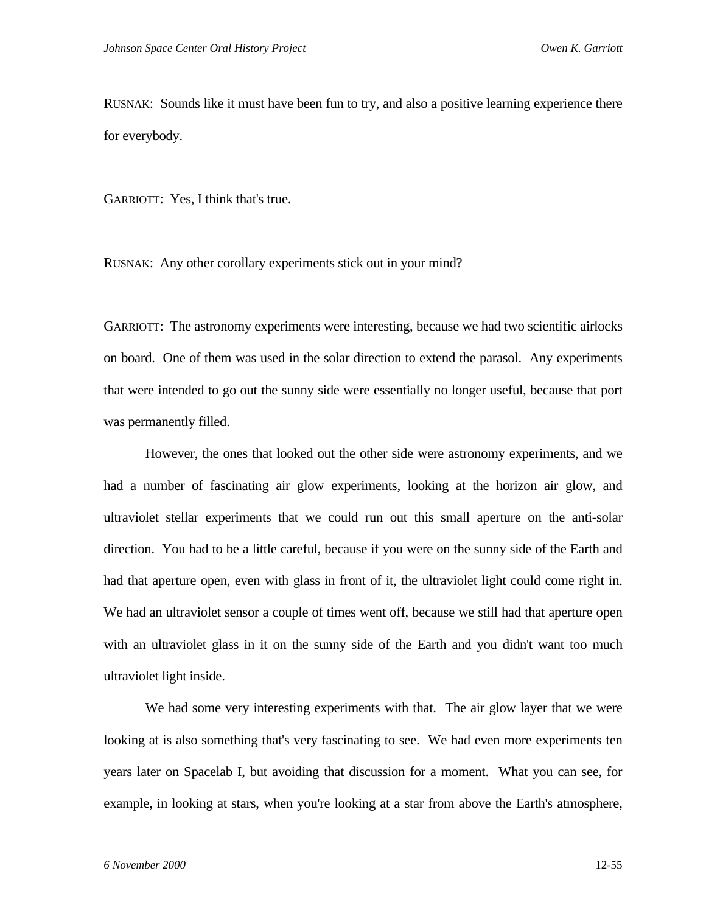RUSNAK: Sounds like it must have been fun to try, and also a positive learning experience there for everybody.

GARRIOTT: Yes, I think that's true.

RUSNAK: Any other corollary experiments stick out in your mind?

GARRIOTT: The astronomy experiments were interesting, because we had two scientific airlocks on board. One of them was used in the solar direction to extend the parasol. Any experiments that were intended to go out the sunny side were essentially no longer useful, because that port was permanently filled.

However, the ones that looked out the other side were astronomy experiments, and we had a number of fascinating air glow experiments, looking at the horizon air glow, and ultraviolet stellar experiments that we could run out this small aperture on the anti-solar direction. You had to be a little careful, because if you were on the sunny side of the Earth and had that aperture open, even with glass in front of it, the ultraviolet light could come right in. We had an ultraviolet sensor a couple of times went off, because we still had that aperture open with an ultraviolet glass in it on the sunny side of the Earth and you didn't want too much ultraviolet light inside.

We had some very interesting experiments with that. The air glow layer that we were looking at is also something that's very fascinating to see. We had even more experiments ten years later on Spacelab I, but avoiding that discussion for a moment. What you can see, for example, in looking at stars, when you're looking at a star from above the Earth's atmosphere,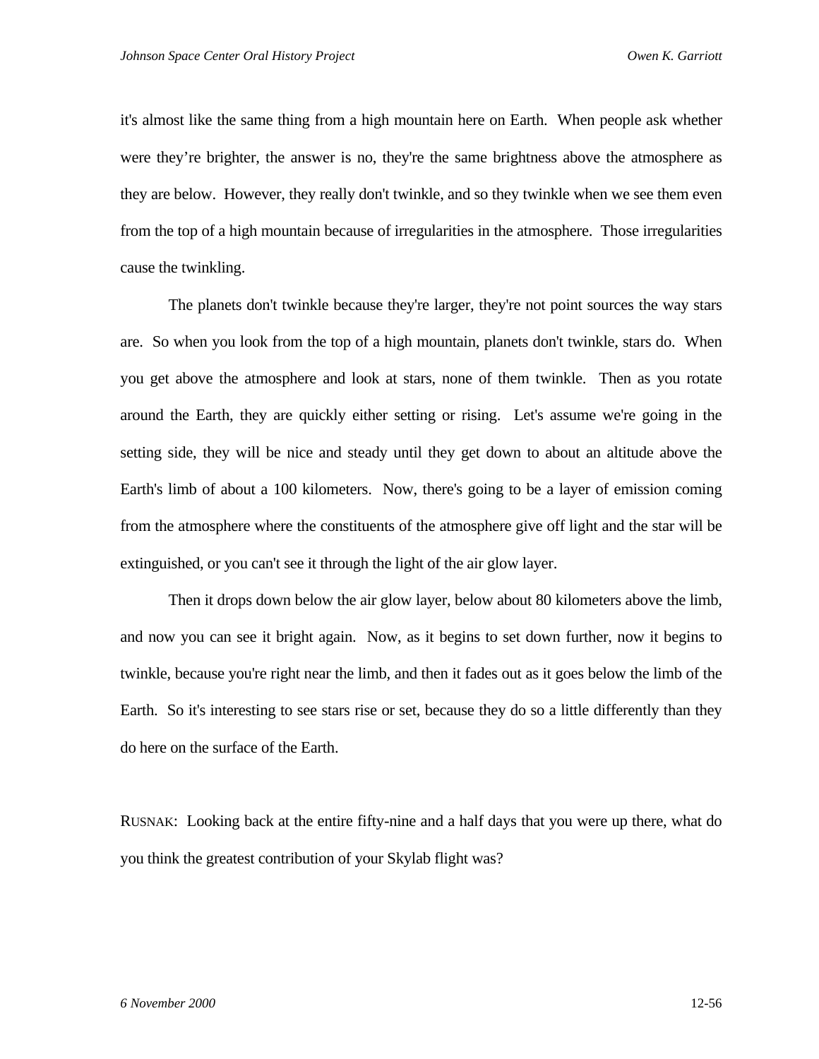it's almost like the same thing from a high mountain here on Earth. When people ask whether were they're brighter, the answer is no, they're the same brightness above the atmosphere as they are below. However, they really don't twinkle, and so they twinkle when we see them even from the top of a high mountain because of irregularities in the atmosphere. Those irregularities cause the twinkling.

The planets don't twinkle because they're larger, they're not point sources the way stars are. So when you look from the top of a high mountain, planets don't twinkle, stars do. When you get above the atmosphere and look at stars, none of them twinkle. Then as you rotate around the Earth, they are quickly either setting or rising. Let's assume we're going in the setting side, they will be nice and steady until they get down to about an altitude above the Earth's limb of about a 100 kilometers. Now, there's going to be a layer of emission coming from the atmosphere where the constituents of the atmosphere give off light and the star will be extinguished, or you can't see it through the light of the air glow layer.

Then it drops down below the air glow layer, below about 80 kilometers above the limb, and now you can see it bright again. Now, as it begins to set down further, now it begins to twinkle, because you're right near the limb, and then it fades out as it goes below the limb of the Earth. So it's interesting to see stars rise or set, because they do so a little differently than they do here on the surface of the Earth.

RUSNAK: Looking back at the entire fifty-nine and a half days that you were up there, what do you think the greatest contribution of your Skylab flight was?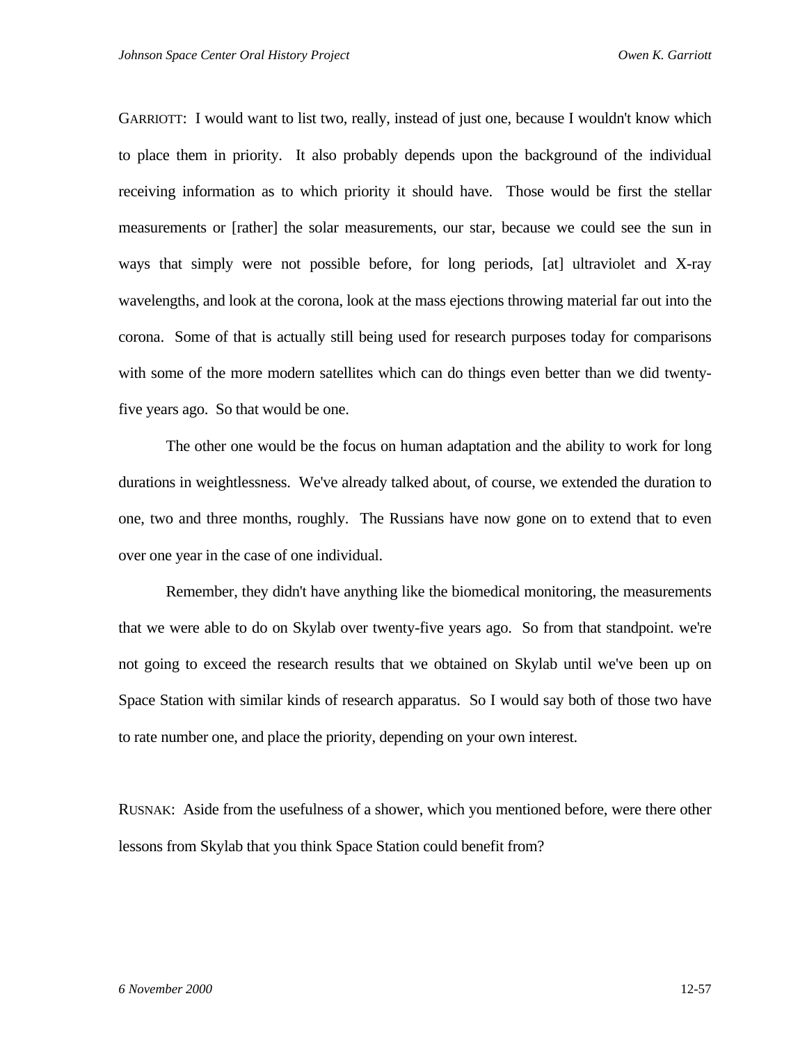GARRIOTT: I would want to list two, really, instead of just one, because I wouldn't know which to place them in priority. It also probably depends upon the background of the individual receiving information as to which priority it should have. Those would be first the stellar measurements or [rather] the solar measurements, our star, because we could see the sun in ways that simply were not possible before, for long periods, [at] ultraviolet and X-ray wavelengths, and look at the corona, look at the mass ejections throwing material far out into the corona. Some of that is actually still being used for research purposes today for comparisons with some of the more modern satellites which can do things even better than we did twenty-five years ago. So that would be one.

The other one would be the focus on human adaptation and the ability to work for long durations in weightlessness. We've already talked about, of course, we extended the duration to one, two and three months, roughly. The Russians have now gone on to extend that to even over one year in the case of one individual.

Remember, they didn't have anything like the biomedical monitoring, the measurements that we were able to do on Skylab over twenty-five years ago. So from that standpoint. we're not going to exceed the research results that we obtained on Skylab until we've been up on Space Station with similar kinds of research apparatus. So I would say both of those two have to rate number one, and place the priority, depending on your own interest.

RUSNAK: Aside from the usefulness of a shower, which you mentioned before, were there other lessons from Skylab that you think Space Station could benefit from?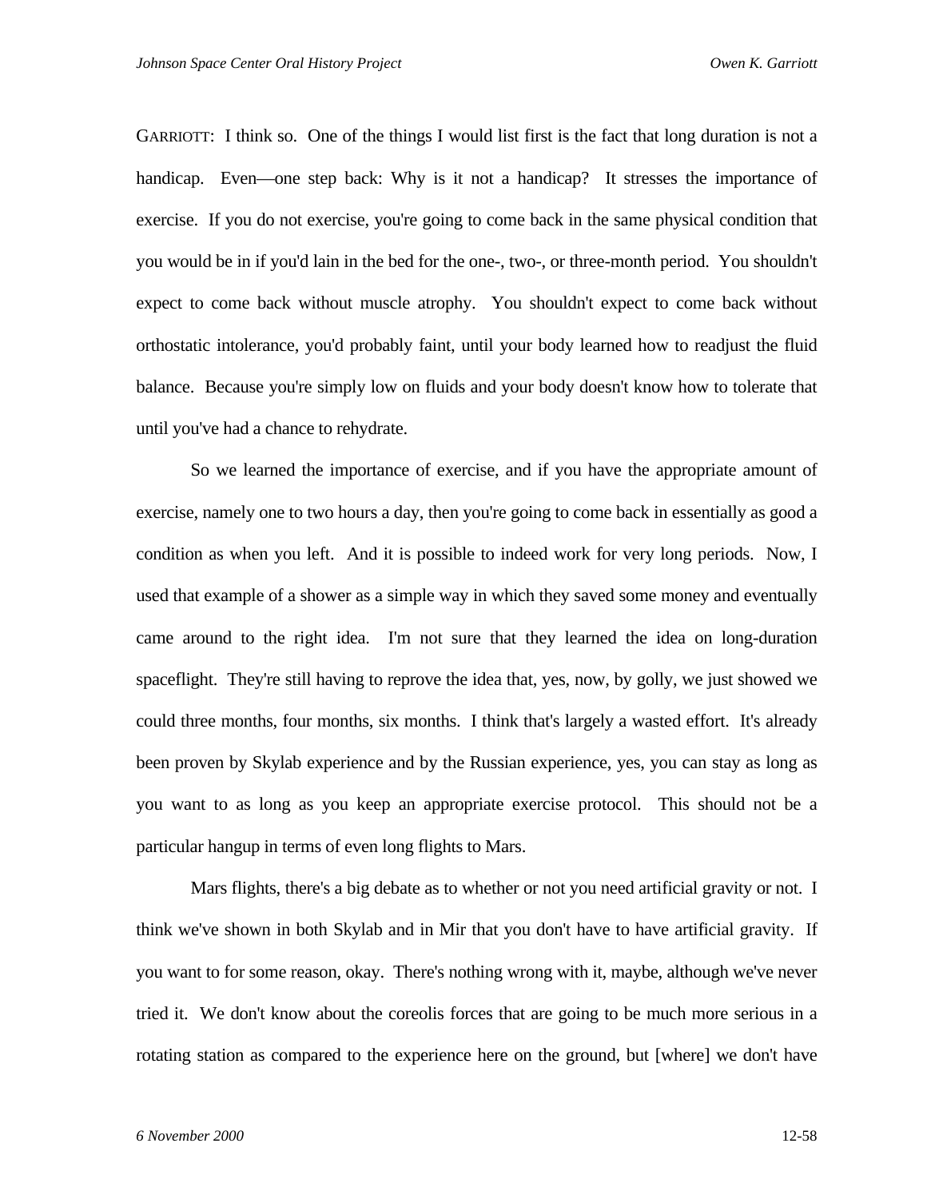GARRIOTT: I think so. One of the things I would list first is the fact that long duration is not a handicap. Even—one step back: Why is it not a handicap? It stresses the importance of exercise. If you do not exercise, you're going to come back in the same physical condition that you would be in if you'd lain in the bed for the one-, two-, or three-month period. You shouldn't expect to come back without muscle atrophy. You shouldn't expect to come back without orthostatic intolerance, you'd probably faint, until your body learned how to readjust the fluid balance. Because you're simply low on fluids and your body doesn't know how to tolerate that until you've had a chance to rehydrate.

So we learned the importance of exercise, and if you have the appropriate amount of exercise, namely one to two hours a day, then you're going to come back in essentially as good a condition as when you left. And it is possible to indeed work for very long periods. Now, I used that example of a shower as a simple way in which they saved some money and eventually came around to the right idea. I'm not sure that they learned the idea on long-duration spaceflight. They're still having to reprove the idea that, yes, now, by golly, we just showed we could three months, four months, six months. I think that's largely a wasted effort. It's already been proven by Skylab experience and by the Russian experience, yes, you can stay as long as you want to as long as you keep an appropriate exercise protocol. This should not be a particular hangup in terms of even long flights to Mars.

Mars flights, there's a big debate as to whether or not you need artificial gravity or not. I think we've shown in both Skylab and in Mir that you don't have to have artificial gravity. If you want to for some reason, okay. There's nothing wrong with it, maybe, although we've never tried it. We don't know about the coreolis forces that are going to be much more serious in a rotating station as compared to the experience here on the ground, but [where] we don't have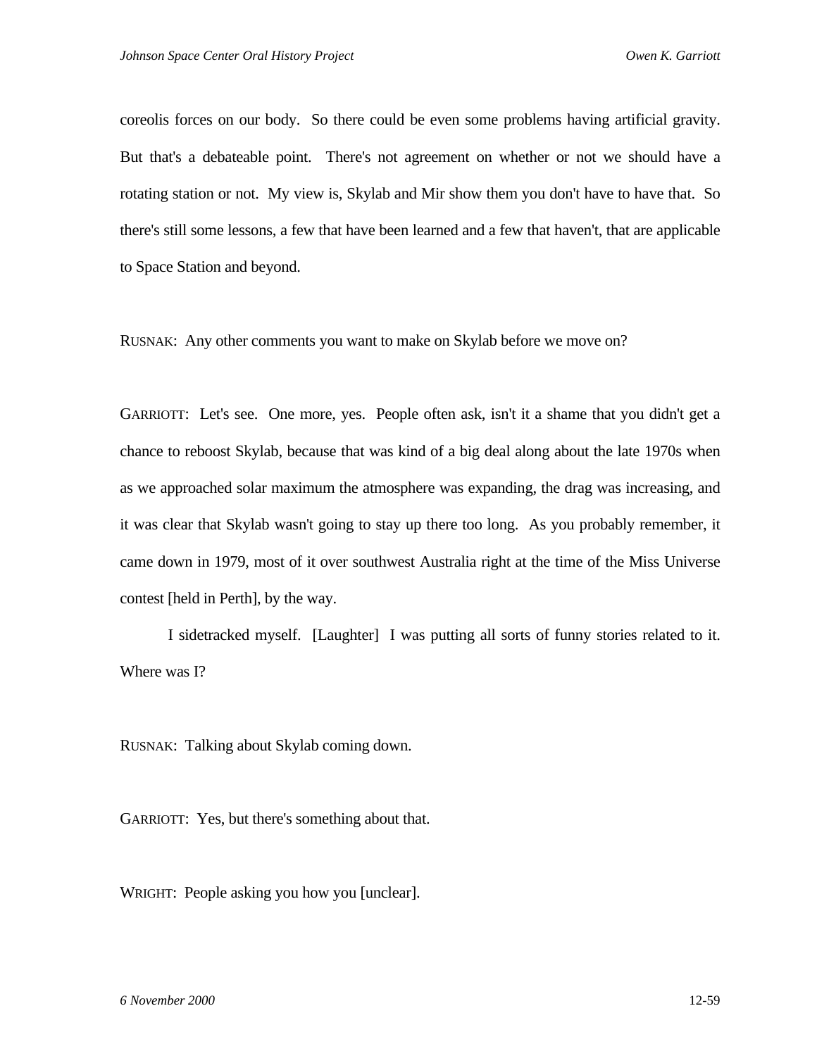coreolis forces on our body. So there could be even some problems having artificial gravity. But that's a debateable point. There's not agreement on whether or not we should have a rotating station or not. My view is, Skylab and Mir show them you don't have to have that. So there's still some lessons, a few that have been learned and a few that haven't, that are applicable to Space Station and beyond.

RUSNAK: Any other comments you want to make on Skylab before we move on?

GARRIOTT: Let's see. One more, yes. People often ask, isn't it a shame that you didn't get a chance to reboost Skylab, because that was kind of a big deal along about the late 1970s when as we approached solar maximum the atmosphere was expanding, the drag was increasing, and it was clear that Skylab wasn't going to stay up there too long. As you probably remember, it came down in 1979, most of it over southwest Australia right at the time of the Miss Universe contest [held in Perth], by the way.

I sidetracked myself. [Laughter] I was putting all sorts of funny stories related to it. Where was I?

RUSNAK: Talking about Skylab coming down.

GARRIOTT: Yes, but there's something about that.

WRIGHT: People asking you how you [unclear].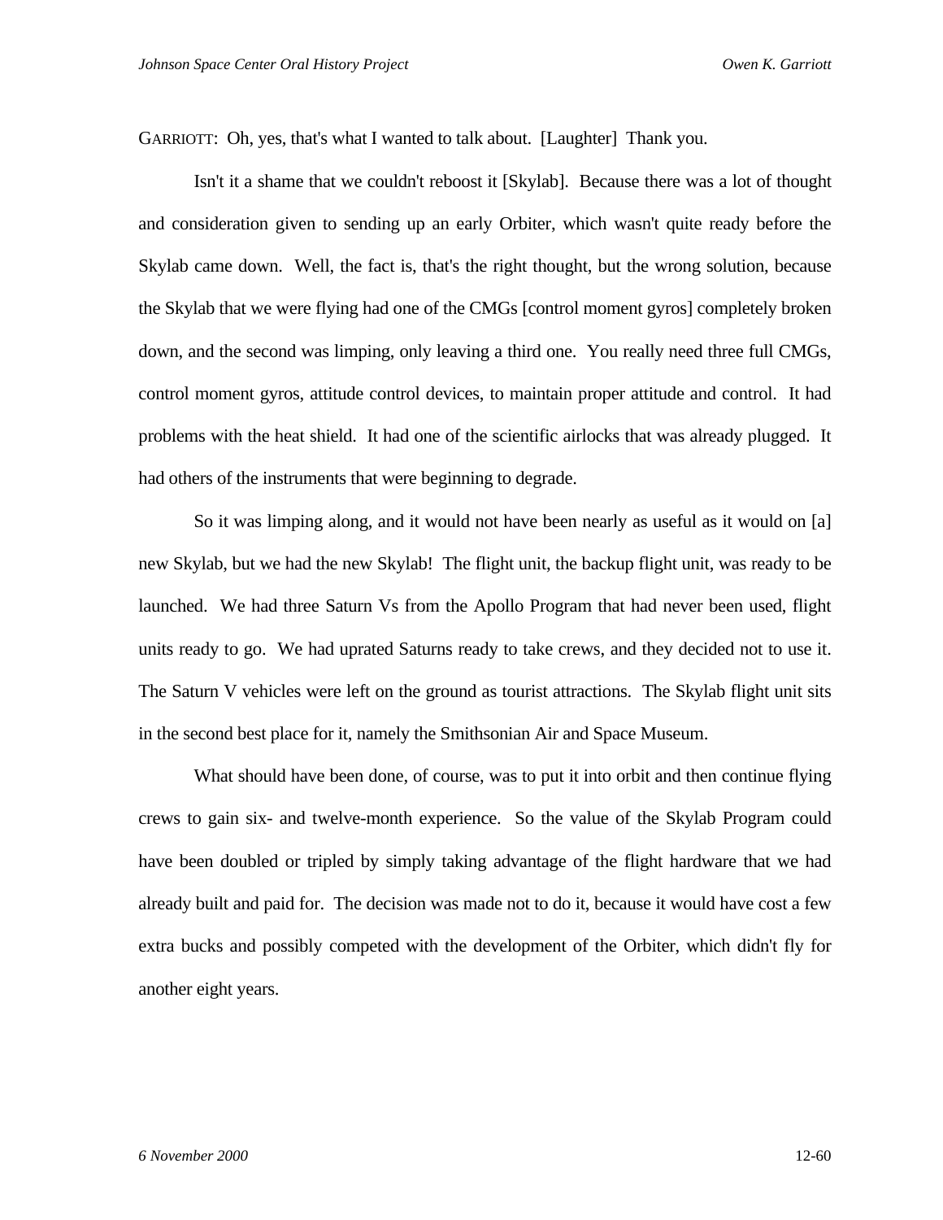GARRIOTT: Oh, yes, that's what I wanted to talk about. [Laughter] Thank you.

Isn't it a shame that we couldn't reboost it [Skylab]. Because there was a lot of thought and consideration given to sending up an early Orbiter, which wasn't quite ready before the Skylab came down. Well, the fact is, that's the right thought, but the wrong solution, because the Skylab that we were flying had one of the CMGs [control moment gyros] completely broken down, and the second was limping, only leaving a third one. You really need three full CMGs, control moment gyros, attitude control devices, to maintain proper attitude and control. It had problems with the heat shield. It had one of the scientific airlocks that was already plugged. It had others of the instruments that were beginning to degrade.

So it was limping along, and it would not have been nearly as useful as it would on [a] new Skylab, but we had the new Skylab! The flight unit, the backup flight unit, was ready to be launched. We had three Saturn Vs from the Apollo Program that had never been used, flight units ready to go. We had uprated Saturns ready to take crews, and they decided not to use it. The Saturn V vehicles were left on the ground as tourist attractions. The Skylab flight unit sits in the second best place for it, namely the Smithsonian Air and Space Museum.

What should have been done, of course, was to put it into orbit and then continue flying crews to gain six- and twelve-month experience. So the value of the Skylab Program could have been doubled or tripled by simply taking advantage of the flight hardware that we had already built and paid for. The decision was made not to do it, because it would have cost a few extra bucks and possibly competed with the development of the Orbiter, which didn't fly for another eight years.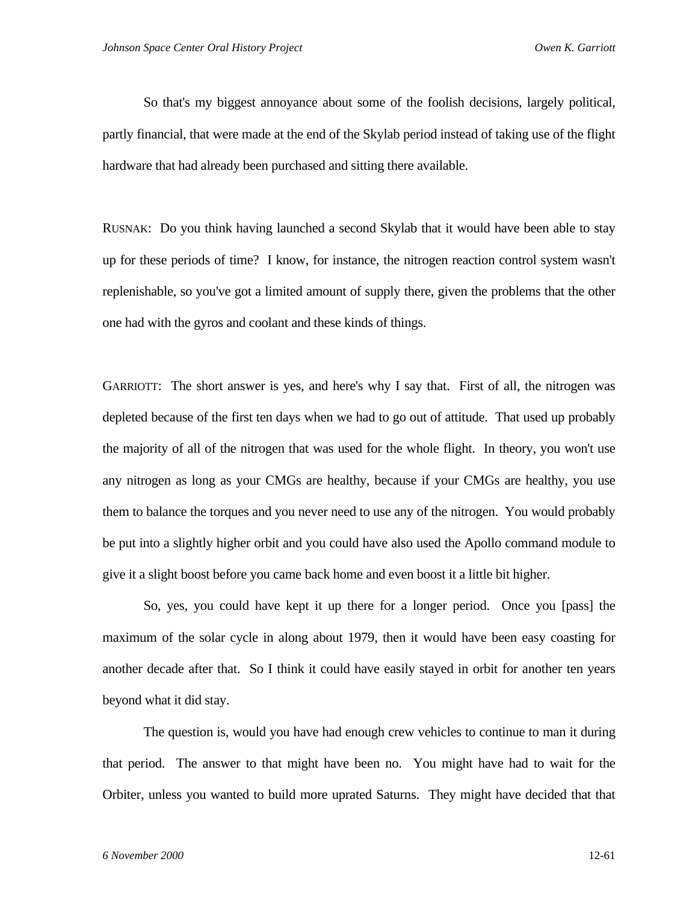So that's my biggest annoyance about some of the foolish decisions, largely political, partly financial, that were made at the end of the Skylab period instead of taking use of the flight hardware that had already been purchased and sitting there available.

RUSNAK: Do you think having launched a second Skylab that it would have been able to stay up for these periods of time? I know, for instance, the nitrogen reaction control system wasn't replenishable, so you've got a limited amount of supply there, given the problems that the other one had with the gyros and coolant and these kinds of things.

GARRIOTT: The short answer is yes, and here's why I say that. First of all, the nitrogen was depleted because of the first ten days when we had to go out of attitude. That used up probably the majority of all of the nitrogen that was used for the whole flight. In theory, you won't use any nitrogen as long as your CMGs are healthy, because if your CMGs are healthy, you use them to balance the torques and you never need to use any of the nitrogen. You would probably be put into a slightly higher orbit and you could have also used the Apollo command module to give it a slight boost before you came back home and even boost it a little bit higher.

So, yes, you could have kept it up there for a longer period. Once you [pass] the maximum of the solar cycle in along about 1979, then it would have been easy coasting for another decade after that. So I think it could have easily stayed in orbit for another ten years beyond what it did stay.

The question is, would you have had enough crew vehicles to continue to man it during that period. The answer to that might have been no. You might have had to wait for the Orbiter, unless you wanted to build more uprated Saturns. They might have decided that that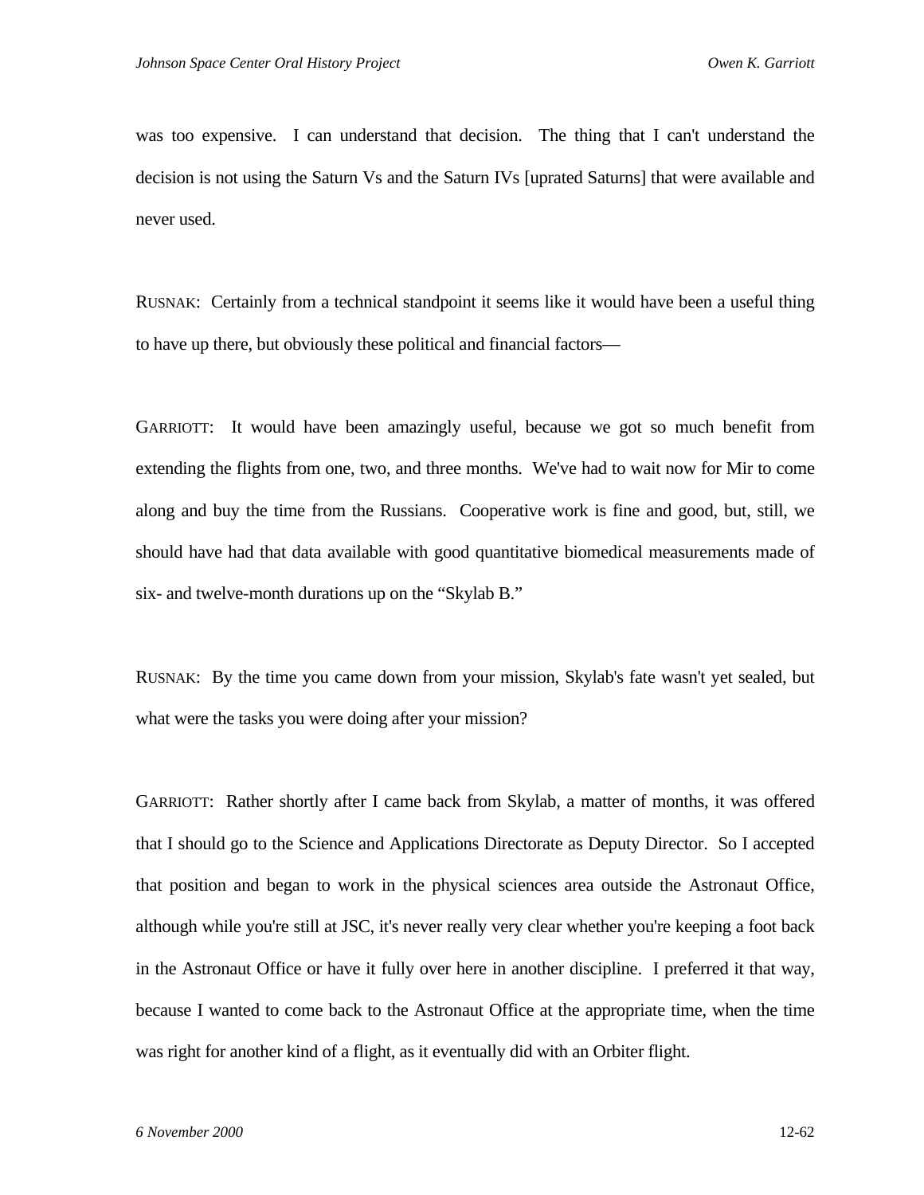was too expensive. I can understand that decision. The thing that I can't understand the decision is not using the Saturn Vs and the Saturn IVs [uprated Saturns] that were available and never used.

RUSNAK: Certainly from a technical standpoint it seems like it would have been a useful thing to have up there, but obviously these political and financial factors—

GARRIOTT: It would have been amazingly useful, because we got so much benefit from extending the flights from one, two, and three months. We've had to wait now for Mir to come along and buy the time from the Russians. Cooperative work is fine and good, but, still, we should have had that data available with good quantitative biomedical measurements made of six- and twelve-month durations up on the "Skylab B."

RUSNAK: By the time you came down from your mission, Skylab's fate wasn't yet sealed, but what were the tasks you were doing after your mission?

GARRIOTT: Rather shortly after I came back from Skylab, a matter of months, it was offered that I should go to the Science and Applications Directorate as Deputy Director. So I accepted that position and began to work in the physical sciences area outside the Astronaut Office, although while you're still at JSC, it's never really very clear whether you're keeping a foot back in the Astronaut Office or have it fully over here in another discipline. I preferred it that way, because I wanted to come back to the Astronaut Office at the appropriate time, when the time was right for another kind of a flight, as it eventually did with an Orbiter flight.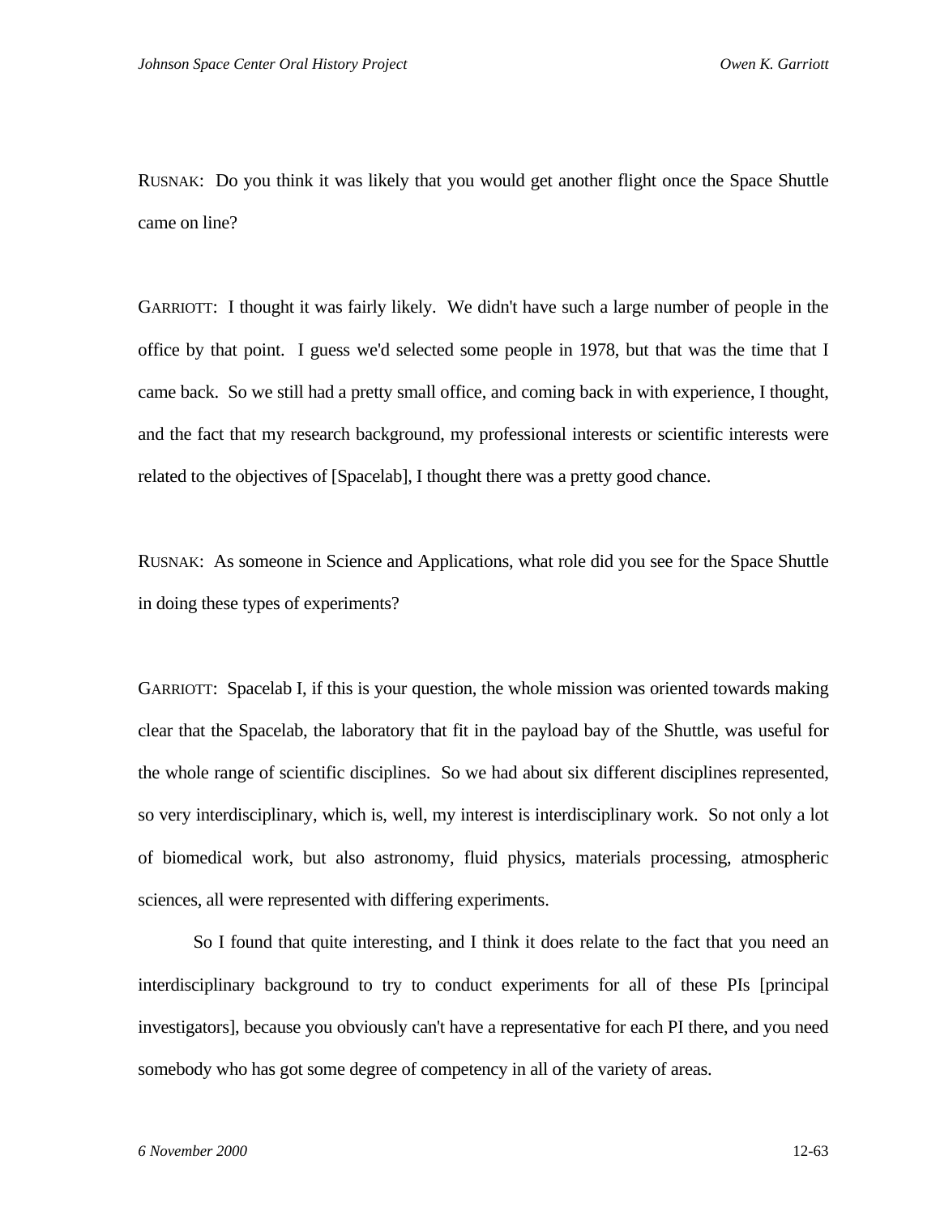RUSNAK: Do you think it was likely that you would get another flight once the Space Shuttle came on line?

GARRIOTT: I thought it was fairly likely. We didn't have such a large number of people in the office by that point. I guess we'd selected some people in 1978, but that was the time that I came back. So we still had a pretty small office, and coming back in with experience, I thought, and the fact that my research background, my professional interests or scientific interests were related to the objectives of [Spacelab], I thought there was a pretty good chance.

RUSNAK: As someone in Science and Applications, what role did you see for the Space Shuttle in doing these types of experiments?

GARRIOTT: Spacelab I, if this is your question, the whole mission was oriented towards making clear that the Spacelab, the laboratory that fit in the payload bay of the Shuttle, was useful for the whole range of scientific disciplines. So we had about six different disciplines represented, so very interdisciplinary, which is, well, my interest is interdisciplinary work. So not only a lot of biomedical work, but also astronomy, fluid physics, materials processing, atmospheric sciences, all were represented with differing experiments.

So I found that quite interesting, and I think it does relate to the fact that you need an interdisciplinary background to try to conduct experiments for all of these PIs [principal investigators], because you obviously can't have a representative for each PI there, and you need somebody who has got some degree of competency in all of the variety of areas.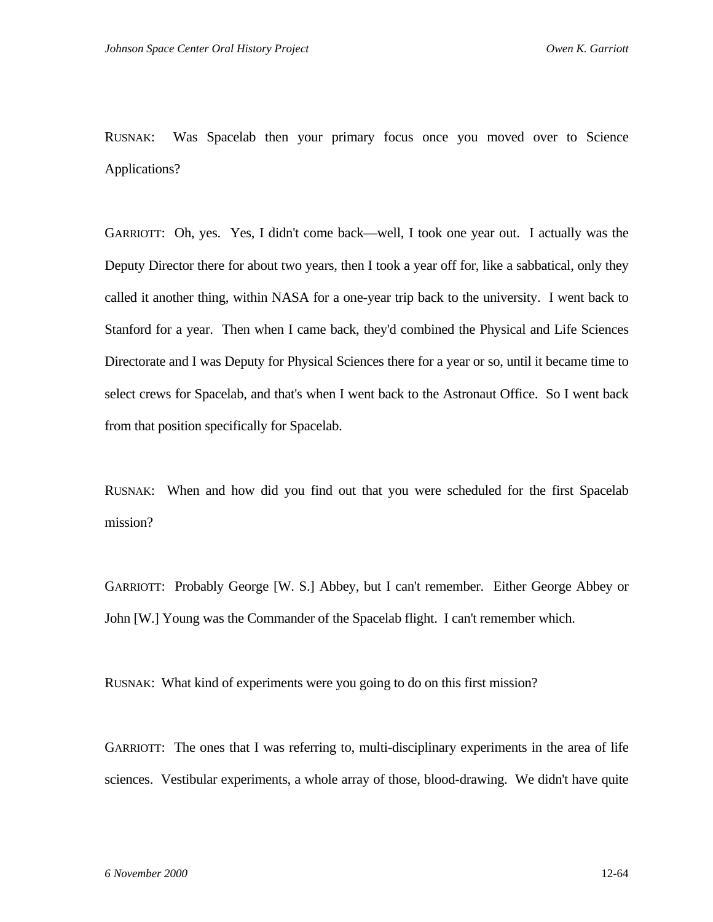RUSNAK: Was Spacelab then your primary focus once you moved over to Science Applications?

GARRIOTT: Oh, yes. Yes, I didn't come back—well, I took one year out. I actually was the Deputy Director there for about two years, then I took a year off for, like a sabbatical, only they called it another thing, within NASA for a one-year trip back to the university. I went back to Stanford for a year. Then when I came back, they'd combined the Physical and Life Sciences Directorate and I was Deputy for Physical Sciences there for a year or so, until it became time to select crews for Spacelab, and that's when I went back to the Astronaut Office. So I went back from that position specifically for Spacelab.

RUSNAK: When and how did you find out that you were scheduled for the first Spacelab mission?

GARRIOTT: Probably George [W. S.] Abbey, but I can't remember. Either George Abbey or John [W.] Young was the Commander of the Spacelab flight. I can't remember which.

RUSNAK: What kind of experiments were you going to do on this first mission?

GARRIOTT: The ones that I was referring to, multi-disciplinary experiments in the area of life sciences. Vestibular experiments, a whole array of those, blood-drawing. We didn't have quite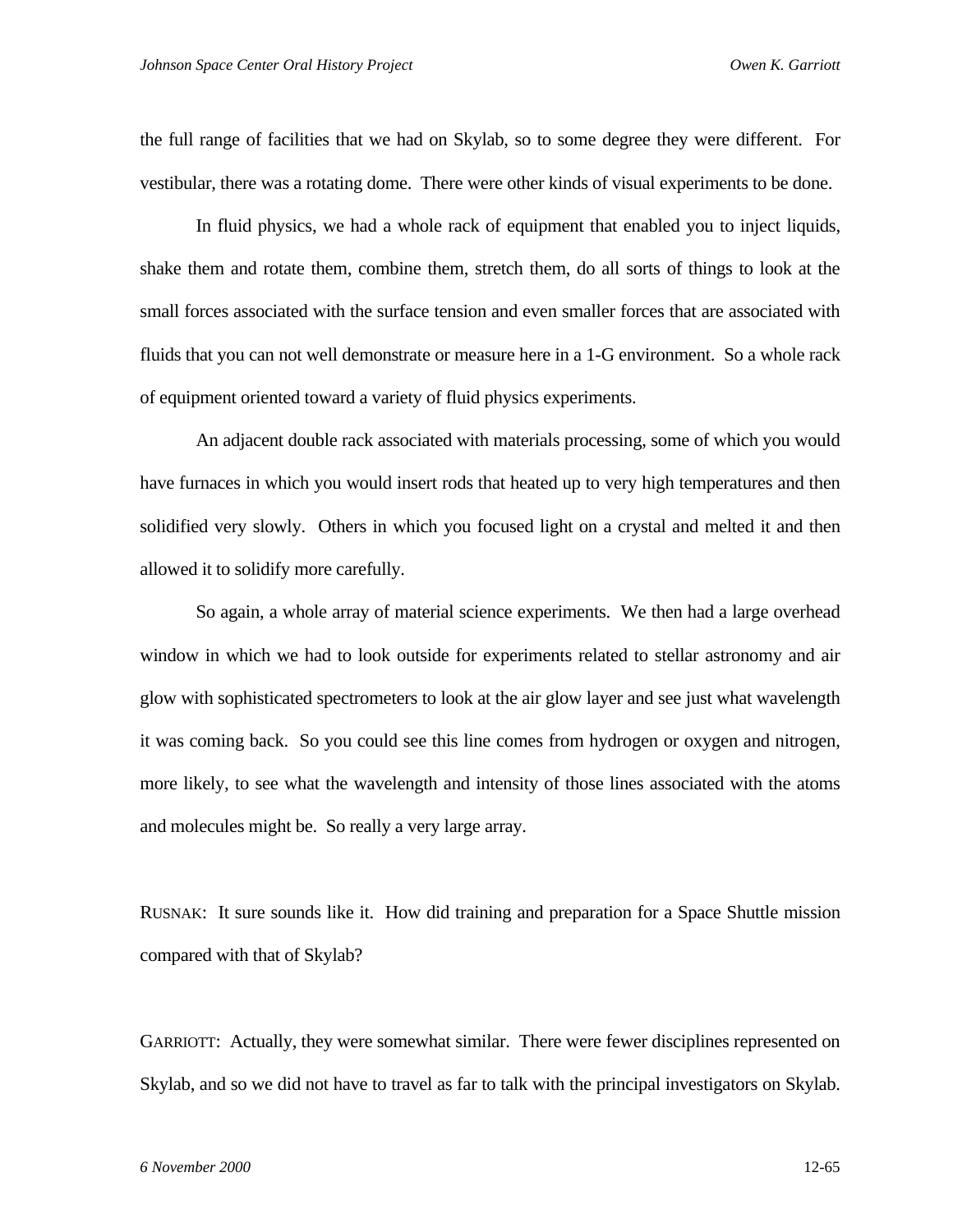the full range of facilities that we had on Skylab, so to some degree they were different. For vestibular, there was a rotating dome. There were other kinds of visual experiments to be done.

In fluid physics, we had a whole rack of equipment that enabled you to inject liquids, shake them and rotate them, combine them, stretch them, do all sorts of things to look at the small forces associated with the surface tension and even smaller forces that are associated with fluids that you can not well demonstrate or measure here in a 1-G environment. So a whole rack of equipment oriented toward a variety of fluid physics experiments.

An adjacent double rack associated with materials processing, some of which you would have furnaces in which you would insert rods that heated up to very high temperatures and then solidified very slowly. Others in which you focused light on a crystal and melted it and then allowed it to solidify more carefully.

So again, a whole array of material science experiments. We then had a large overhead window in which we had to look outside for experiments related to stellar astronomy and air glow with sophisticated spectrometers to look at the air glow layer and see just what wavelength it was coming back. So you could see this line comes from hydrogen or oxygen and nitrogen, more likely, to see what the wavelength and intensity of those lines associated with the atoms and molecules might be. So really a very large array.

RUSNAK: It sure sounds like it. How did training and preparation for a Space Shuttle mission compared with that of Skylab?

GARRIOTT: Actually, they were somewhat similar. There were fewer disciplines represented on Skylab, and so we did not have to travel as far to talk with the principal investigators on Skylab.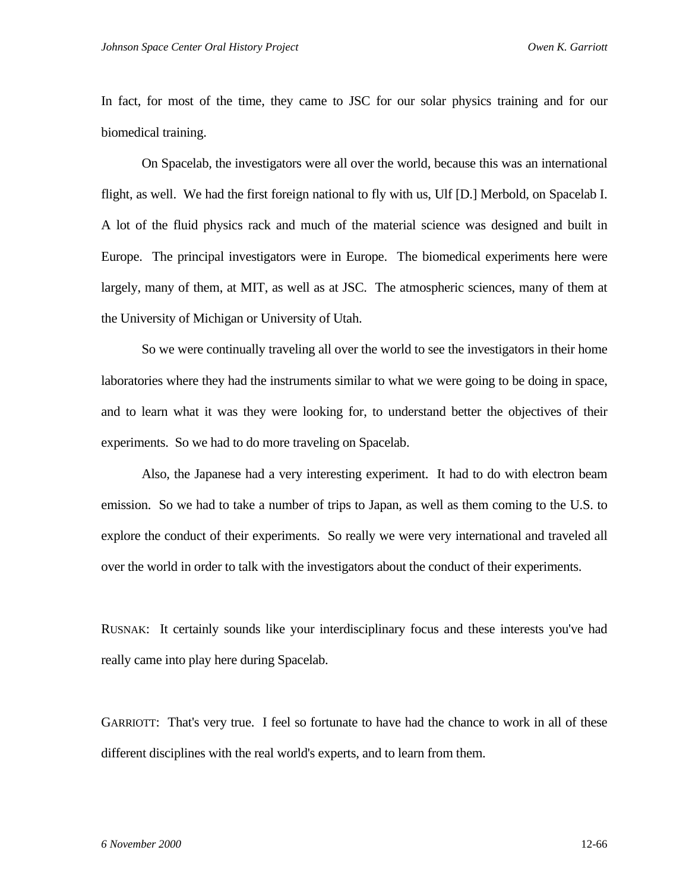In fact, for most of the time, they came to JSC for our solar physics training and for our biomedical training.

On Spacelab, the investigators were all over the world, because this was an international flight, as well. We had the first foreign national to fly with us, Ulf [D.] Merbold, on Spacelab I. A lot of the fluid physics rack and much of the material science was designed and built in Europe. The principal investigators were in Europe. The biomedical experiments here were largely, many of them, at MIT, as well as at JSC. The atmospheric sciences, many of them at the University of Michigan or University of Utah.

So we were continually traveling all over the world to see the investigators in their home laboratories where they had the instruments similar to what we were going to be doing in space, and to learn what it was they were looking for, to understand better the objectives of their experiments. So we had to do more traveling on Spacelab.

Also, the Japanese had a very interesting experiment. It had to do with electron beam emission. So we had to take a number of trips to Japan, as well as them coming to the U.S. to explore the conduct of their experiments. So really we were very international and traveled all over the world in order to talk with the investigators about the conduct of their experiments.

RUSNAK: It certainly sounds like your interdisciplinary focus and these interests you've had really came into play here during Spacelab.

GARRIOTT: That's very true. I feel so fortunate to have had the chance to work in all of these different disciplines with the real world's experts, and to learn from them.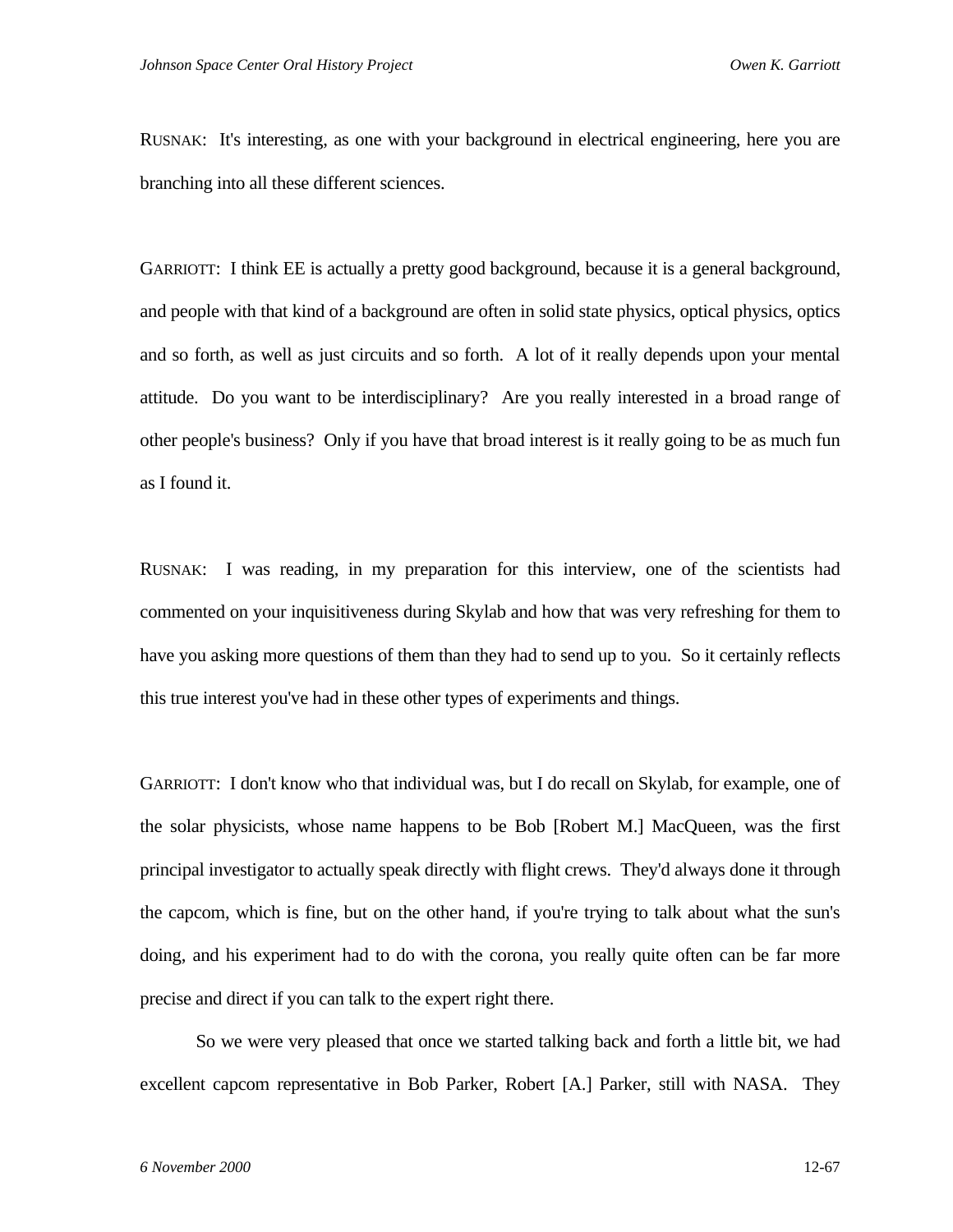RUSNAK: It's interesting, as one with your background in electrical engineering, here you are branching into all these different sciences.

GARRIOTT: I think EE is actually a pretty good background, because it is a general background, and people with that kind of a background are often in solid state physics, optical physics, optics and so forth, as well as just circuits and so forth. A lot of it really depends upon your mental attitude. Do you want to be interdisciplinary? Are you really interested in a broad range of other people's business? Only if you have that broad interest is it really going to be as much fun as I found it.

RUSNAK: I was reading, in my preparation for this interview, one of the scientists had commented on your inquisitiveness during Skylab and how that was very refreshing for them to have you asking more questions of them than they had to send up to you. So it certainly reflects this true interest you've had in these other types of experiments and things.

GARRIOTT: I don't know who that individual was, but I do recall on Skylab, for example, one of the solar physicists, whose name happens to be Bob [Robert M.] MacQueen, was the first principal investigator to actually speak directly with flight crews. They'd always done it through the capcom, which is fine, but on the other hand, if you're trying to talk about what the sun's doing, and his experiment had to do with the corona, you really quite often can be far more precise and direct if you can talk to the expert right there.

So we were very pleased that once we started talking back and forth a little bit, we had excellent capcom representative in Bob Parker, Robert [A.] Parker, still with NASA. They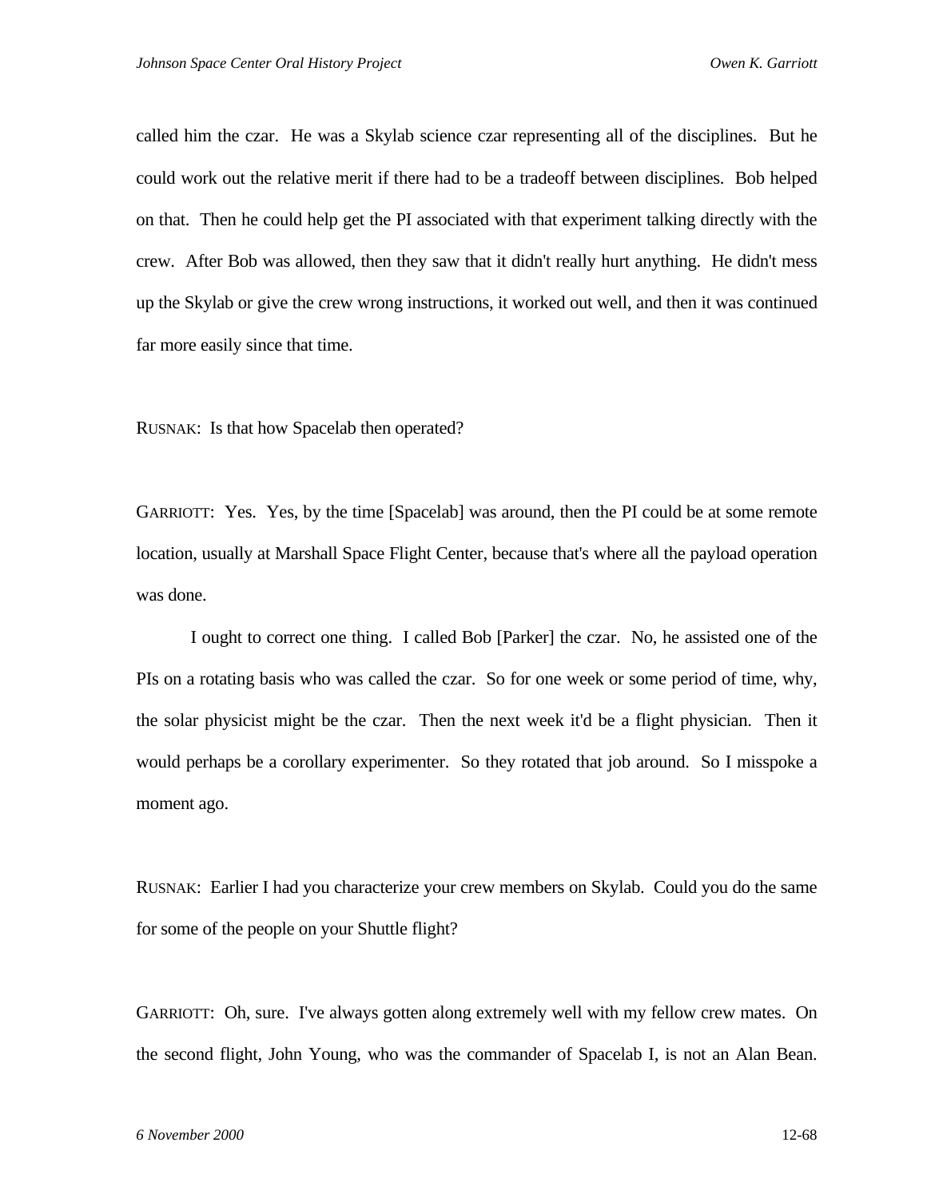called him the czar. He was a Skylab science czar representing all of the disciplines. But he could work out the relative merit if there had to be a tradeoff between disciplines. Bob helped on that. Then he could help get the PI associated with that experiment talking directly with the crew. After Bob was allowed, then they saw that it didn't really hurt anything. He didn't mess up the Skylab or give the crew wrong instructions, it worked out well, and then it was continued far more easily since that time.

RUSNAK: Is that how Spacelab then operated?

GARRIOTT: Yes. Yes, by the time [Spacelab] was around, then the PI could be at some remote location, usually at Marshall Space Flight Center, because that's where all the payload operation was done.

I ought to correct one thing. I called Bob [Parker] the czar. No, he assisted one of the PIs on a rotating basis who was called the czar. So for one week or some period of time, why, the solar physicist might be the czar. Then the next week it'd be a flight physician. Then it would perhaps be a corollary experimenter. So they rotated that job around. So I misspoke a moment ago.

RUSNAK: Earlier I had you characterize your crew members on Skylab. Could you do the same for some of the people on your Shuttle flight?

GARRIOTT: Oh, sure. I've always gotten along extremely well with my fellow crew mates. On the second flight, John Young, who was the commander of Spacelab I, is not an Alan Bean.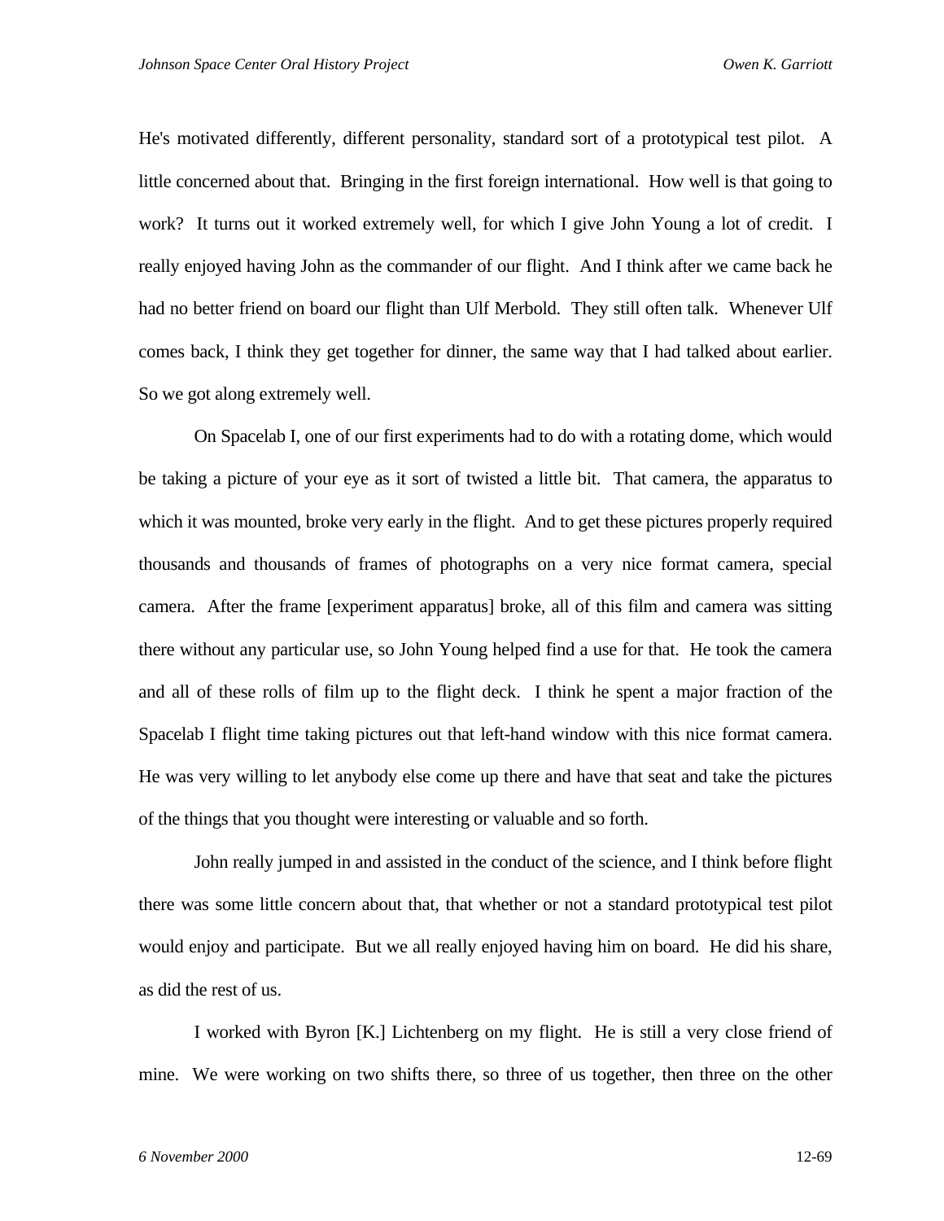He's motivated differently, different personality, standard sort of a prototypical test pilot. A little concerned about that. Bringing in the first foreign international. How well is that going to work? It turns out it worked extremely well, for which I give John Young a lot of credit. I really enjoyed having John as the commander of our flight. And I think after we came back he had no better friend on board our flight than Ulf Merbold. They still often talk. Whenever Ulf comes back, I think they get together for dinner, the same way that I had talked about earlier. So we got along extremely well.

On Spacelab I, one of our first experiments had to do with a rotating dome, which would be taking a picture of your eye as it sort of twisted a little bit. That camera, the apparatus to which it was mounted, broke very early in the flight. And to get these pictures properly required thousands and thousands of frames of photographs on a very nice format camera, special camera. After the frame [experiment apparatus] broke, all of this film and camera was sitting there without any particular use, so John Young helped find a use for that. He took the camera and all of these rolls of film up to the flight deck. I think he spent a major fraction of the Spacelab I flight time taking pictures out that left-hand window with this nice format camera. He was very willing to let anybody else come up there and have that seat and take the pictures of the things that you thought were interesting or valuable and so forth.

John really jumped in and assisted in the conduct of the science, and I think before flight there was some little concern about that, that whether or not a standard prototypical test pilot would enjoy and participate. But we all really enjoyed having him on board. He did his share, as did the rest of us.

I worked with Byron [K.] Lichtenberg on my flight. He is still a very close friend of mine. We were working on two shifts there, so three of us together, then three on the other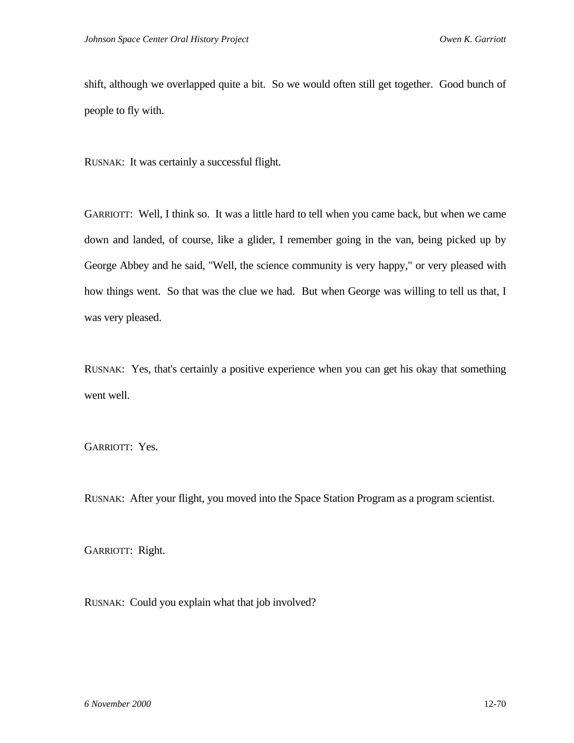shift, although we overlapped quite a bit. So we would often still get together. Good bunch of people to fly with.

RUSNAK: It was certainly a successful flight.

GARRIOTT: Well, I think so. It was a little hard to tell when you came back, but when we came down and landed, of course, like a glider, I remember going in the van, being picked up by George Abbey and he said, "Well, the science community is very happy," or very pleased with how things went. So that was the clue we had. But when George was willing to tell us that, I was very pleased.

RUSNAK: Yes, that's certainly a positive experience when you can get his okay that something went well.

GARRIOTT: Yes.

RUSNAK: After your flight, you moved into the Space Station Program as a program scientist.

GARRIOTT: Right.

RUSNAK: Could you explain what that job involved?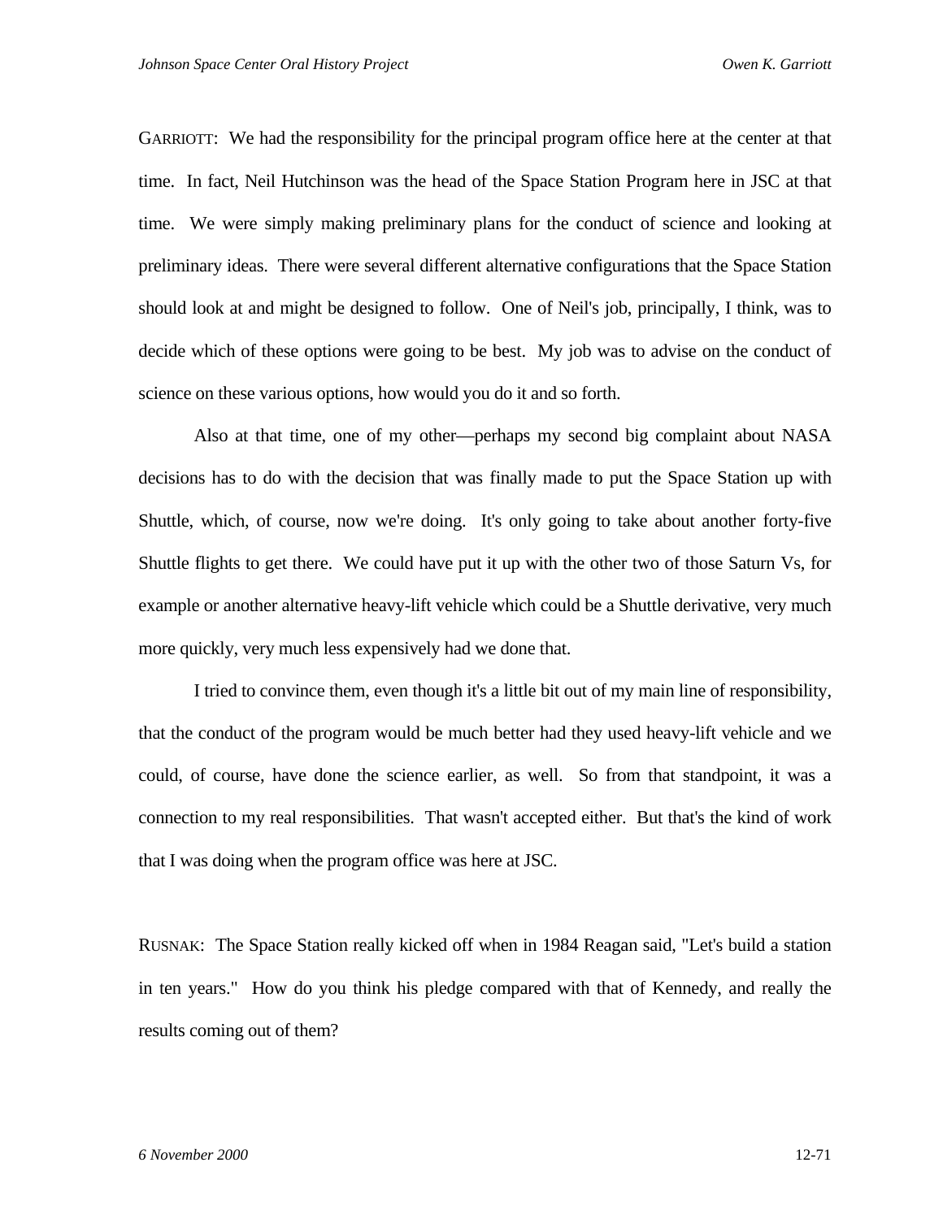GARRIOTT: We had the responsibility for the principal program office here at the center at that time. In fact, Neil Hutchinson was the head of the Space Station Program here in JSC at that time. We were simply making preliminary plans for the conduct of science and looking at preliminary ideas. There were several different alternative configurations that the Space Station should look at and might be designed to follow. One of Neil's job, principally, I think, was to decide which of these options were going to be best. My job was to advise on the conduct of science on these various options, how would you do it and so forth.

Also at that time, one of my other—perhaps my second big complaint about NASA decisions has to do with the decision that was finally made to put the Space Station up with Shuttle, which, of course, now we're doing. It's only going to take about another forty-five Shuttle flights to get there. We could have put it up with the other two of those Saturn Vs, for example or another alternative heavy-lift vehicle which could be a Shuttle derivative, very much more quickly, very much less expensively had we done that.

I tried to convince them, even though it's a little bit out of my main line of responsibility, that the conduct of the program would be much better had they used heavy-lift vehicle and we could, of course, have done the science earlier, as well. So from that standpoint, it was a connection to my real responsibilities. That wasn't accepted either. But that's the kind of work that I was doing when the program office was here at JSC.

RUSNAK: The Space Station really kicked off when in 1984 Reagan said, "Let's build a station in ten years." How do you think his pledge compared with that of Kennedy, and really the results coming out of them?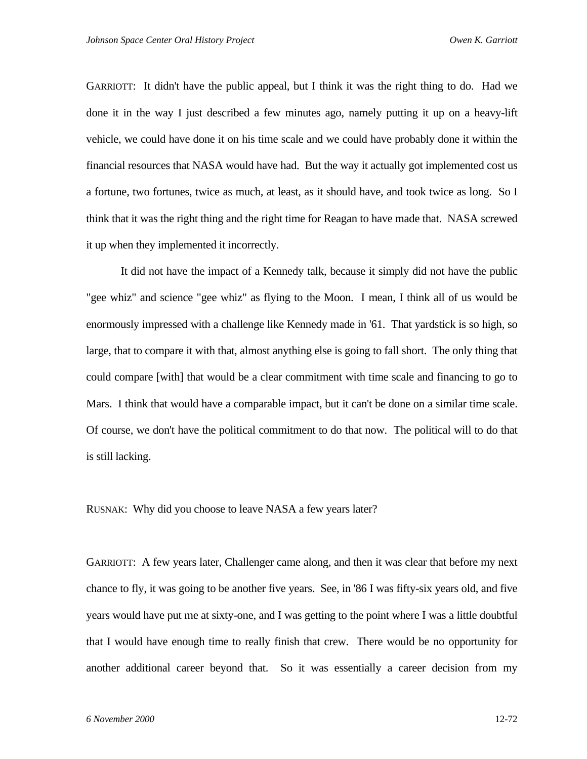GARRIOTT: It didn't have the public appeal, but I think it was the right thing to do. Had we done it in the way I just described a few minutes ago, namely putting it up on a heavy-lift vehicle, we could have done it on his time scale and we could have probably done it within the financial resources that NASA would have had. But the way it actually got implemented cost us a fortune, two fortunes, twice as much, at least, as it should have, and took twice as long. So I think that it was the right thing and the right time for Reagan to have made that. NASA screwed it up when they implemented it incorrectly.

It did not have the impact of a Kennedy talk, because it simply did not have the public "gee whiz" and science "gee whiz" as flying to the Moon. I mean, I think all of us would be enormously impressed with a challenge like Kennedy made in '61. That yardstick is so high, so large, that to compare it with that, almost anything else is going to fall short. The only thing that could compare [with] that would be a clear commitment with time scale and financing to go to Mars. I think that would have a comparable impact, but it can't be done on a similar time scale. Of course, we don't have the political commitment to do that now. The political will to do that is still lacking.

RUSNAK: Why did you choose to leave NASA a few years later?

GARRIOTT: A few years later, Challenger came along, and then it was clear that before my next chance to fly, it was going to be another five years. See, in '86 I was fifty-six years old, and five years would have put me at sixty-one, and I was getting to the point where I was a little doubtful that I would have enough time to really finish that crew. There would be no opportunity for another additional career beyond that. So it was essentially a career decision from my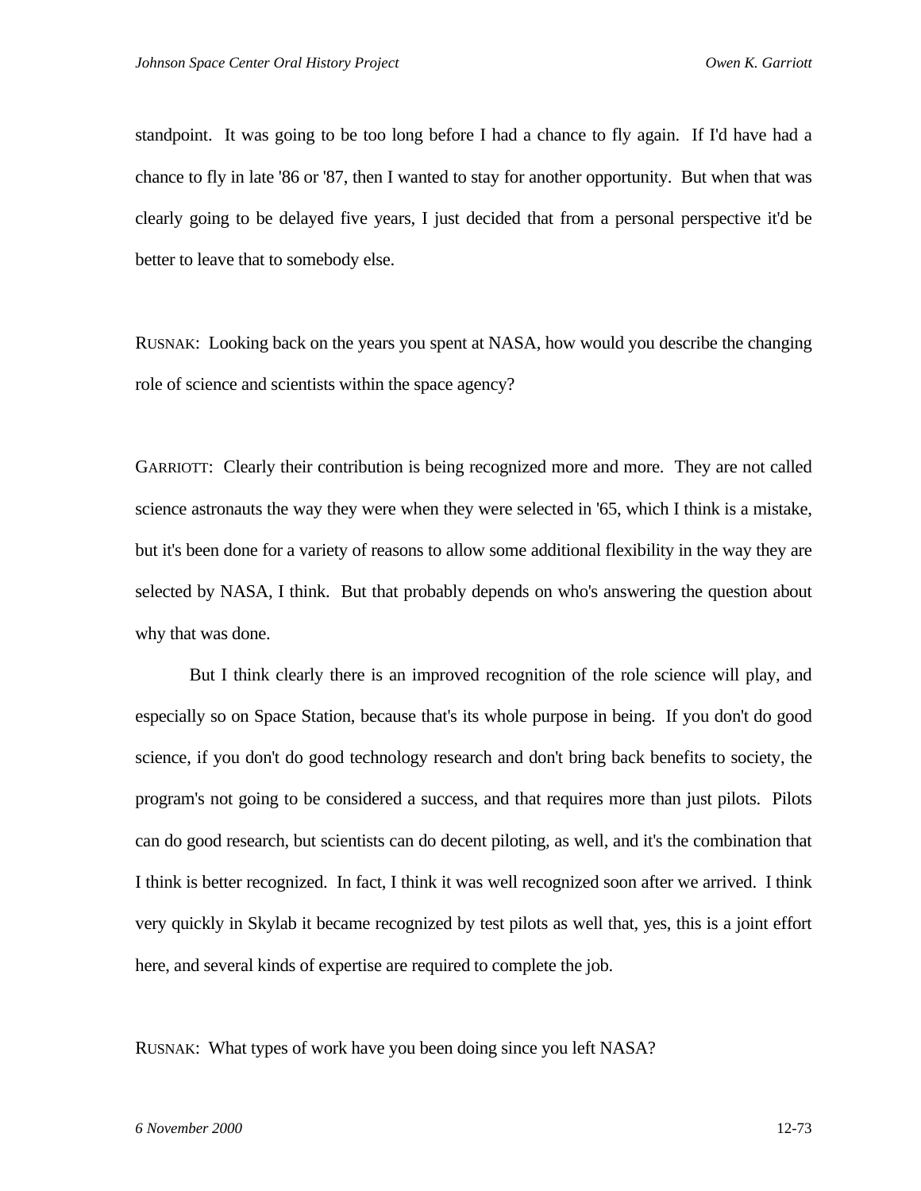standpoint. It was going to be too long before I had a chance to fly again. If I'd have had a chance to fly in late '86 or '87, then I wanted to stay for another opportunity. But when that was clearly going to be delayed five years, I just decided that from a personal perspective it'd be better to leave that to somebody else.

RUSNAK: Looking back on the years you spent at NASA, how would you describe the changing role of science and scientists within the space agency?

GARRIOTT: Clearly their contribution is being recognized more and more. They are not called science astronauts the way they were when they were selected in '65, which I think is a mistake, but it's been done for a variety of reasons to allow some additional flexibility in the way they are selected by NASA, I think. But that probably depends on who's answering the question about why that was done.

But I think clearly there is an improved recognition of the role science will play, and especially so on Space Station, because that's its whole purpose in being. If you don't do good science, if you don't do good technology research and don't bring back benefits to society, the program's not going to be considered a success, and that requires more than just pilots. Pilots can do good research, but scientists can do decent piloting, as well, and it's the combination that I think is better recognized. In fact, I think it was well recognized soon after we arrived. I think very quickly in Skylab it became recognized by test pilots as well that, yes, this is a joint effort here, and several kinds of expertise are required to complete the job.

RUSNAK: What types of work have you been doing since you left NASA?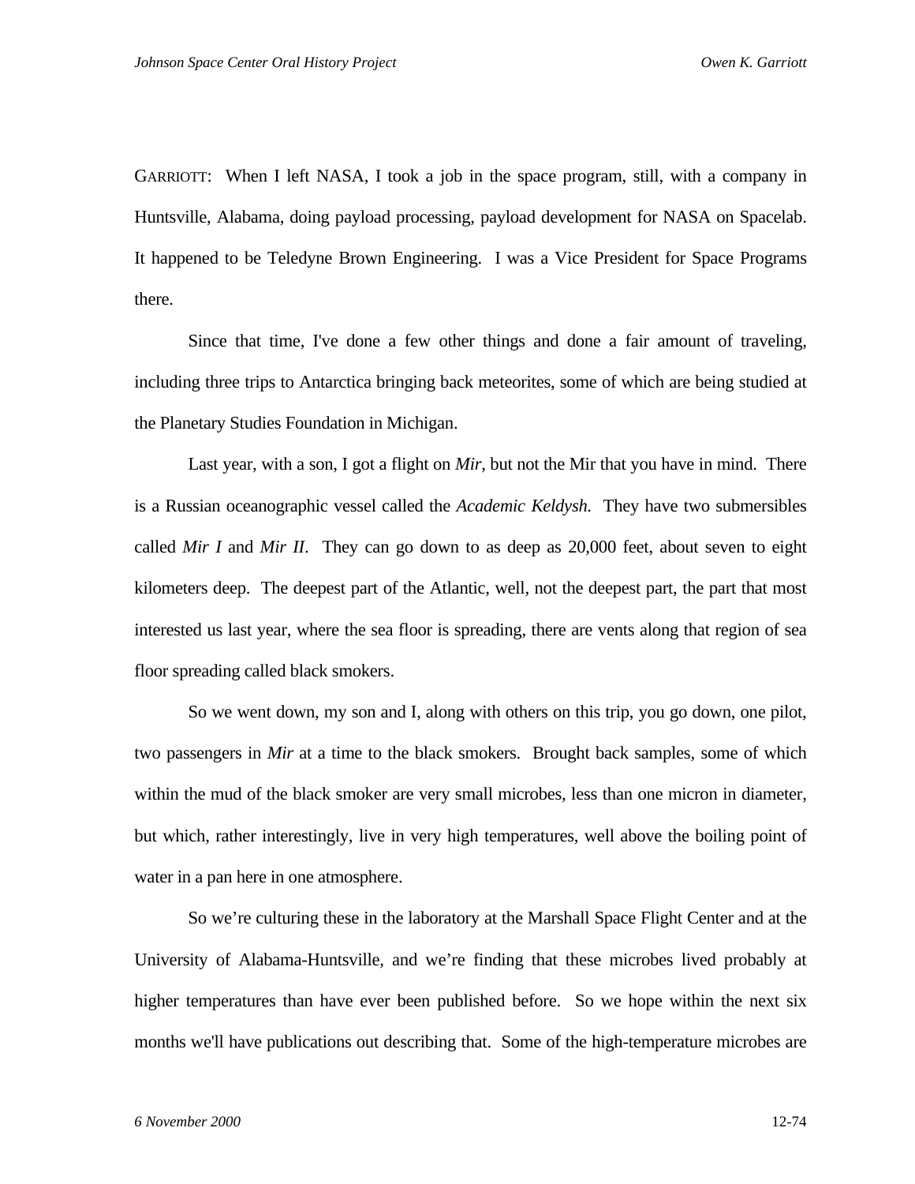GARRIOTT: When I left NASA, I took a job in the space program, still, with a company in Huntsville, Alabama, doing payload processing, payload development for NASA on Spacelab. It happened to be Teledyne Brown Engineering. I was a Vice President for Space Programs there.

Since that time, I've done a few other things and done a fair amount of traveling, including three trips to Antarctica bringing back meteorites, some of which are being studied at the Planetary Studies Foundation in Michigan.

Last year, with a son, I got a flight on *Mir*, but not the Mir that you have in mind. There is a Russian oceanographic vessel called the *Academic Keldysh.* They have two submersibles called *Mir I* and *Mir II*. They can go down to as deep as 20,000 feet, about seven to eight kilometers deep. The deepest part of the Atlantic, well, not the deepest part, the part that most interested us last year, where the sea floor is spreading, there are vents along that region of sea floor spreading called black smokers.

So we went down, my son and I, along with others on this trip, you go down, one pilot, two passengers in *Mir* at a time to the black smokers. Brought back samples, some of which within the mud of the black smoker are very small microbes, less than one micron in diameter, but which, rather interestingly, live in very high temperatures, well above the boiling point of water in a pan here in one atmosphere.

So we're culturing these in the laboratory at the Marshall Space Flight Center and at the University of Alabama-Huntsville, and we're finding that these microbes lived probably at higher temperatures than have ever been published before. So we hope within the next six months we'll have publications out describing that. Some of the high-temperature microbes are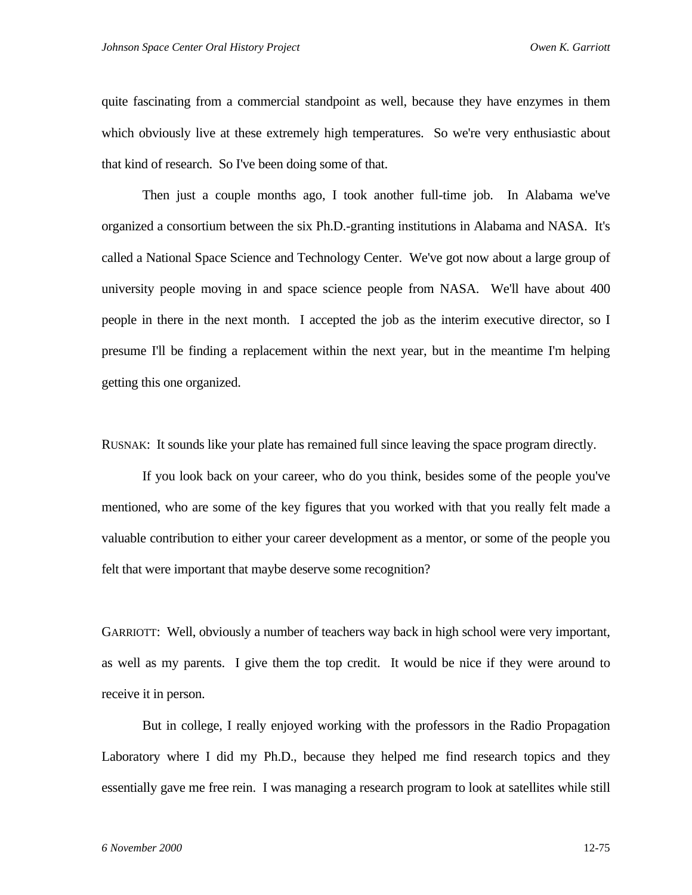quite fascinating from a commercial standpoint as well, because they have enzymes in them which obviously live at these extremely high temperatures. So we're very enthusiastic about that kind of research. So I've been doing some of that.

Then just a couple months ago, I took another full-time job. In Alabama we've organized a consortium between the six Ph.D.-granting institutions in Alabama and NASA. It's called a National Space Science and Technology Center. We've got now about a large group of university people moving in and space science people from NASA. We'll have about 400 people in there in the next month. I accepted the job as the interim executive director, so I presume I'll be finding a replacement within the next year, but in the meantime I'm helping getting this one organized.

RUSNAK: It sounds like your plate has remained full since leaving the space program directly.

If you look back on your career, who do you think, besides some of the people you've mentioned, who are some of the key figures that you worked with that you really felt made a valuable contribution to either your career development as a mentor, or some of the people you felt that were important that maybe deserve some recognition?

GARRIOTT: Well, obviously a number of teachers way back in high school were very important, as well as my parents. I give them the top credit. It would be nice if they were around to receive it in person.

But in college, I really enjoyed working with the professors in the Radio Propagation Laboratory where I did my Ph.D., because they helped me find research topics and they essentially gave me free rein. I was managing a research program to look at satellites while still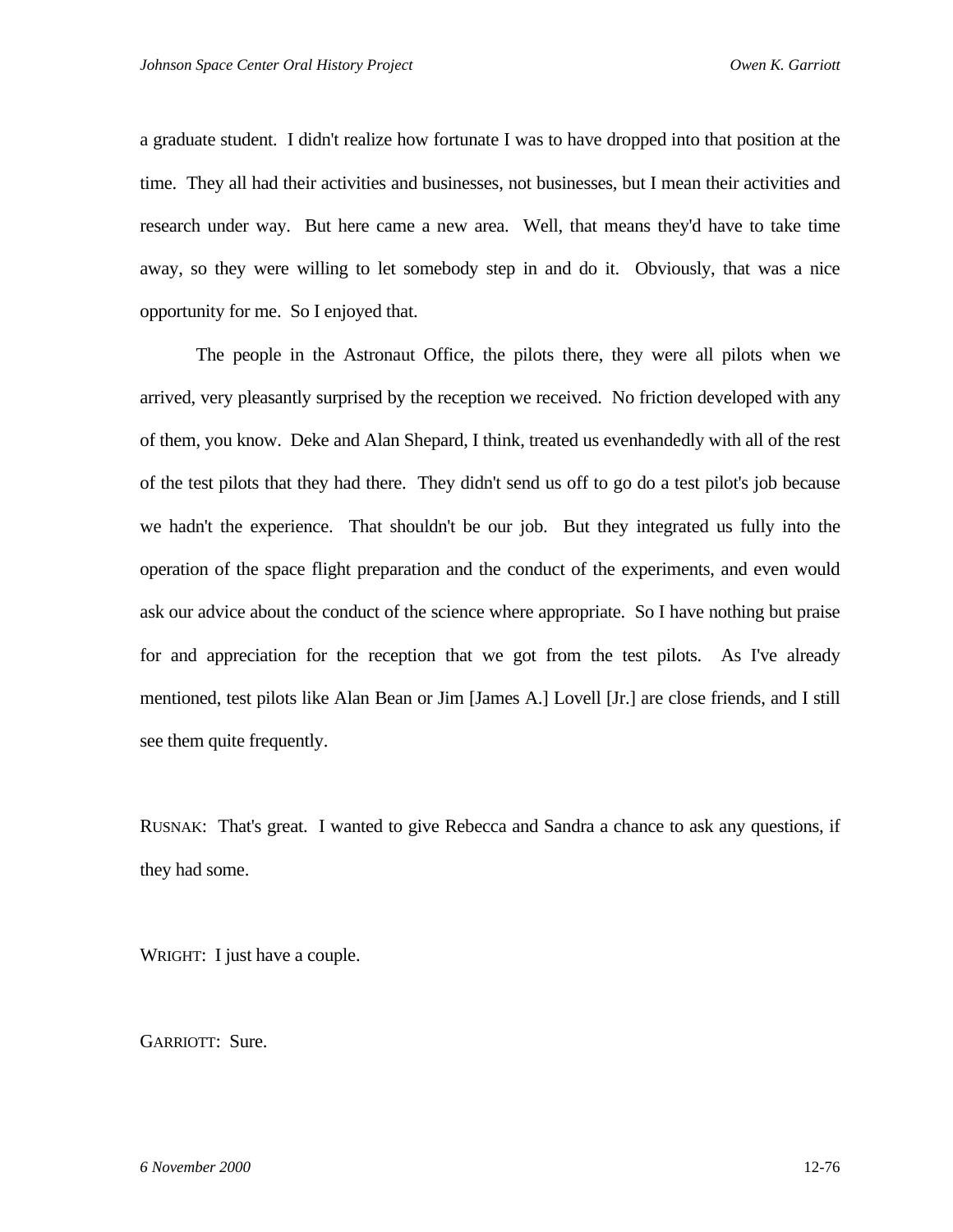a graduate student. I didn't realize how fortunate I was to have dropped into that position at the time. They all had their activities and businesses, not businesses, but I mean their activities and research under way. But here came a new area. Well, that means they'd have to take time away, so they were willing to let somebody step in and do it. Obviously, that was a nice opportunity for me. So I enjoyed that.

The people in the Astronaut Office, the pilots there, they were all pilots when we arrived, very pleasantly surprised by the reception we received. No friction developed with any of them, you know. Deke and Alan Shepard, I think, treated us evenhandedly with all of the rest of the test pilots that they had there. They didn't send us off to go do a test pilot's job because we hadn't the experience. That shouldn't be our job. But they integrated us fully into the operation of the space flight preparation and the conduct of the experiments, and even would ask our advice about the conduct of the science where appropriate. So I have nothing but praise for and appreciation for the reception that we got from the test pilots. As I've already mentioned, test pilots like Alan Bean or Jim [James A.] Lovell [Jr.] are close friends, and I still see them quite frequently.

RUSNAK: That's great. I wanted to give Rebecca and Sandra a chance to ask any questions, if they had some.

WRIGHT: I just have a couple.

GARRIOTT: Sure.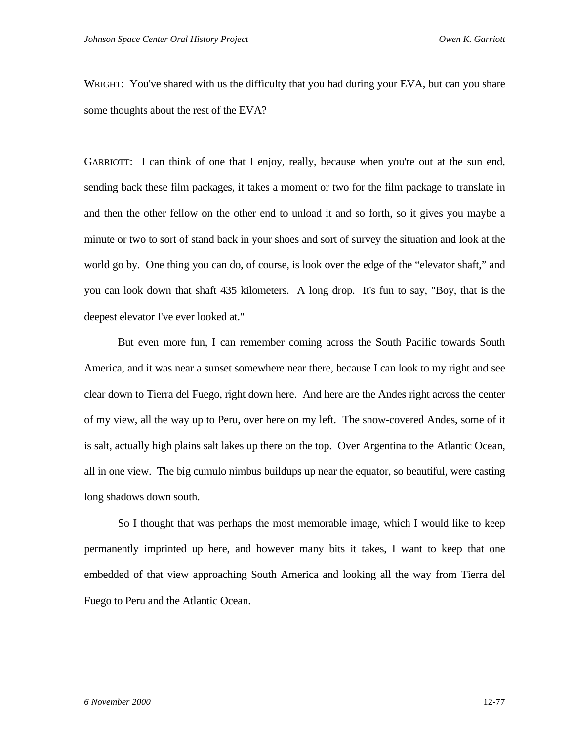WRIGHT: You've shared with us the difficulty that you had during your EVA, but can you share some thoughts about the rest of the EVA?

GARRIOTT: I can think of one that I enjoy, really, because when you're out at the sun end, sending back these film packages, it takes a moment or two for the film package to translate in and then the other fellow on the other end to unload it and so forth, so it gives you maybe a minute or two to sort of stand back in your shoes and sort of survey the situation and look at the world go by. One thing you can do, of course, is look over the edge of the "elevator shaft," and you can look down that shaft 435 kilometers. A long drop. It's fun to say, "Boy, that is the deepest elevator I've ever looked at."

But even more fun, I can remember coming across the South Pacific towards South America, and it was near a sunset somewhere near there, because I can look to my right and see clear down to Tierra del Fuego, right down here. And here are the Andes right across the center of my view, all the way up to Peru, over here on my left. The snow-covered Andes, some of it is salt, actually high plains salt lakes up there on the top. Over Argentina to the Atlantic Ocean, all in one view. The big cumulo nimbus buildups up near the equator, so beautiful, were casting long shadows down south.

So I thought that was perhaps the most memorable image, which I would like to keep permanently imprinted up here, and however many bits it takes, I want to keep that one embedded of that view approaching South America and looking all the way from Tierra del Fuego to Peru and the Atlantic Ocean.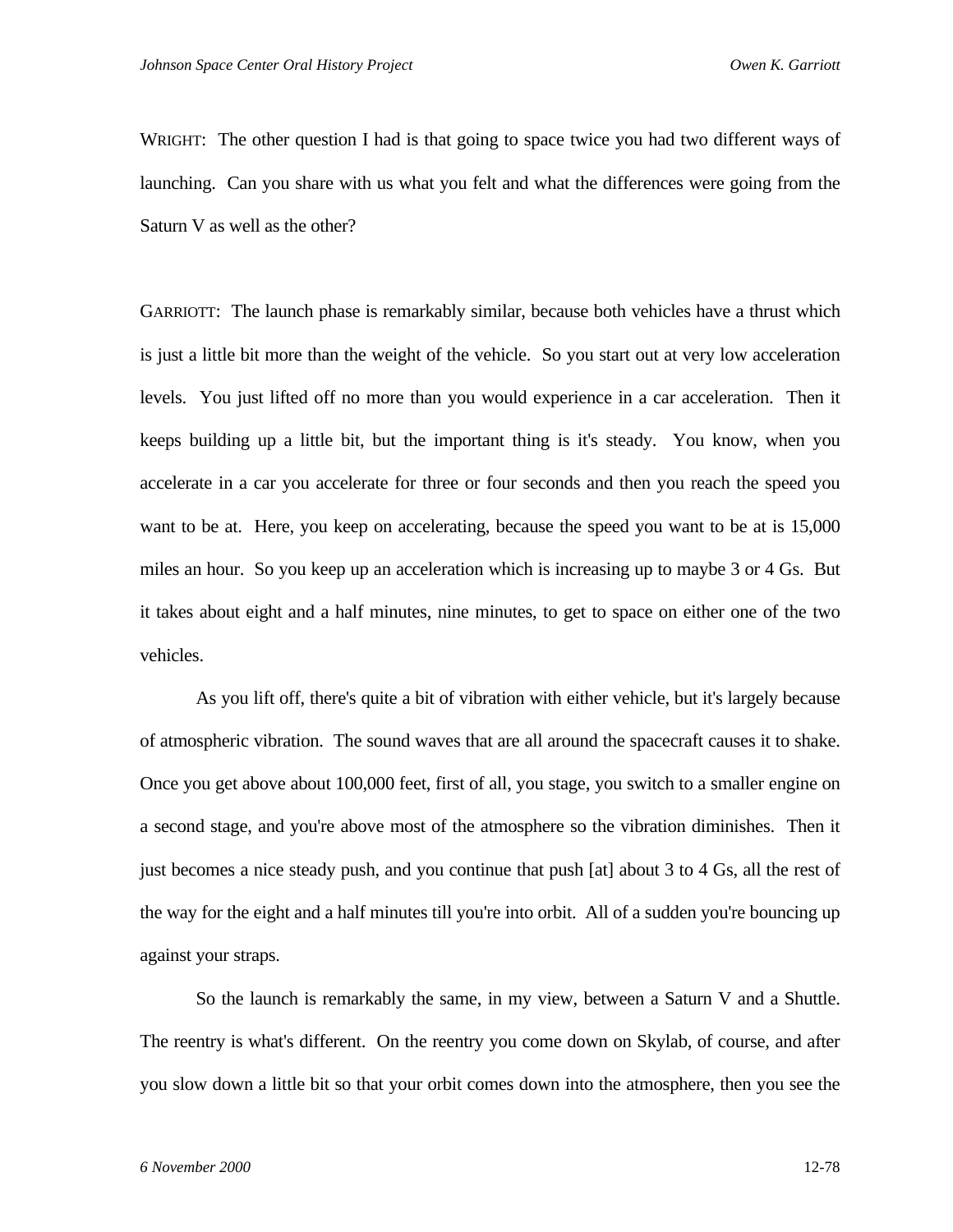WRIGHT: The other question I had is that going to space twice you had two different ways of launching. Can you share with us what you felt and what the differences were going from the Saturn V as well as the other?

GARRIOTT: The launch phase is remarkably similar, because both vehicles have a thrust which is just a little bit more than the weight of the vehicle. So you start out at very low acceleration levels. You just lifted off no more than you would experience in a car acceleration. Then it keeps building up a little bit, but the important thing is it's steady. You know, when you accelerate in a car you accelerate for three or four seconds and then you reach the speed you want to be at. Here, you keep on accelerating, because the speed you want to be at is 15,000 miles an hour. So you keep up an acceleration which is increasing up to maybe 3 or 4 Gs. But it takes about eight and a half minutes, nine minutes, to get to space on either one of the two vehicles.

As you lift off, there's quite a bit of vibration with either vehicle, but it's largely because of atmospheric vibration. The sound waves that are all around the spacecraft causes it to shake. Once you get above about 100,000 feet, first of all, you stage, you switch to a smaller engine on a second stage, and you're above most of the atmosphere so the vibration diminishes. Then it just becomes a nice steady push, and you continue that push [at] about 3 to 4 Gs, all the rest of the way for the eight and a half minutes till you're into orbit. All of a sudden you're bouncing up against your straps.

So the launch is remarkably the same, in my view, between a Saturn V and a Shuttle. The reentry is what's different. On the reentry you come down on Skylab, of course, and after you slow down a little bit so that your orbit comes down into the atmosphere, then you see the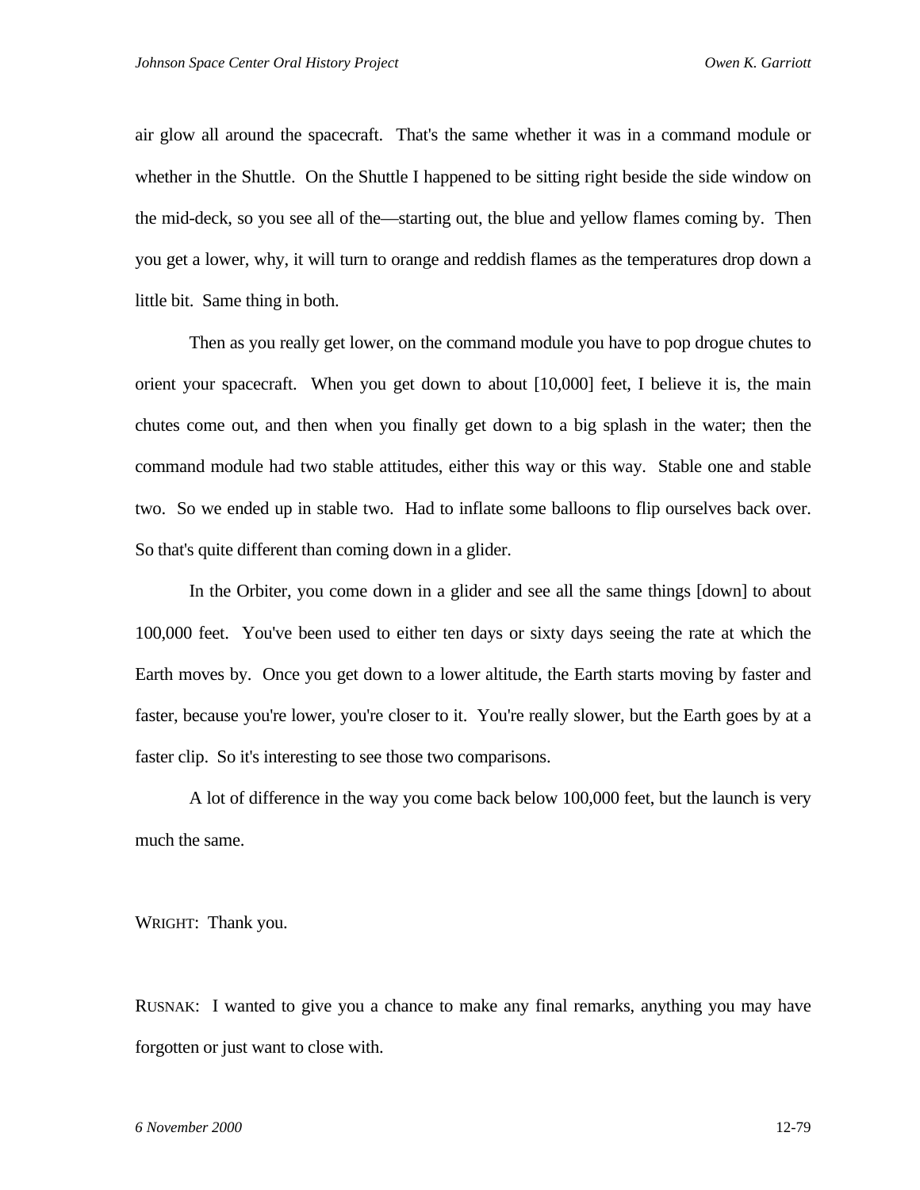air glow all around the spacecraft. That's the same whether it was in a command module or whether in the Shuttle. On the Shuttle I happened to be sitting right beside the side window on the mid-deck, so you see all of the—starting out, the blue and yellow flames coming by. Then you get a lower, why, it will turn to orange and reddish flames as the temperatures drop down a little bit. Same thing in both.

Then as you really get lower, on the command module you have to pop drogue chutes to orient your spacecraft. When you get down to about [10,000] feet, I believe it is, the main chutes come out, and then when you finally get down to a big splash in the water; then the command module had two stable attitudes, either this way or this way. Stable one and stable two. So we ended up in stable two. Had to inflate some balloons to flip ourselves back over. So that's quite different than coming down in a glider.

In the Orbiter, you come down in a glider and see all the same things [down] to about 100,000 feet. You've been used to either ten days or sixty days seeing the rate at which the Earth moves by. Once you get down to a lower altitude, the Earth starts moving by faster and faster, because you're lower, you're closer to it. You're really slower, but the Earth goes by at a faster clip. So it's interesting to see those two comparisons.

A lot of difference in the way you come back below 100,000 feet, but the launch is very much the same.

WRIGHT: Thank you.

RUSNAK: I wanted to give you a chance to make any final remarks, anything you may have forgotten or just want to close with.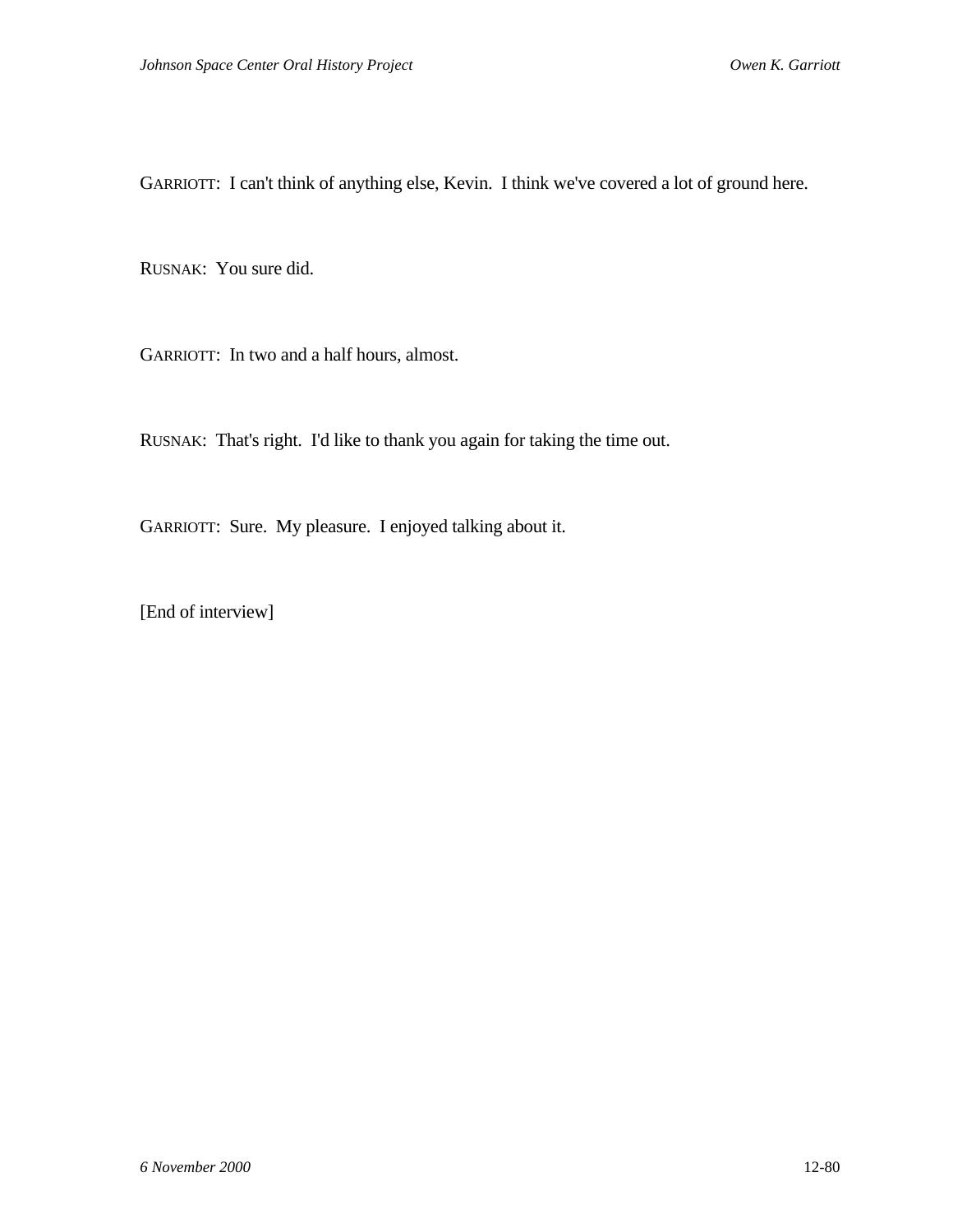GARRIOTT: I can't think of anything else, Kevin. I think we've covered a lot of ground here.

RUSNAK: You sure did.

GARRIOTT: In two and a half hours, almost.

RUSNAK: That's right. I'd like to thank you again for taking the time out.

GARRIOTT: Sure. My pleasure. I enjoyed talking about it.

[End of interview]